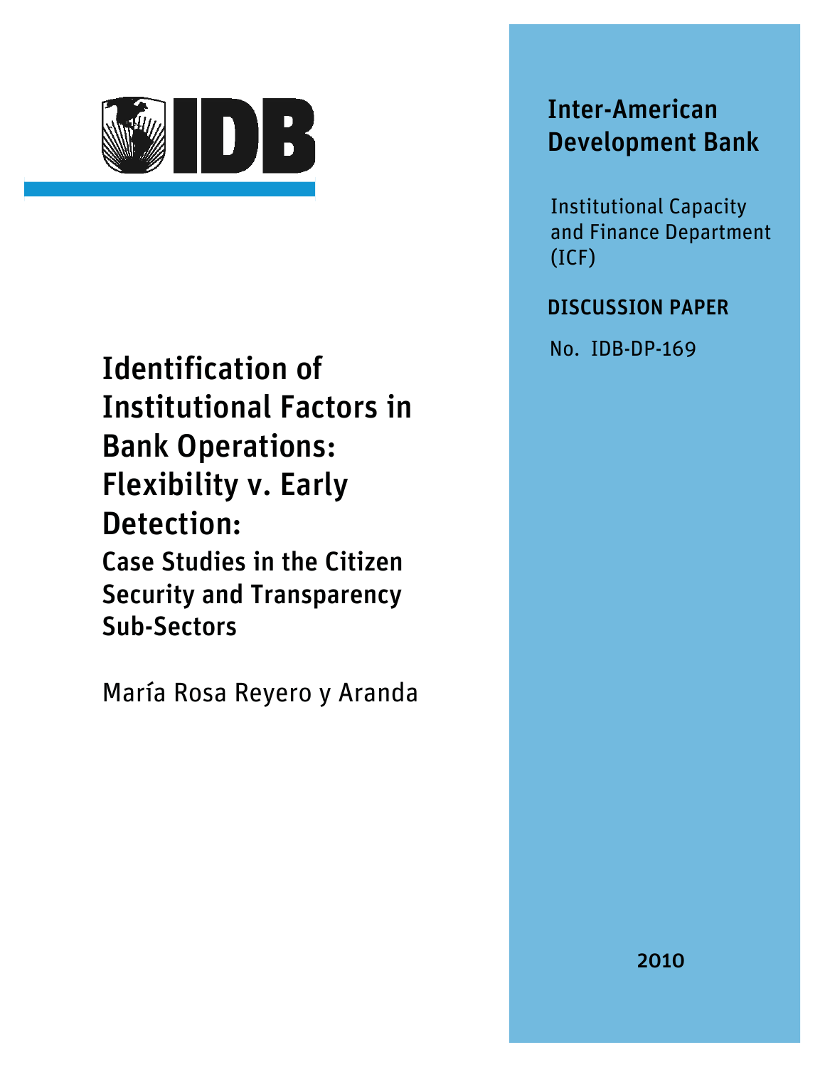IDB

# Identification of Institutional Factors in Bank Operations: Flexibility v. Early Detection:

## Case Studies in the Citizen Security and Transparency Sub-Sectors

María Rosa Reyero y Aranda

**Inter-American Development Bank**

Institutional Capacity and Finance Department (ICF)

**DISCUSSION PAPER**

No. IDB-DP-169

2010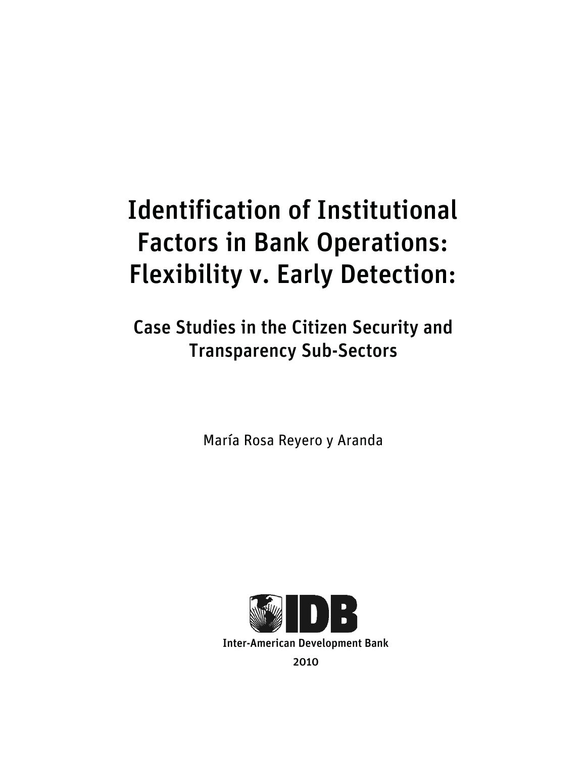# Identification of Institutional Factors in Bank Operations: Flexibility v. Early Detection:

## Case Studies in the Citizen Security and Transparency Sub-Sectors

María Rosa Reyero y Aranda

Inter-American Development Bank

2010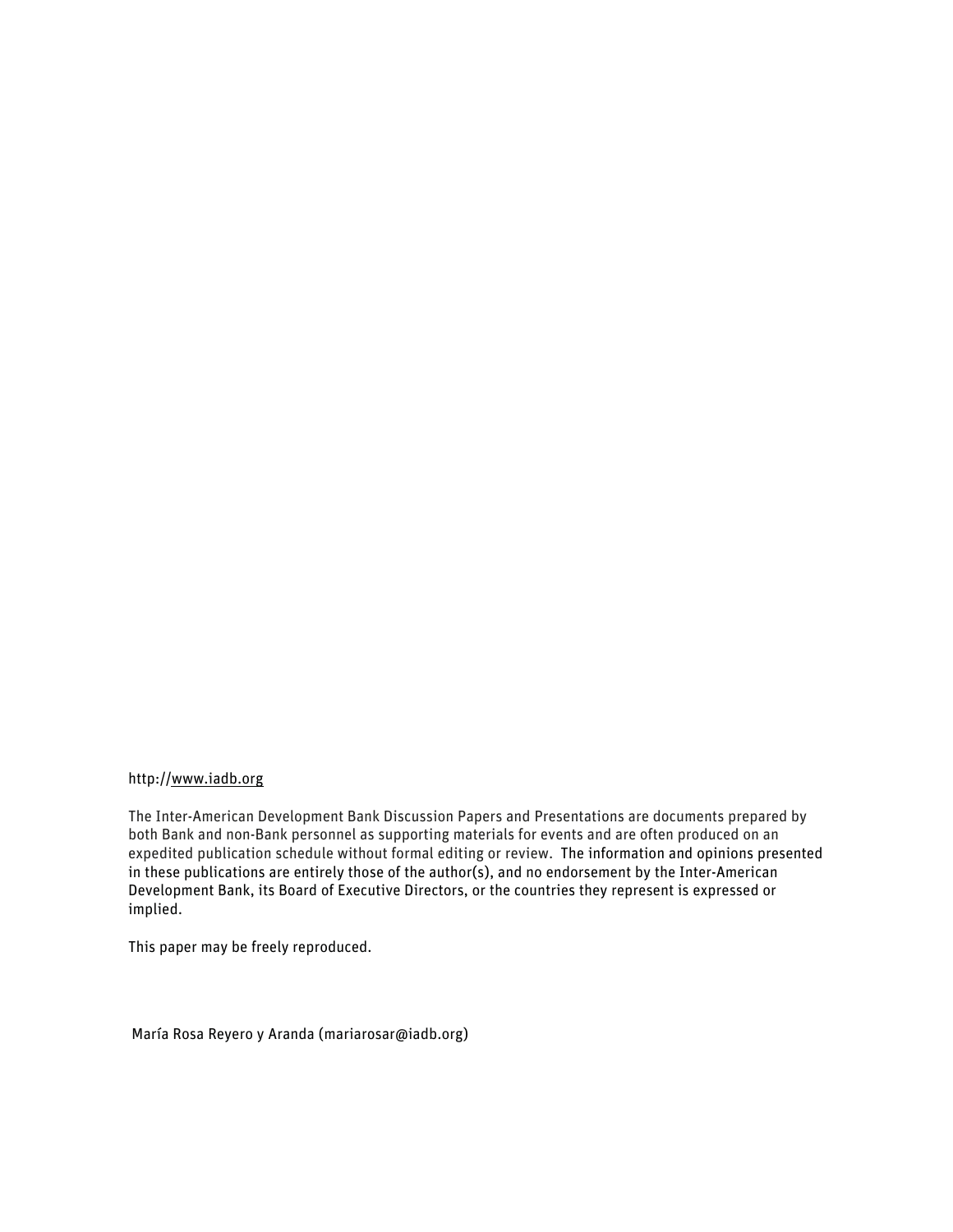http://www.iadb.org

The Inter-American Development Bank Discussion Papers and Presentations are documents prepared by both Bank and non-Bank personnel as supporting materials for events and are often produced on an expedited publication schedule without formal editing or review. The information and opinions presented in these publications are entirely those of the author(s), and no endorsement by the Inter-American Development Bank, its Board of Executive Directors, or the countries they represent is expressed or implied.

This paper may be freely reproduced.

María Rosa Reyero y Aranda (mariarosar@iadb.org)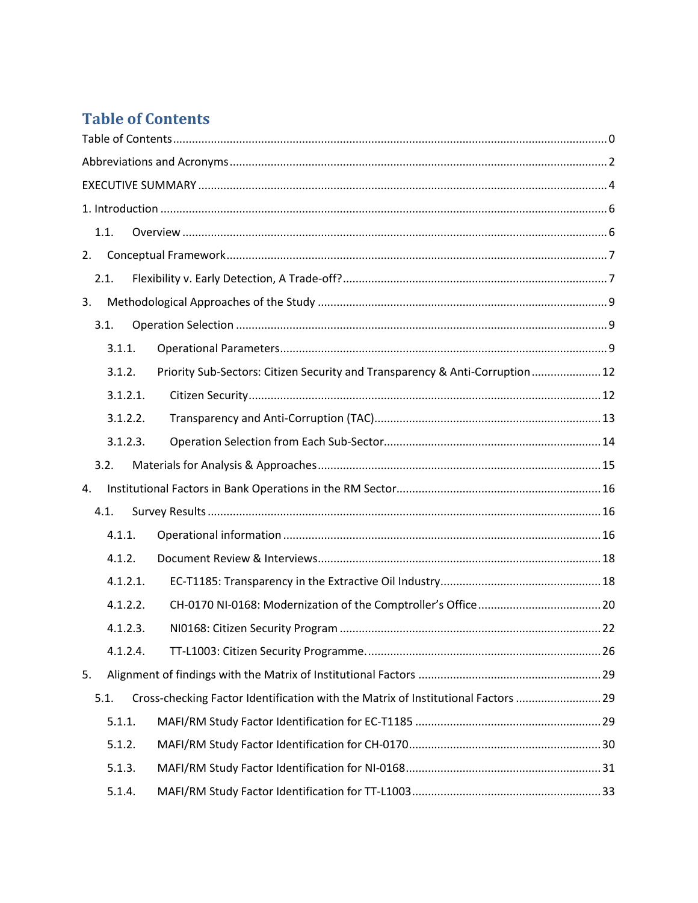# Table of Contents

- Table of Contents ........ 0
- Abbreviations and Acronyms ........ 2
- EXECUTIVE SUMMARY ........ 4
- 1. Introduction ........ 6
  - 1.1. Overview ........ 6
- 2. Conceptual Framework ........ 7
  - 2.1. Flexibility v. Early Detection, A Trade-off? ........ 7
- 3. Methodological Approaches of the Study ........ 9
  - 3.1. Operation Selection ........ 9
    - 3.1.1. Operational Parameters ........ 9
    - 3.1.2. Priority Sub-Sectors: Citizen Security and Transparency & Anti-Corruption ........ 12
      - 3.1.2.1. Citizen Security ........ 12
      - 3.1.2.2. Transparency and Anti-Corruption (TAC) ........ 13
      - 3.1.2.3. Operation Selection from Each Sub-Sector ........ 14
  - 3.2. Materials for Analysis & Approaches ........ 15
- 4. Institutional Factors in Bank Operations in the RM Sector ........ 16
  - 4.1. Survey Results ........ 16
    - 4.1.1. Operational information ........ 16
    - 4.1.2. Document Review & Interviews ........ 18
      - 4.1.2.1. EC-T1185: Transparency in the Extractive Oil Industry ........ 18
      - 4.1.2.2. CH-0170 NI-0168: Modernization of the Comptroller's Office ........ 20
      - 4.1.2.3. NI0168: Citizen Security Program ........ 22
      - 4.1.2.4. TT-L1003: Citizen Security Programme. ........ 26
- 5. Alignment of findings with the Matrix of Institutional Factors ........ 29
  - 5.1. Cross-checking Factor Identification with the Matrix of Institutional Factors ........ 29
    - 5.1.1. MAFI/RM Study Factor Identification for EC-T1185 ........ 29
    - 5.1.2. MAFI/RM Study Factor Identification for CH-0170 ........ 30
    - 5.1.3. MAFI/RM Study Factor Identification for NI-0168 ........ 31
    - 5.1.4. MAFI/RM Study Factor Identification for TT-L1003 ........ 33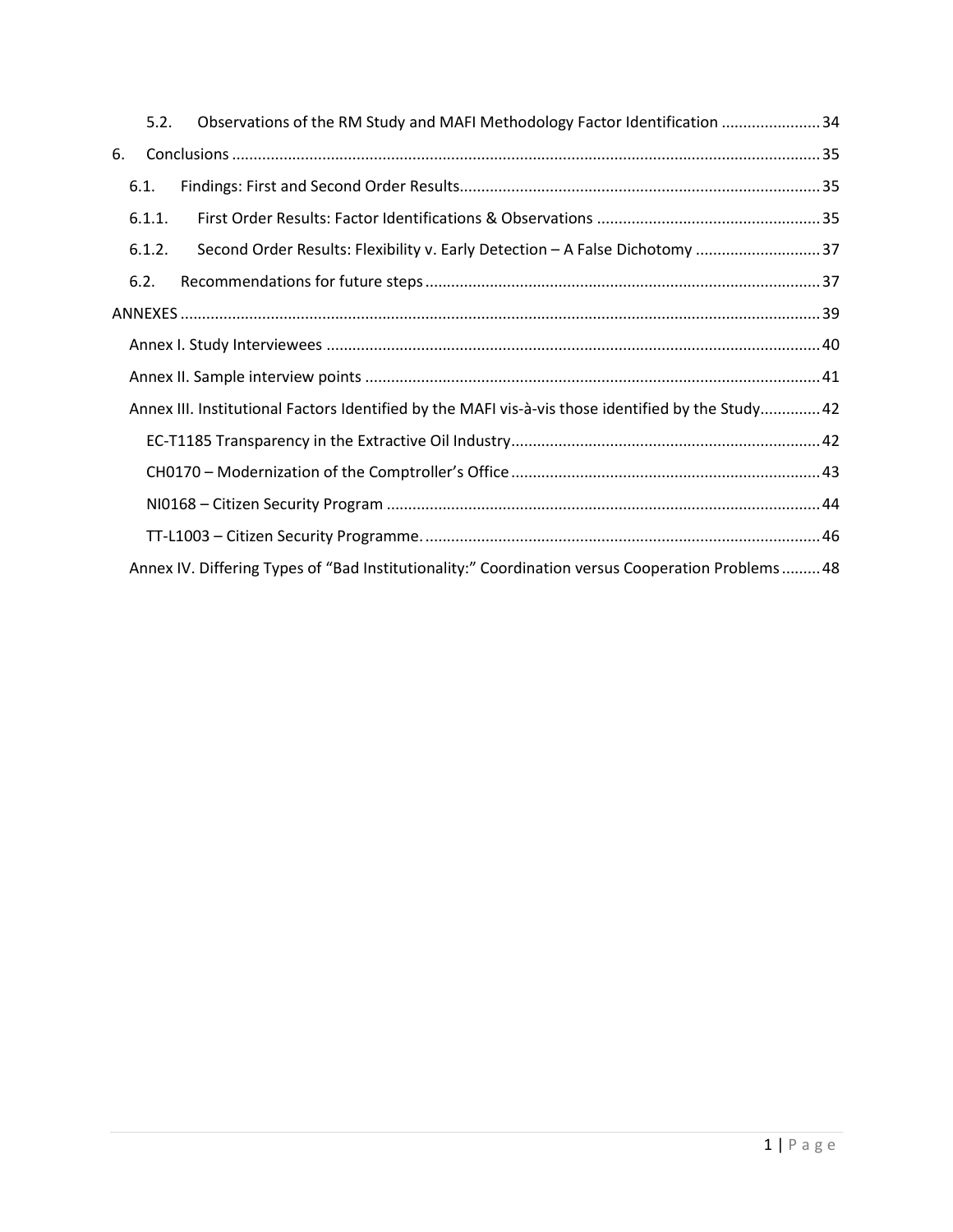- 5.2. Observations of the RM Study and MAFI Methodology Factor Identification ....................... 34
- 6. Conclusions ........................................................................................................................ 35
  - 6.1. Findings: First and Second Order Results.................................................................................. 35
  - 6.1.1. First Order Results: Factor Identifications & Observations ................................................... 35
  - 6.1.2. Second Order Results: Flexibility v. Early Detection – A False Dichotomy ............................. 37
  - 6.2. Recommendations for future steps ........................................................................................... 37
- ANNEXES .................................................................................................................................... 39
  - Annex I. Study Interviewees ................................................................................................. 40
  - Annex II. Sample interview points ......................................................................................... 41
  - Annex III. Institutional Factors Identified by the MAFI vis-à-vis those identified by the Study.............. 42
    - EC-T1185 Transparency in the Extractive Oil Industry........................................................................ 42
    - CH0170 – Modernization of the Comptroller's Office ....................................................................... 43
    - NI0168 – Citizen Security Program .................................................................................................... 44
    - TT-L1003 – Citizen Security Programme. ............................................................................................ 46
  - Annex IV. Differing Types of "Bad Institutionality:" Coordination versus Cooperation Problems......... 48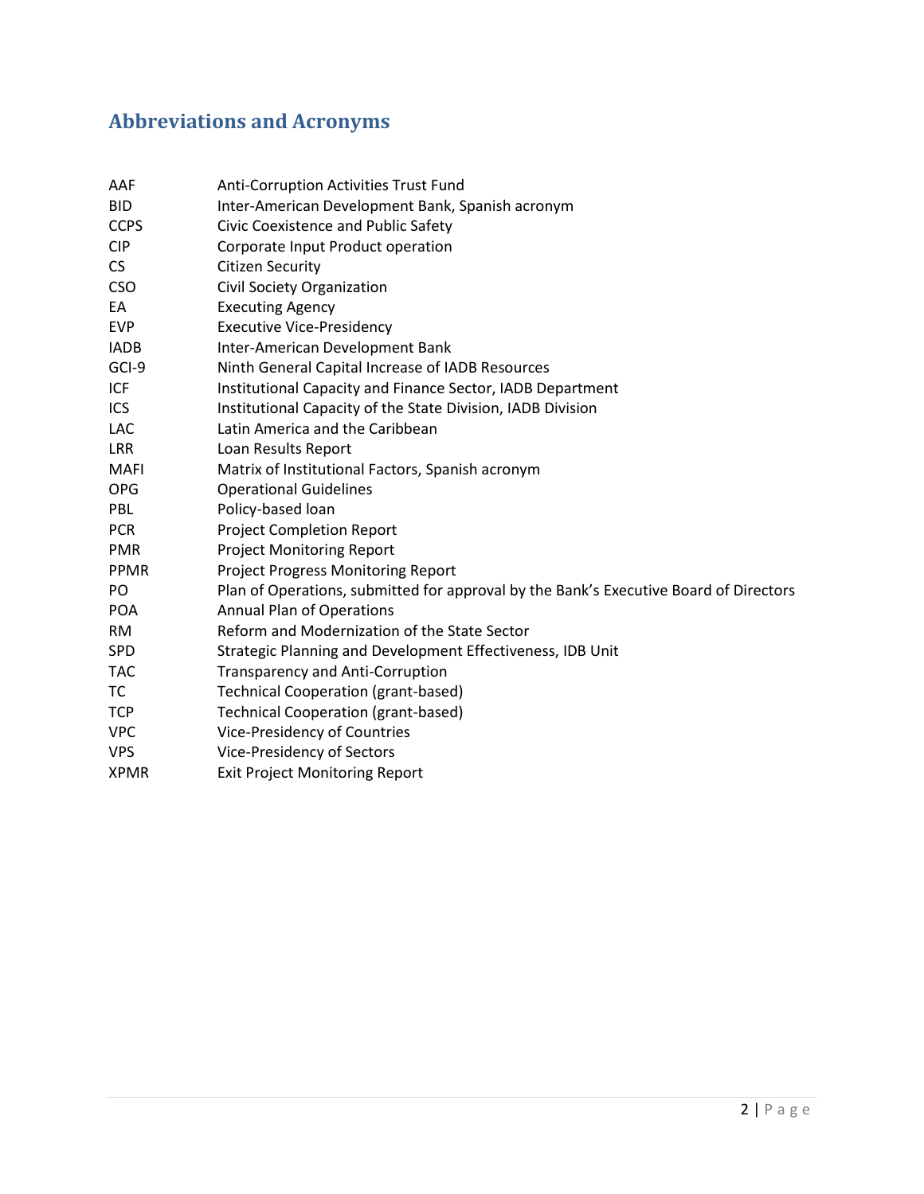## Abbreviations and Acronyms

| | |
|---|---|
| AAF | Anti-Corruption Activities Trust Fund |
| BID | Inter-American Development Bank, Spanish acronym |
| CCPS | Civic Coexistence and Public Safety |
| CIP | Corporate Input Product operation |
| CS | Citizen Security |
| CSO | Civil Society Organization |
| EA | Executing Agency |
| EVP | Executive Vice-Presidency |
| IADB | Inter-American Development Bank |
| GCI-9 | Ninth General Capital Increase of IADB Resources |
| ICF | Institutional Capacity and Finance Sector, IADB Department |
| ICS | Institutional Capacity of the State Division, IADB Division |
| LAC | Latin America and the Caribbean |
| LRR | Loan Results Report |
| MAFI | Matrix of Institutional Factors, Spanish acronym |
| OPG | Operational Guidelines |
| PBL | Policy-based loan |
| PCR | Project Completion Report |
| PMR | Project Monitoring Report |
| PPMR | Project Progress Monitoring Report |
| PO | Plan of Operations, submitted for approval by the Bank's Executive Board of Directors |
| POA | Annual Plan of Operations |
| RM | Reform and Modernization of the State Sector |
| SPD | Strategic Planning and Development Effectiveness, IDB Unit |
| TAC | Transparency and Anti-Corruption |
| TC | Technical Cooperation (grant-based) |
| TCP | Technical Cooperation (grant-based) |
| VPC | Vice-Presidency of Countries |
| VPS | Vice-Presidency of Sectors |
| XPMR | Exit Project Monitoring Report |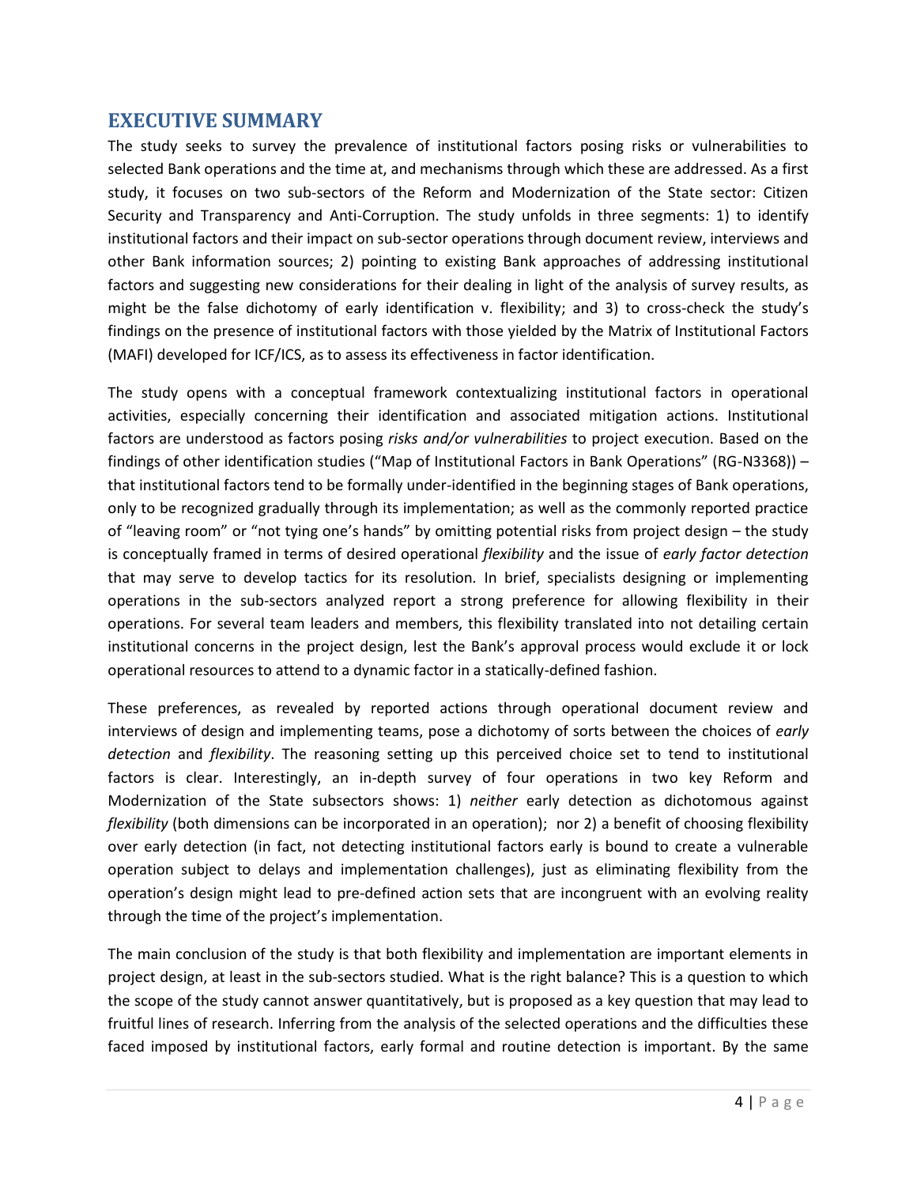## EXECUTIVE SUMMARY

The study seeks to survey the prevalence of institutional factors posing risks or vulnerabilities to selected Bank operations and the time at, and mechanisms through which these are addressed. As a first study, it focuses on two sub-sectors of the Reform and Modernization of the State sector: Citizen Security and Transparency and Anti-Corruption. The study unfolds in three segments: 1) to identify institutional factors and their impact on sub-sector operations through document review, interviews and other Bank information sources; 2) pointing to existing Bank approaches of addressing institutional factors and suggesting new considerations for their dealing in light of the analysis of survey results, as might be the false dichotomy of early identification v. flexibility; and 3) to cross-check the study's findings on the presence of institutional factors with those yielded by the Matrix of Institutional Factors (MAFI) developed for ICF/ICS, as to assess its effectiveness in factor identification.

The study opens with a conceptual framework contextualizing institutional factors in operational activities, especially concerning their identification and associated mitigation actions. Institutional factors are understood as factors posing *risks and/or vulnerabilities* to project execution. Based on the findings of other identification studies ("Map of Institutional Factors in Bank Operations" (RG-N3368)) – that institutional factors tend to be formally under-identified in the beginning stages of Bank operations, only to be recognized gradually through its implementation; as well as the commonly reported practice of "leaving room" or "not tying one's hands" by omitting potential risks from project design – the study is conceptually framed in terms of desired operational *flexibility* and the issue of *early factor detection* that may serve to develop tactics for its resolution*.* In brief, specialists designing or implementing operations in the sub-sectors analyzed report a strong preference for allowing flexibility in their operations. For several team leaders and members, this flexibility translated into not detailing certain institutional concerns in the project design, lest the Bank's approval process would exclude it or lock operational resources to attend to a dynamic factor in a statically-defined fashion.

These preferences, as revealed by reported actions through operational document review and interviews of design and implementing teams, pose a dichotomy of sorts between the choices of *early detection* and *flexibility*. The reasoning setting up this perceived choice set to tend to institutional factors is clear. Interestingly, an in-depth survey of four operations in two key Reform and Modernization of the State subsectors shows: 1) *neither* early detection as dichotomous against *flexibility* (both dimensions can be incorporated in an operation); nor 2) a benefit of choosing flexibility over early detection (in fact, not detecting institutional factors early is bound to create a vulnerable operation subject to delays and implementation challenges), just as eliminating flexibility from the operation's design might lead to pre-defined action sets that are incongruent with an evolving reality through the time of the project's implementation.

The main conclusion of the study is that both flexibility and implementation are important elements in project design, at least in the sub-sectors studied. What is the right balance? This is a question to which the scope of the study cannot answer quantitatively, but is proposed as a key question that may lead to fruitful lines of research. Inferring from the analysis of the selected operations and the difficulties these faced imposed by institutional factors, early formal and routine detection is important. By the same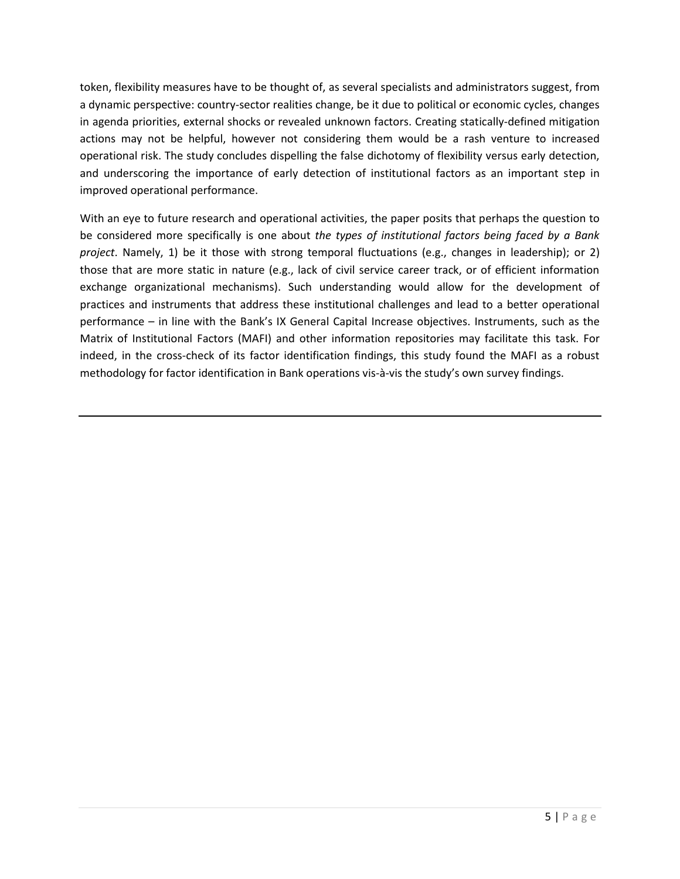token, flexibility measures have to be thought of, as several specialists and administrators suggest, from a dynamic perspective: country-sector realities change, be it due to political or economic cycles, changes in agenda priorities, external shocks or revealed unknown factors. Creating statically-defined mitigation actions may not be helpful, however not considering them would be a rash venture to increased operational risk. The study concludes dispelling the false dichotomy of flexibility versus early detection, and underscoring the importance of early detection of institutional factors as an important step in improved operational performance.

With an eye to future research and operational activities, the paper posits that perhaps the question to be considered more specifically is one about *the types of institutional factors being faced by a Bank project*. Namely, 1) be it those with strong temporal fluctuations (e.g., changes in leadership); or 2) those that are more static in nature (e.g., lack of civil service career track, or of efficient information exchange organizational mechanisms). Such understanding would allow for the development of practices and instruments that address these institutional challenges and lead to a better operational performance – in line with the Bank's IX General Capital Increase objectives. Instruments, such as the Matrix of Institutional Factors (MAFI) and other information repositories may facilitate this task. For indeed, in the cross-check of its factor identification findings, this study found the MAFI as a robust methodology for factor identification in Bank operations vis-à-vis the study's own survey findings.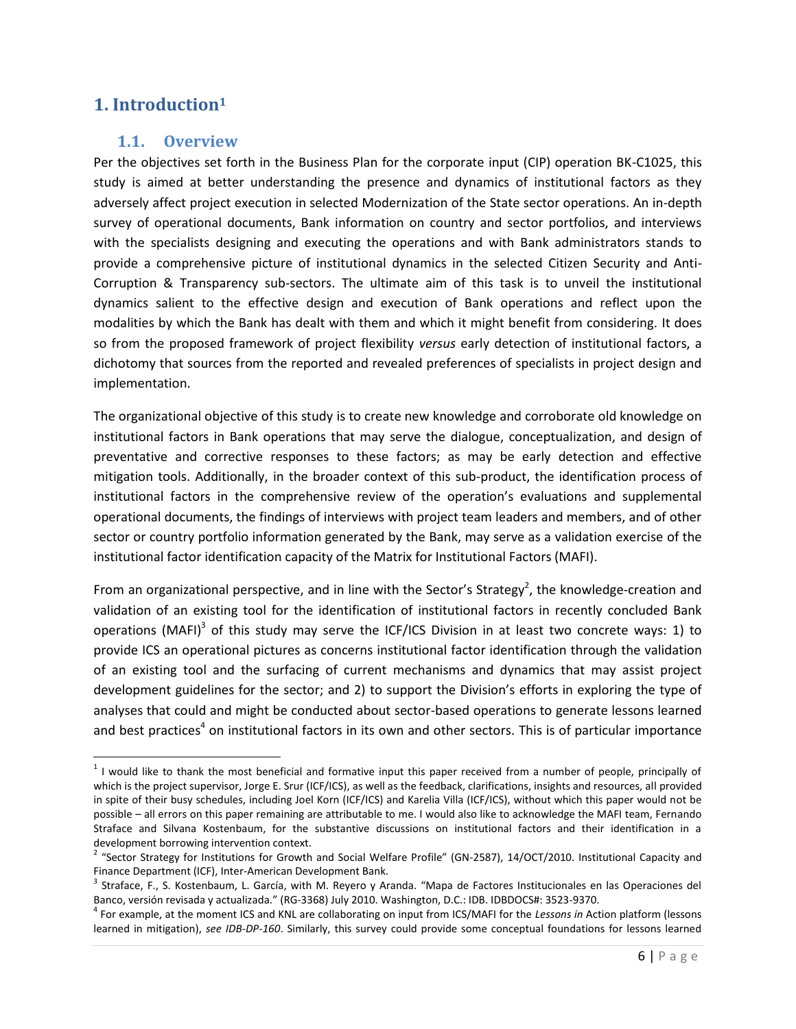# 1. Introduction[1]

## 1.1. Overview

Per the objectives set forth in the Business Plan for the corporate input (CIP) operation BK-C1025, this study is aimed at better understanding the presence and dynamics of institutional factors as they adversely affect project execution in selected Modernization of the State sector operations. An in-depth survey of operational documents, Bank information on country and sector portfolios, and interviews with the specialists designing and executing the operations and with Bank administrators stands to provide a comprehensive picture of institutional dynamics in the selected Citizen Security and Anti-Corruption & Transparency sub-sectors. The ultimate aim of this task is to unveil the institutional dynamics salient to the effective design and execution of Bank operations and reflect upon the modalities by which the Bank has dealt with them and which it might benefit from considering. It does so from the proposed framework of project flexibility *versus* early detection of institutional factors, a dichotomy that sources from the reported and revealed preferences of specialists in project design and implementation.

The organizational objective of this study is to create new knowledge and corroborate old knowledge on institutional factors in Bank operations that may serve the dialogue, conceptualization, and design of preventative and corrective responses to these factors; as may be early detection and effective mitigation tools. Additionally, in the broader context of this sub-product, the identification process of institutional factors in the comprehensive review of the operation's evaluations and supplemental operational documents, the findings of interviews with project team leaders and members, and of other sector or country portfolio information generated by the Bank, may serve as a validation exercise of the institutional factor identification capacity of the Matrix for Institutional Factors (MAFI).

From an organizational perspective, and in line with the Sector's Strategy[2], the knowledge-creation and validation of an existing tool for the identification of institutional factors in recently concluded Bank operations (MAFI)[3] of this study may serve the ICF/ICS Division in at least two concrete ways: 1) to provide ICS an operational pictures as concerns institutional factor identification through the validation of an existing tool and the surfacing of current mechanisms and dynamics that may assist project development guidelines for the sector; and 2) to support the Division's efforts in exploring the type of analyses that could and might be conducted about sector-based operations to generate lessons learned and best practices[4] on institutional factors in its own and other sectors. This is of particular importance

---

[1] I would like to thank the most beneficial and formative input this paper received from a number of people, principally of which is the project supervisor, Jorge E. Srur (ICF/ICS), as well as the feedback, clarifications, insights and resources, all provided in spite of their busy schedules, including Joel Korn (ICF/ICS) and Karelia Villa (ICF/ICS), without which this paper would not be possible – all errors on this paper remaining are attributable to me. I would also like to acknowledge the MAFI team, Fernando Straface and Silvana Kostenbaum, for the substantive discussions on institutional factors and their identification in a development borrowing intervention context.

[2] "Sector Strategy for Institutions for Growth and Social Welfare Profile" (GN-2587), 14/OCT/2010. Institutional Capacity and Finance Department (ICF), Inter-American Development Bank.

[3] Straface, F., S. Kostenbaum, L. García, with M. Reyero y Aranda. "Mapa de Factores Institucionales en las Operaciones del Banco, versión revisada y actualizada." (RG-3368) July 2010. Washington, D.C.: IDB. IDBDOCS#: 3523-9370.

[4] For example, at the moment ICS and KNL are collaborating on input from ICS/MAFI for the *Lessons in* Action platform (lessons learned in mitigation), *see IDB-DP-160*. Similarly, this survey could provide some conceptual foundations for lessons learned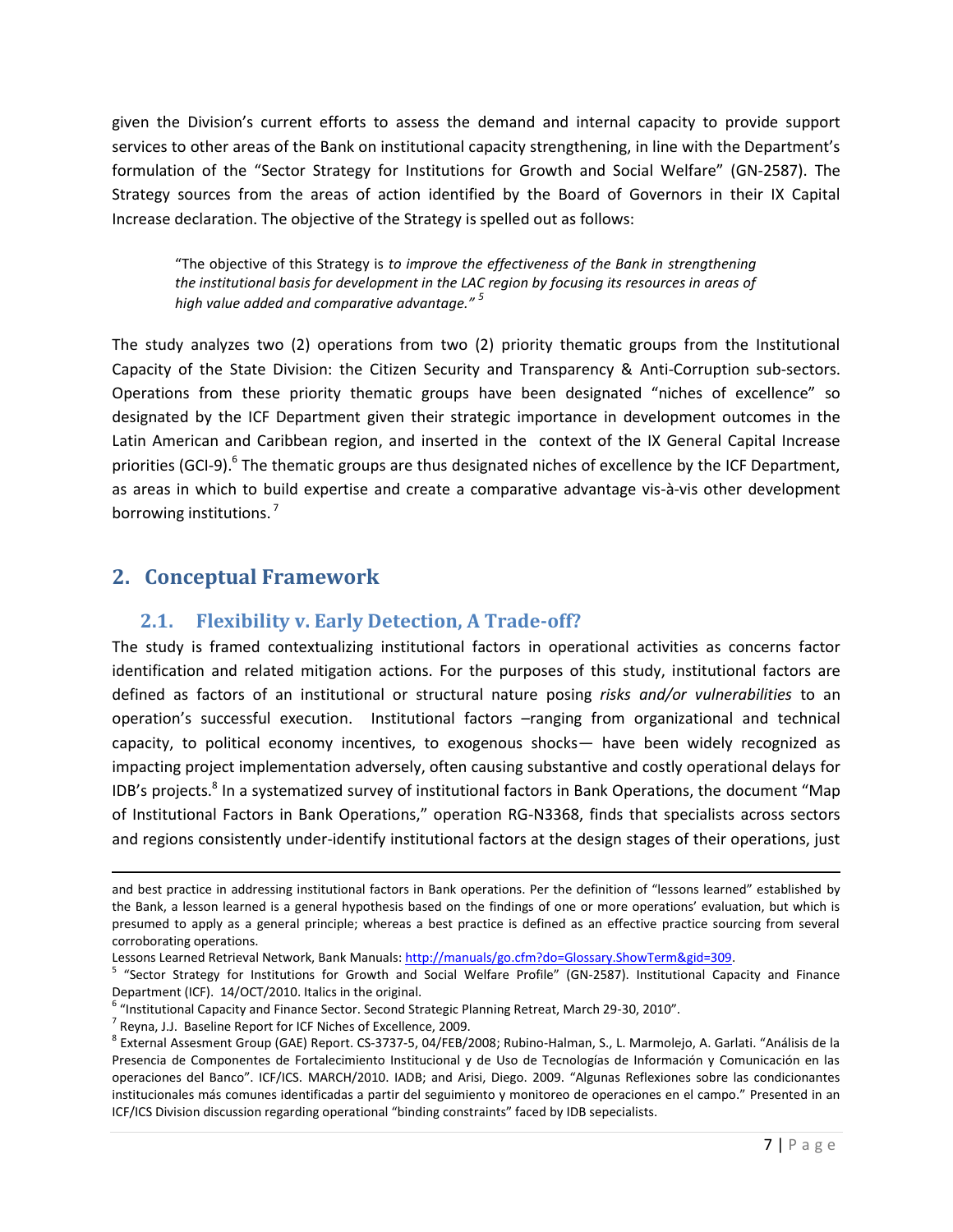given the Division's current efforts to assess the demand and internal capacity to provide support services to other areas of the Bank on institutional capacity strengthening, in line with the Department's formulation of the "Sector Strategy for Institutions for Growth and Social Welfare" (GN-2587). The Strategy sources from the areas of action identified by the Board of Governors in their IX Capital Increase declaration. The objective of the Strategy is spelled out as follows:

> "The objective of this Strategy is *to improve the effectiveness of the Bank in strengthening the institutional basis for development in the LAC region by focusing its resources in areas of high value added and comparative advantage."* [5]

The study analyzes two (2) operations from two (2) priority thematic groups from the Institutional Capacity of the State Division: the Citizen Security and Transparency & Anti-Corruption sub-sectors. Operations from these priority thematic groups have been designated "niches of excellence" so designated by the ICF Department given their strategic importance in development outcomes in the Latin American and Caribbean region, and inserted in the context of the IX General Capital Increase priorities (GCI-9).[6] The thematic groups are thus designated niches of excellence by the ICF Department, as areas in which to build expertise and create a comparative advantage vis-à-vis other development borrowing institutions. [7]

## 2. Conceptual Framework

### 2.1. Flexibility v. Early Detection, A Trade-off?

The study is framed contextualizing institutional factors in operational activities as concerns factor identification and related mitigation actions. For the purposes of this study, institutional factors are defined as factors of an institutional or structural nature posing *risks and/or vulnerabilities* to an operation's successful execution. Institutional factors –ranging from organizational and technical capacity, to political economy incentives, to exogenous shocks— have been widely recognized as impacting project implementation adversely, often causing substantive and costly operational delays for IDB's projects.[8] In a systematized survey of institutional factors in Bank Operations, the document "Map of Institutional Factors in Bank Operations," operation RG-N3368, finds that specialists across sectors and regions consistently under-identify institutional factors at the design stages of their operations, just

---

and best practice in addressing institutional factors in Bank operations. Per the definition of "lessons learned" established by the Bank, a lesson learned is a general hypothesis based on the findings of one or more operations' evaluation, but which is presumed to apply as a general principle; whereas a best practice is defined as an effective practice sourcing from several corroborating operations.

Lessons Learned Retrieval Network, Bank Manuals: http://manuals/go.cfm?do=Glossary.ShowTerm&gid=309.

[5] "Sector Strategy for Institutions for Growth and Social Welfare Profile" (GN-2587). Institutional Capacity and Finance Department (ICF). 14/OCT/2010. Italics in the original.

[6] "Institutional Capacity and Finance Sector. Second Strategic Planning Retreat, March 29-30, 2010".

[7] Reyna, J.J. Baseline Report for ICF Niches of Excellence, 2009.

[8] External Assesment Group (GAE) Report. CS-3737-5, 04/FEB/2008; Rubino-Halman, S., L. Marmolejo, A. Garlati. "Análisis de la Presencia de Componentes de Fortalecimiento Institucional y de Uso de Tecnologías de Información y Comunicación en las operaciones del Banco". ICF/ICS. MARCH/2010. IADB; and Arisi, Diego. 2009. "Algunas Reflexiones sobre las condicionantes institucionales más comunes identificadas a partir del seguimiento y monitoreo de operaciones en el campo." Presented in an ICF/ICS Division discussion regarding operational "binding constraints" faced by IDB sepecialists.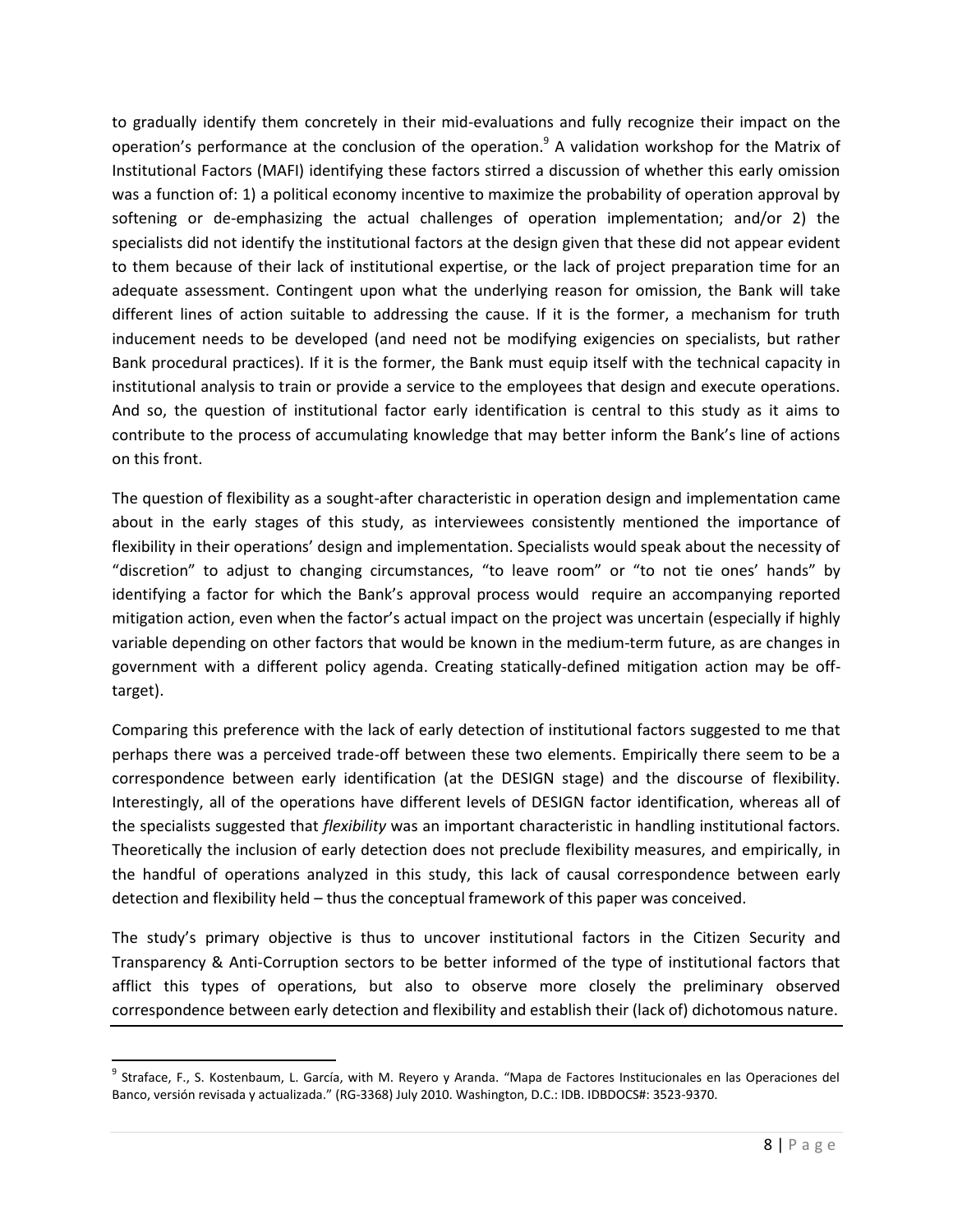to gradually identify them concretely in their mid-evaluations and fully recognize their impact on the operation's performance at the conclusion of the operation.[9] A validation workshop for the Matrix of Institutional Factors (MAFI) identifying these factors stirred a discussion of whether this early omission was a function of: 1) a political economy incentive to maximize the probability of operation approval by softening or de-emphasizing the actual challenges of operation implementation; and/or 2) the specialists did not identify the institutional factors at the design given that these did not appear evident to them because of their lack of institutional expertise, or the lack of project preparation time for an adequate assessment. Contingent upon what the underlying reason for omission, the Bank will take different lines of action suitable to addressing the cause. If it is the former, a mechanism for truth inducement needs to be developed (and need not be modifying exigencies on specialists, but rather Bank procedural practices). If it is the former, the Bank must equip itself with the technical capacity in institutional analysis to train or provide a service to the employees that design and execute operations. And so, the question of institutional factor early identification is central to this study as it aims to contribute to the process of accumulating knowledge that may better inform the Bank's line of actions on this front.

The question of flexibility as a sought-after characteristic in operation design and implementation came about in the early stages of this study, as interviewees consistently mentioned the importance of flexibility in their operations' design and implementation. Specialists would speak about the necessity of "discretion" to adjust to changing circumstances, "to leave room" or "to not tie ones' hands" by identifying a factor for which the Bank's approval process would require an accompanying reported mitigation action, even when the factor's actual impact on the project was uncertain (especially if highly variable depending on other factors that would be known in the medium-term future, as are changes in government with a different policy agenda. Creating statically-defined mitigation action may be off-target).

Comparing this preference with the lack of early detection of institutional factors suggested to me that perhaps there was a perceived trade-off between these two elements. Empirically there seem to be a correspondence between early identification (at the DESIGN stage) and the discourse of flexibility. Interestingly, all of the operations have different levels of DESIGN factor identification, whereas all of the specialists suggested that *flexibility* was an important characteristic in handling institutional factors. Theoretically the inclusion of early detection does not preclude flexibility measures, and empirically, in the handful of operations analyzed in this study, this lack of causal correspondence between early detection and flexibility held – thus the conceptual framework of this paper was conceived.

The study's primary objective is thus to uncover institutional factors in the Citizen Security and Transparency & Anti-Corruption sectors to be better informed of the type of institutional factors that afflict this types of operations, but also to observe more closely the preliminary observed correspondence between early detection and flexibility and establish their (lack of) dichotomous nature.

---

[9] Straface, F., S. Kostenbaum, L. García, with M. Reyero y Aranda. "Mapa de Factores Institucionales en las Operaciones del Banco, versión revisada y actualizada." (RG-3368) July 2010. Washington, D.C.: IDB. IDBDOCS#: 3523-9370.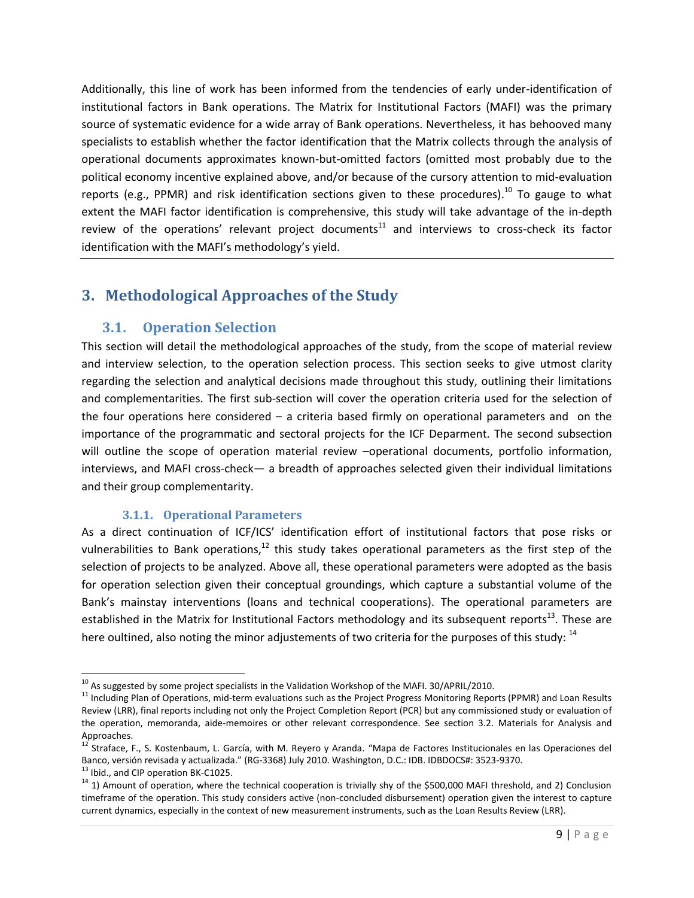Additionally, this line of work has been informed from the tendencies of early under-identification of institutional factors in Bank operations. The Matrix for Institutional Factors (MAFI) was the primary source of systematic evidence for a wide array of Bank operations. Nevertheless, it has behooved many specialists to establish whether the factor identification that the Matrix collects through the analysis of operational documents approximates known-but-omitted factors (omitted most probably due to the political economy incentive explained above, and/or because of the cursory attention to mid-evaluation reports (e.g., PPMR) and risk identification sections given to these procedures).[10] To gauge to what extent the MAFI factor identification is comprehensive, this study will take advantage of the in-depth review of the operations' relevant project documents[11] and interviews to cross-check its factor identification with the MAFI's methodology's yield.

## 3. Methodological Approaches of the Study

### 3.1. Operation Selection

This section will detail the methodological approaches of the study, from the scope of material review and interview selection, to the operation selection process. This section seeks to give utmost clarity regarding the selection and analytical decisions made throughout this study, outlining their limitations and complementarities. The first sub-section will cover the operation criteria used for the selection of the four operations here considered – a criteria based firmly on operational parameters and on the importance of the programmatic and sectoral projects for the ICF Deparment. The second subsection will outline the scope of operation material review –operational documents, portfolio information, interviews, and MAFI cross-check— a breadth of approaches selected given their individual limitations and their group complementarity.

#### 3.1.1. Operational Parameters

As a direct continuation of ICF/ICS' identification effort of institutional factors that pose risks or vulnerabilities to Bank operations,[12] this study takes operational parameters as the first step of the selection of projects to be analyzed. Above all, these operational parameters were adopted as the basis for operation selection given their conceptual groundings, which capture a substantial volume of the Bank's mainstay interventions (loans and technical cooperations). The operational parameters are established in the Matrix for Institutional Factors methodology and its subsequent reports[13]. These are here oultined, also noting the minor adjustements of two criteria for the purposes of this study: [14]

---

[10] As suggested by some project specialists in the Validation Workshop of the MAFI. 30/APRIL/2010.

[11] Including Plan of Operations, mid-term evaluations such as the Project Progress Monitoring Reports (PPMR) and Loan Results Review (LRR), final reports including not only the Project Completion Report (PCR) but any commissioned study or evaluation of the operation, memoranda, aide-memoires or other relevant correspondence. See section 3.2. Materials for Analysis and Approaches.

[12] Straface, F., S. Kostenbaum, L. García, with M. Reyero y Aranda. "Mapa de Factores Institucionales en las Operaciones del Banco, versión revisada y actualizada." (RG-3368) July 2010. Washington, D.C.: IDB. IDBDOCS#: 3523-9370.

[13] Ibid., and CIP operation BK-C1025.

[14] 1) Amount of operation, where the technical cooperation is trivially shy of the $500,000 MAFI threshold, and 2) Conclusion timeframe of the operation. This study considers active (non-concluded disbursement) operation given the interest to capture current dynamics, especially in the context of new measurement instruments, such as the Loan Results Review (LRR).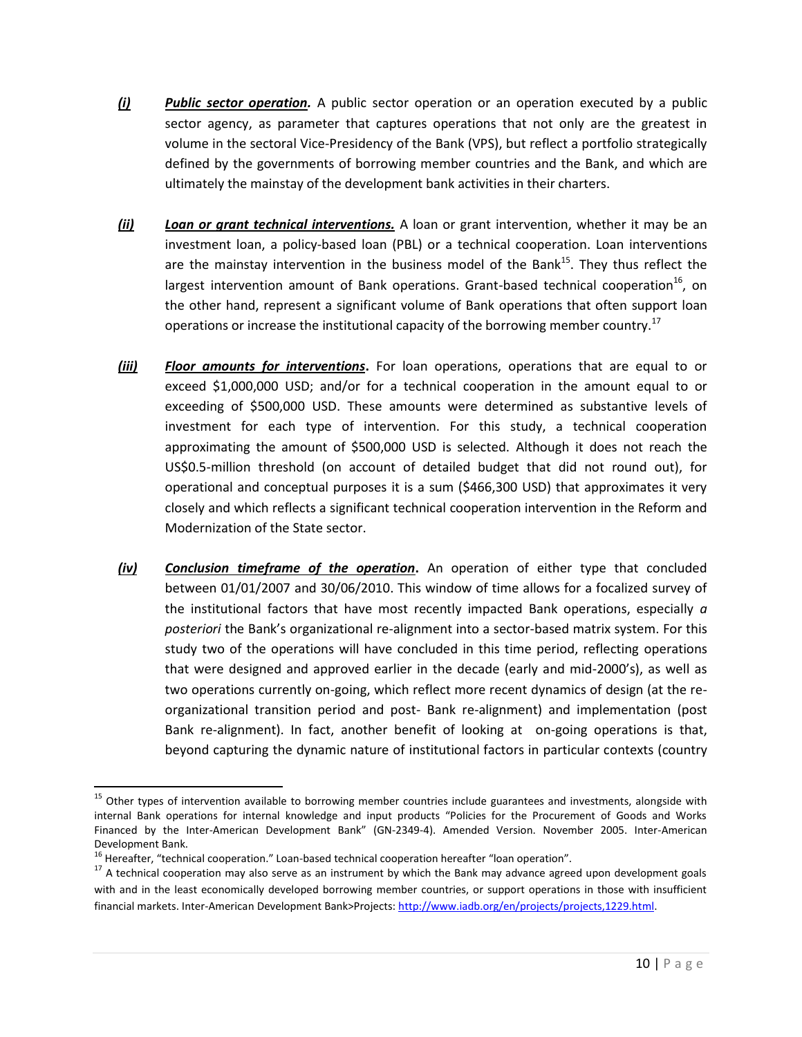*(i)* ***Public sector operation.*** A public sector operation or an operation executed by a public sector agency, as parameter that captures operations that not only are the greatest in volume in the sectoral Vice-Presidency of the Bank (VPS), but reflect a portfolio strategically defined by the governments of borrowing member countries and the Bank, and which are ultimately the mainstay of the development bank activities in their charters.

*(ii)* ***Loan or grant technical interventions.*** A loan or grant intervention, whether it may be an investment loan, a policy-based loan (PBL) or a technical cooperation. Loan interventions are the mainstay intervention in the business model of the Bank[15]. They thus reflect the largest intervention amount of Bank operations. Grant-based technical cooperation[16], on the other hand, represent a significant volume of Bank operations that often support loan operations or increase the institutional capacity of the borrowing member country.[17]

*(iii)* ***Floor amounts for interventions*.** For loan operations, operations that are equal to or exceed $1,000,000 USD; and/or for a technical cooperation in the amount equal to or exceeding of $500,000 USD. These amounts were determined as substantive levels of investment for each type of intervention. For this study, a technical cooperation approximating the amount of $500,000 USD is selected. Although it does not reach the US$0.5-million threshold (on account of detailed budget that did not round out), for operational and conceptual purposes it is a sum ($466,300 USD) that approximates it very closely and which reflects a significant technical cooperation intervention in the Reform and Modernization of the State sector.

*(iv)* ***Conclusion timeframe of the operation*.** An operation of either type that concluded between 01/01/2007 and 30/06/2010. This window of time allows for a focalized survey of the institutional factors that have most recently impacted Bank operations, especially *a posteriori* the Bank's organizational re-alignment into a sector-based matrix system. For this study two of the operations will have concluded in this time period, reflecting operations that were designed and approved earlier in the decade (early and mid-2000's), as well as two operations currently on-going, which reflect more recent dynamics of design (at the re-organizational transition period and post- Bank re-alignment) and implementation (post Bank re-alignment). In fact, another benefit of looking at on-going operations is that, beyond capturing the dynamic nature of institutional factors in particular contexts (country

---

[15] Other types of intervention available to borrowing member countries include guarantees and investments, alongside with internal Bank operations for internal knowledge and input products "Policies for the Procurement of Goods and Works Financed by the Inter-American Development Bank" (GN-2349-4). Amended Version. November 2005. Inter-American Development Bank.

[16] Hereafter, "technical cooperation." Loan-based technical cooperation hereafter "loan operation".

[17] A technical cooperation may also serve as an instrument by which the Bank may advance agreed upon development goals with and in the least economically developed borrowing member countries, or support operations in those with insufficient financial markets. Inter-American Development Bank>Projects: http://www.iadb.org/en/projects/projects,1229.html.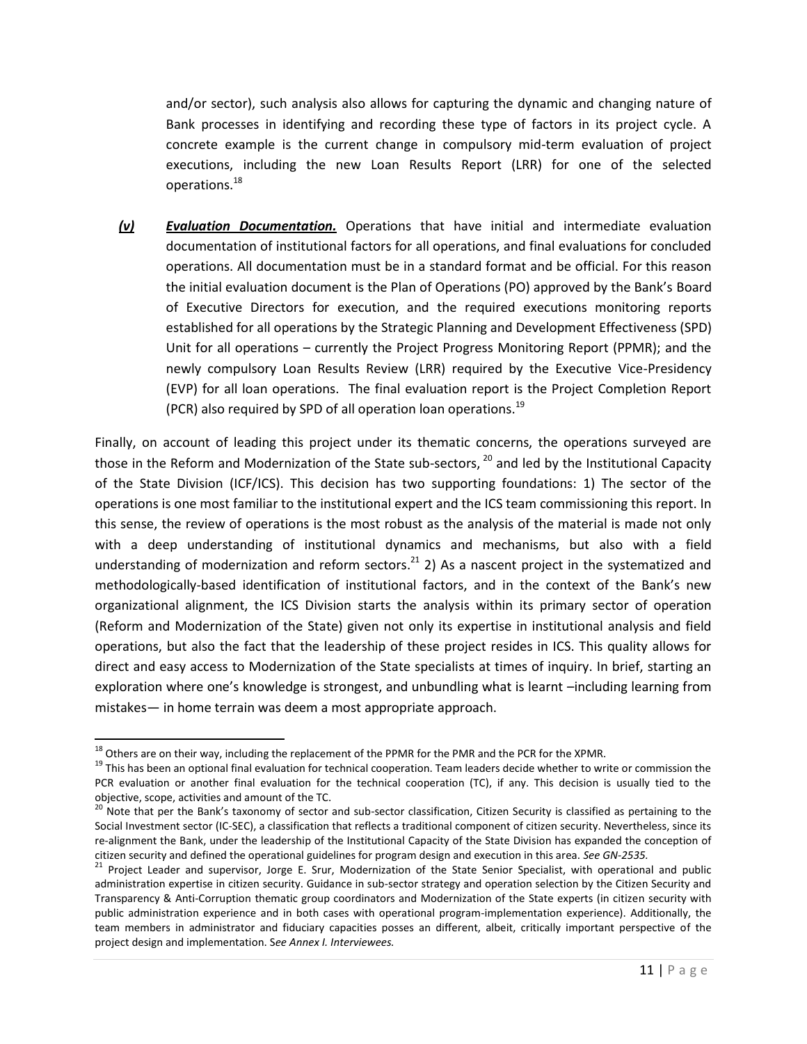and/or sector), such analysis also allows for capturing the dynamic and changing nature of Bank processes in identifying and recording these type of factors in its project cycle. A concrete example is the current change in compulsory mid-term evaluation of project executions, including the new Loan Results Report (LRR) for one of the selected operations.[18]

***(v)*** ***Evaluation Documentation.*** Operations that have initial and intermediate evaluation documentation of institutional factors for all operations, and final evaluations for concluded operations. All documentation must be in a standard format and be official. For this reason the initial evaluation document is the Plan of Operations (PO) approved by the Bank's Board of Executive Directors for execution, and the required executions monitoring reports established for all operations by the Strategic Planning and Development Effectiveness (SPD) Unit for all operations – currently the Project Progress Monitoring Report (PPMR); and the newly compulsory Loan Results Review (LRR) required by the Executive Vice-Presidency (EVP) for all loan operations. The final evaluation report is the Project Completion Report (PCR) also required by SPD of all operation loan operations.[19]

Finally, on account of leading this project under its thematic concerns, the operations surveyed are those in the Reform and Modernization of the State sub-sectors, [20] and led by the Institutional Capacity of the State Division (ICF/ICS). This decision has two supporting foundations: 1) The sector of the operations is one most familiar to the institutional expert and the ICS team commissioning this report. In this sense, the review of operations is the most robust as the analysis of the material is made not only with a deep understanding of institutional dynamics and mechanisms, but also with a field understanding of modernization and reform sectors.[21] 2) As a nascent project in the systematized and methodologically-based identification of institutional factors, and in the context of the Bank's new organizational alignment, the ICS Division starts the analysis within its primary sector of operation (Reform and Modernization of the State) given not only its expertise in institutional analysis and field operations, but also the fact that the leadership of these project resides in ICS. This quality allows for direct and easy access to Modernization of the State specialists at times of inquiry. In brief, starting an exploration where one's knowledge is strongest, and unbundling what is learnt –including learning from mistakes— in home terrain was deem a most appropriate approach.

---

[18] Others are on their way, including the replacement of the PPMR for the PMR and the PCR for the XPMR.

[19] This has been an optional final evaluation for technical cooperation. Team leaders decide whether to write or commission the PCR evaluation or another final evaluation for the technical cooperation (TC), if any. This decision is usually tied to the objective, scope, activities and amount of the TC.

[20] Note that per the Bank's taxonomy of sector and sub-sector classification, Citizen Security is classified as pertaining to the Social Investment sector (IC-SEC), a classification that reflects a traditional component of citizen security. Nevertheless, since its re-alignment the Bank, under the leadership of the Institutional Capacity of the State Division has expanded the conception of citizen security and defined the operational guidelines for program design and execution in this area. *See GN-2535.*

[21] Project Leader and supervisor, Jorge E. Srur, Modernization of the State Senior Specialist, with operational and public administration expertise in citizen security. Guidance in sub-sector strategy and operation selection by the Citizen Security and Transparency & Anti-Corruption thematic group coordinators and Modernization of the State experts (in citizen security with public administration experience and in both cases with operational program-implementation experience). Additionally, the team members in administrator and fiduciary capacities posses an different, albeit, critically important perspective of the project design and implementation. S*ee Annex I. Interviewees.*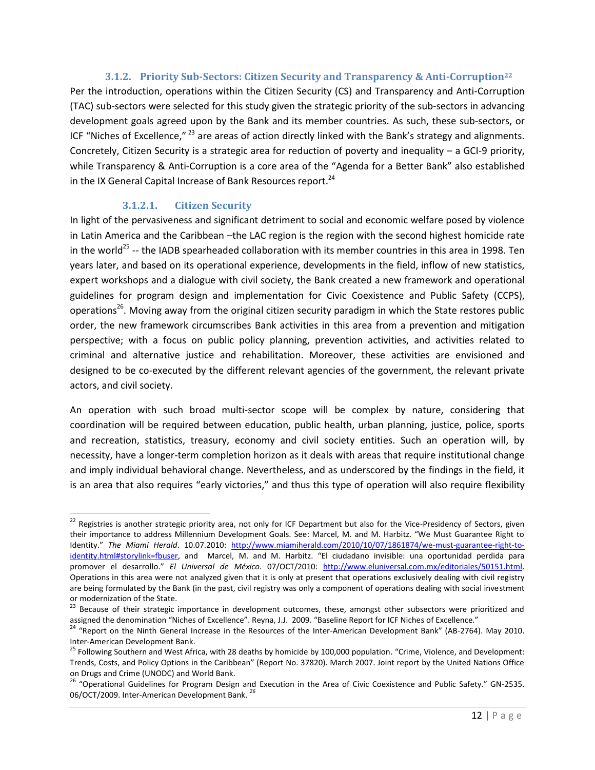#### 3.1.2. Priority Sub-Sectors: Citizen Security and Transparency & Anti-Corruption[22]

Per the introduction, operations within the Citizen Security (CS) and Transparency and Anti-Corruption (TAC) sub-sectors were selected for this study given the strategic priority of the sub-sectors in advancing development goals agreed upon by the Bank and its member countries. As such, these sub-sectors, or ICF "Niches of Excellence,"[23] are areas of action directly linked with the Bank's strategy and alignments. Concretely, Citizen Security is a strategic area for reduction of poverty and inequality – a GCI-9 priority, while Transparency & Anti-Corruption is a core area of the "Agenda for a Better Bank" also established in the IX General Capital Increase of Bank Resources report.[24]

##### 3.1.2.1. Citizen Security

In light of the pervasiveness and significant detriment to social and economic welfare posed by violence in Latin America and the Caribbean –the LAC region is the region with the second highest homicide rate in the world[25] -- the IADB spearheaded collaboration with its member countries in this area in 1998. Ten years later, and based on its operational experience, developments in the field, inflow of new statistics, expert workshops and a dialogue with civil society, the Bank created a new framework and operational guidelines for program design and implementation for Civic Coexistence and Public Safety (CCPS), operations[26]. Moving away from the original citizen security paradigm in which the State restores public order, the new framework circumscribes Bank activities in this area from a prevention and mitigation perspective; with a focus on public policy planning, prevention activities, and activities related to criminal and alternative justice and rehabilitation. Moreover, these activities are envisioned and designed to be co-executed by the different relevant agencies of the government, the relevant private actors, and civil society.

An operation with such broad multi-sector scope will be complex by nature, considering that coordination will be required between education, public health, urban planning, justice, police, sports and recreation, statistics, treasury, economy and civil society entities. Such an operation will, by necessity, have a longer-term completion horizon as it deals with areas that require institutional change and imply individual behavioral change. Nevertheless, and as underscored by the findings in the field, it is an area that also requires "early victories," and thus this type of operation will also require flexibility

---

[22] Registries is another strategic priority area, not only for ICF Department but also for the Vice-Presidency of Sectors, given their importance to address Millennium Development Goals. See: Marcel, M. and M. Harbitz. "We Must Guarantee Right to Identity." *The Miami Herald*. 10.07.2010: http://www.miamiherald.com/2010/10/07/1861874/we-must-guarantee-right-to-identity.html#storylink=fbuser, and Marcel, M. and M. Harbitz. "El ciudadano invisible: una oportunidad perdida para promover el desarrollo." *El Universal de México*. 07/OCT/2010: http://www.eluniversal.com.mx/editoriales/50151.html. Operations in this area were not analyzed given that it is only at present that operations exclusively dealing with civil registry are being formulated by the Bank (in the past, civil registry was only a component of operations dealing with social investment or modernization of the State.

[23] Because of their strategic importance in development outcomes, these, amongst other subsectors were prioritized and assigned the denomination "Niches of Excellence". Reyna, J.J. 2009. "Baseline Report for ICF Niches of Excellence."

[24] "Report on the Ninth General Increase in the Resources of the Inter-American Development Bank" (AB-2764). May 2010. Inter-American Development Bank.

[25] Following Southern and West Africa, with 28 deaths by homicide by 100,000 population. "Crime, Violence, and Development: Trends, Costs, and Policy Options in the Caribbean" (Report No. 37820). March 2007. Joint report by the United Nations Office on Drugs and Crime (UNODC) and World Bank.

[26] "Operational Guidelines for Program Design and Execution in the Area of Civic Coexistence and Public Safety." GN-2535. 06/OCT/2009. Inter-American Development Bank. *26*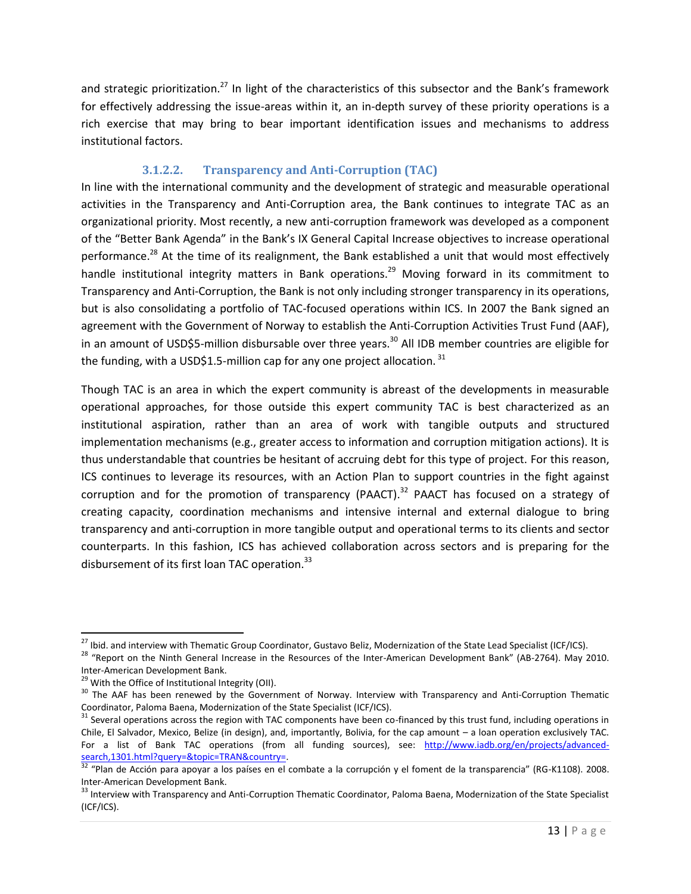and strategic prioritization.[27] In light of the characteristics of this subsector and the Bank's framework for effectively addressing the issue-areas within it, an in-depth survey of these priority operations is a rich exercise that may bring to bear important identification issues and mechanisms to address institutional factors.

#### 3.1.2.2. Transparency and Anti-Corruption (TAC)

In line with the international community and the development of strategic and measurable operational activities in the Transparency and Anti-Corruption area, the Bank continues to integrate TAC as an organizational priority. Most recently, a new anti-corruption framework was developed as a component of the "Better Bank Agenda" in the Bank's IX General Capital Increase objectives to increase operational performance.[28] At the time of its realignment, the Bank established a unit that would most effectively handle institutional integrity matters in Bank operations.[29] Moving forward in its commitment to Transparency and Anti-Corruption, the Bank is not only including stronger transparency in its operations, but is also consolidating a portfolio of TAC-focused operations within ICS. In 2007 the Bank signed an agreement with the Government of Norway to establish the Anti-Corruption Activities Trust Fund (AAF), in an amount of USD$5-million disbursable over three years.[30] All IDB member countries are eligible for the funding, with a USD$1.5-million cap for any one project allocation. [31]

Though TAC is an area in which the expert community is abreast of the developments in measurable operational approaches, for those outside this expert community TAC is best characterized as an institutional aspiration, rather than an area of work with tangible outputs and structured implementation mechanisms (e.g., greater access to information and corruption mitigation actions). It is thus understandable that countries be hesitant of accruing debt for this type of project. For this reason, ICS continues to leverage its resources, with an Action Plan to support countries in the fight against corruption and for the promotion of transparency (PAACT).[32] PAACT has focused on a strategy of creating capacity, coordination mechanisms and intensive internal and external dialogue to bring transparency and anti-corruption in more tangible output and operational terms to its clients and sector counterparts. In this fashion, ICS has achieved collaboration across sectors and is preparing for the disbursement of its first loan TAC operation.[33]

---

[27] Ibid. and interview with Thematic Group Coordinator, Gustavo Beliz, Modernization of the State Lead Specialist (ICF/ICS).

[28] "Report on the Ninth General Increase in the Resources of the Inter-American Development Bank" (AB-2764). May 2010. Inter-American Development Bank.

[29] With the Office of Institutional Integrity (OII).

[30] The AAF has been renewed by the Government of Norway. Interview with Transparency and Anti-Corruption Thematic Coordinator, Paloma Baena, Modernization of the State Specialist (ICF/ICS).

[31] Several operations across the region with TAC components have been co-financed by this trust fund, including operations in Chile, El Salvador, Mexico, Belize (in design), and, importantly, Bolivia, for the cap amount – a loan operation exclusively TAC. For a list of Bank TAC operations (from all funding sources), see: http://www.iadb.org/en/projects/advanced-search,1301.html?query=&topic=TRAN&country=.

[32] "Plan de Acción para apoyar a los países en el combate a la corrupción y el foment de la transparencia" (RG-K1108). 2008. Inter-American Development Bank.

[33] Interview with Transparency and Anti-Corruption Thematic Coordinator, Paloma Baena, Modernization of the State Specialist (ICF/ICS).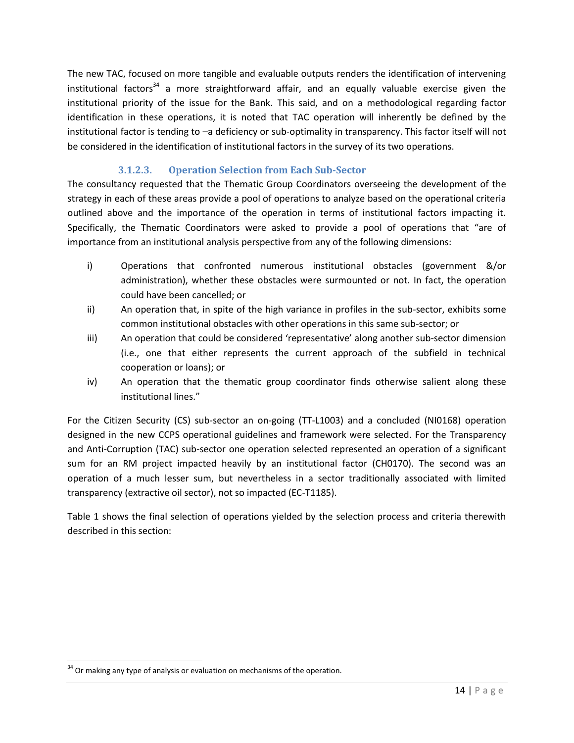The new TAC, focused on more tangible and evaluable outputs renders the identification of intervening institutional factors[34] a more straightforward affair, and an equally valuable exercise given the institutional priority of the issue for the Bank. This said, and on a methodological regarding factor identification in these operations, it is noted that TAC operation will inherently be defined by the institutional factor is tending to –a deficiency or sub-optimality in transparency. This factor itself will not be considered in the identification of institutional factors in the survey of its two operations.

### 3.1.2.3. Operation Selection from Each Sub-Sector

The consultancy requested that the Thematic Group Coordinators overseeing the development of the strategy in each of these areas provide a pool of operations to analyze based on the operational criteria outlined above and the importance of the operation in terms of institutional factors impacting it. Specifically, the Thematic Coordinators were asked to provide a pool of operations that "are of importance from an institutional analysis perspective from any of the following dimensions:

i) Operations that confronted numerous institutional obstacles (government &/or administration), whether these obstacles were surmounted or not. In fact, the operation could have been cancelled; or
ii) An operation that, in spite of the high variance in profiles in the sub-sector, exhibits some common institutional obstacles with other operations in this same sub-sector; or
iii) An operation that could be considered 'representative' along another sub-sector dimension (i.e., one that either represents the current approach of the subfield in technical cooperation or loans); or
iv) An operation that the thematic group coordinator finds otherwise salient along these institutional lines."

For the Citizen Security (CS) sub-sector an on-going (TT-L1003) and a concluded (NI0168) operation designed in the new CCPS operational guidelines and framework were selected. For the Transparency and Anti-Corruption (TAC) sub-sector one operation selected represented an operation of a significant sum for an RM project impacted heavily by an institutional factor (CH0170). The second was an operation of a much lesser sum, but nevertheless in a sector traditionally associated with limited transparency (extractive oil sector), not so impacted (EC-T1185).

Table 1 shows the final selection of operations yielded by the selection process and criteria therewith described in this section:

[34] Or making any type of analysis or evaluation on mechanisms of the operation.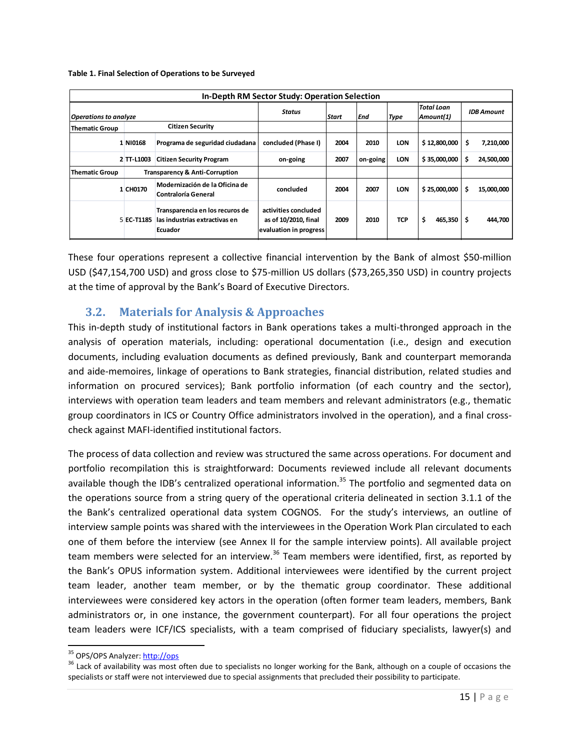**Table 1. Final Selection of Operations to be Surveyed**

| In-Depth RM Sector Study: Operation Selection | | | | | | | | | |
|---|---|---|---|---|---|---|---|---|---|
| *Operations to analyze* | | | Status | Start | End | Type | Total Loan Amount(1) | IDB Amount |
| **Thematic Group** | | **Citizen Security** | | | | | | |
| 1 | **NI0168** | **Programa de seguridad ciudadana** | concluded (Phase I) | 2004 | 2010 | LON | $ 12,800,000 | $ 7,210,000 |
| 2 | **TT-L1003** | **Citizen Security Program** | on-going | 2007 | on-going | LON | $ 35,000,000 | $ 24,500,000 |
| **Thematic Group** | | **Transparency & Anti-Corruption** | | | | | | |
| 1 | **CH0170** | **Modernización de la Oficina de Contraloría General** | concluded | 2004 | 2007 | LON | $ 25,000,000 | $ 15,000,000 |
| 5 | **EC-T1185** | **Transparencia en los recuros de las industrias extractivas en Ecuador** | activities concluded as of 10/2010, final evaluation in progress | 2009 | 2010 | TCP | $ 465,350 | $ 444,700 |

These four operations represent a collective financial intervention by the Bank of almost $50-million USD ($47,154,700 USD) and gross close to $75-million US dollars ($73,265,350 USD) in country projects at the time of approval by the Bank's Board of Executive Directors.

## 3.2. Materials for Analysis & Approaches

This in-depth study of institutional factors in Bank operations takes a multi-thronged approach in the analysis of operation materials, including: operational documentation (i.e., design and execution documents, including evaluation documents as defined previously, Bank and counterpart memoranda and aide-memoires, linkage of operations to Bank strategies, financial distribution, related studies and information on procured services); Bank portfolio information (of each country and the sector), interviews with operation team leaders and team members and relevant administrators (e.g., thematic group coordinators in ICS or Country Office administrators involved in the operation), and a final cross-check against MAFI-identified institutional factors.

The process of data collection and review was structured the same across operations. For document and portfolio recompilation this is straightforward: Documents reviewed include all relevant documents available though the IDB's centralized operational information.[35] The portfolio and segmented data on the operations source from a string query of the operational criteria delineated in section 3.1.1 of the the Bank's centralized operational data system COGNOS. For the study's interviews, an outline of interview sample points was shared with the interviewees in the Operation Work Plan circulated to each one of them before the interview (see Annex II for the sample interview points). All available project team members were selected for an interview.[36] Team members were identified, first, as reported by the Bank's OPUS information system. Additional interviewees were identified by the current project team leader, another team member, or by the thematic group coordinator. These additional interviewees were considered key actors in the operation (often former team leaders, members, Bank administrators or, in one instance, the government counterpart). For all four operations the project team leaders were ICF/ICS specialists, with a team comprised of fiduciary specialists, lawyer(s) and

[35] OPS/OPS Analyzer: http://ops

[36] Lack of availability was most often due to specialists no longer working for the Bank, although on a couple of occasions the specialists or staff were not interviewed due to special assignments that precluded their possibility to participate.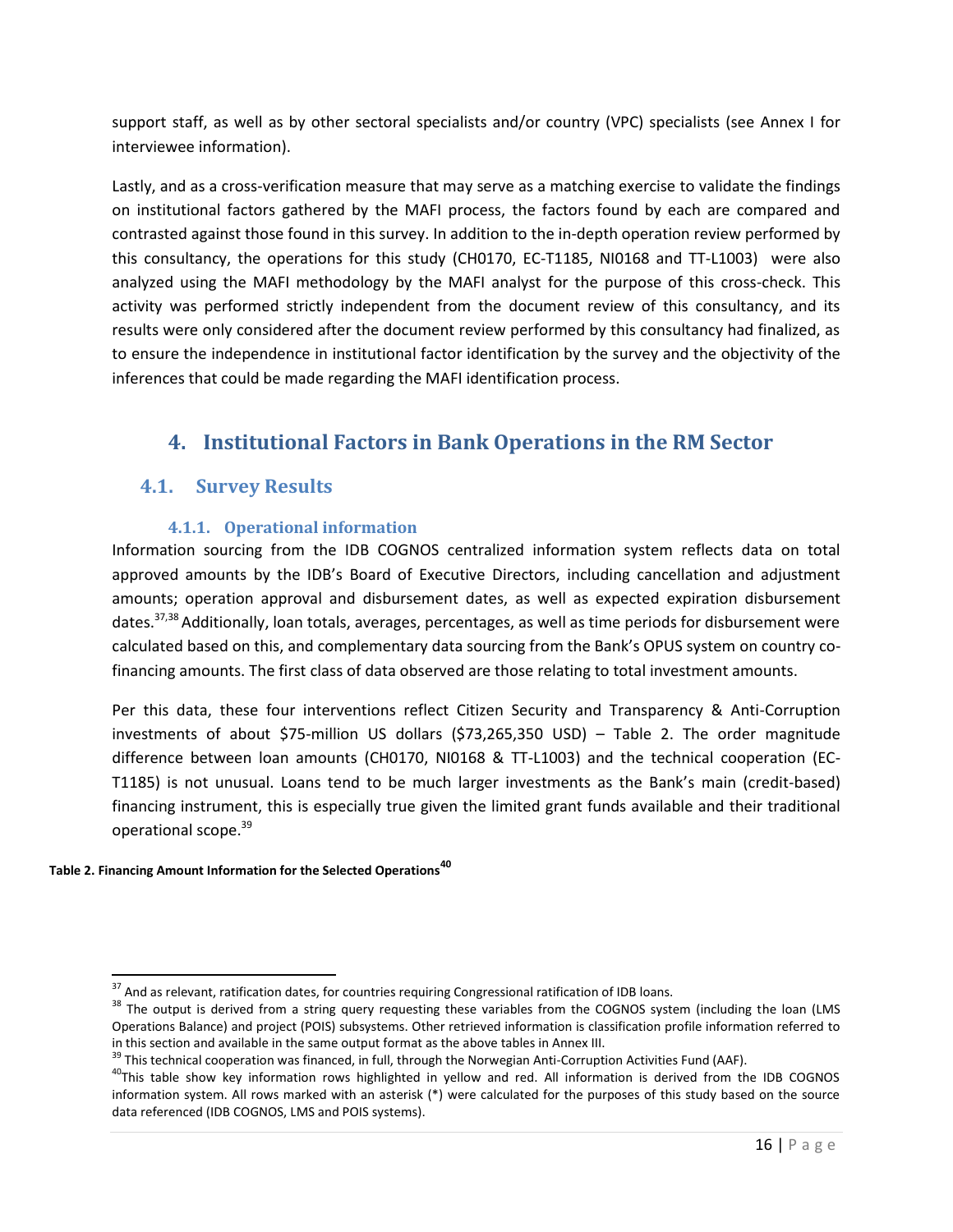support staff, as well as by other sectoral specialists and/or country (VPC) specialists (see Annex I for interviewee information).

Lastly, and as a cross-verification measure that may serve as a matching exercise to validate the findings on institutional factors gathered by the MAFI process, the factors found by each are compared and contrasted against those found in this survey. In addition to the in-depth operation review performed by this consultancy, the operations for this study (CH0170, EC-T1185, NI0168 and TT-L1003) were also analyzed using the MAFI methodology by the MAFI analyst for the purpose of this cross-check. This activity was performed strictly independent from the document review of this consultancy, and its results were only considered after the document review performed by this consultancy had finalized, as to ensure the independence in institutional factor identification by the survey and the objectivity of the inferences that could be made regarding the MAFI identification process.

# 4. Institutional Factors in Bank Operations in the RM Sector

## 4.1. Survey Results

### 4.1.1. Operational information

Information sourcing from the IDB COGNOS centralized information system reflects data on total approved amounts by the IDB's Board of Executive Directors, including cancellation and adjustment amounts; operation approval and disbursement dates, as well as expected expiration disbursement dates.[37,38] Additionally, loan totals, averages, percentages, as well as time periods for disbursement were calculated based on this, and complementary data sourcing from the Bank's OPUS system on country co-financing amounts. The first class of data observed are those relating to total investment amounts.

Per this data, these four interventions reflect Citizen Security and Transparency & Anti-Corruption investments of about $75-million US dollars ($73,265,350 USD) – Table 2. The order magnitude difference between loan amounts (CH0170, NI0168 & TT-L1003) and the technical cooperation (EC-T1185) is not unusual. Loans tend to be much larger investments as the Bank's main (credit-based) financing instrument, this is especially true given the limited grant funds available and their traditional operational scope.[39]

**Table 2. Financing Amount Information for the Selected Operations[40]**

[37] And as relevant, ratification dates, for countries requiring Congressional ratification of IDB loans.

[38] The output is derived from a string query requesting these variables from the COGNOS system (including the loan (LMS Operations Balance) and project (POIS) subsystems. Other retrieved information is classification profile information referred to in this section and available in the same output format as the above tables in Annex III.

[39] This technical cooperation was financed, in full, through the Norwegian Anti-Corruption Activities Fund (AAF).

[40] This table show key information rows highlighted in yellow and red. All information is derived from the IDB COGNOS information system. All rows marked with an asterisk (*) were calculated for the purposes of this study based on the source data referenced (IDB COGNOS, LMS and POIS systems).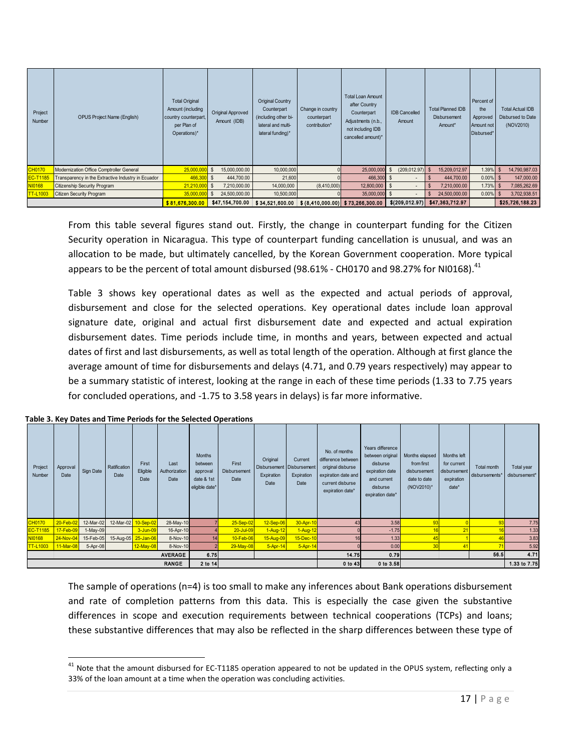| Project Number | OPUS Project Name (English) | Total Original Amount (including country counterpart, per Plan of Operations)* | Original Approved Amount (IDB) | Original Country Counterpart (including other bi-lateral and multi-lateral funding)* | Change in country counterpart contribution* | Total Loan Amount after Country Counterpart Adjustments (n.b., not including IDB cancelled amount)* | IDB Cancelled Amount | Total Planned IDB Disbursement Amount* | Percent of the Approved Amount not Disbursed* | Total Actual IDB Disbursed to Date (NOV2010) |
|---|---|---|---|---|---|---|---|---|---|---|
| CH0170 | Modernization Office Comptroller General | 25,000,000 | $ 15,000,000.00 | 10,000,000 | 0 | 25,000,000 | $ (209,012.97) | $ 15,209,012.97 | 1.39% | $ 14,790,987.03 |
| EC-T1185 | Transparency in the Extractive Industry in Ecuador | 466,300 | $ 444,700.00 | 21,600 | 0 | 466,300 | $ - | $ 444,700.00 | 0.00% | $ 147,000.00 |
| NI0168 | Citizenship Security Program | 21,210,000 | $ 7,210,000.00 | 14,000,000 | (8,410,000) | 12,800,000 | $ - | $ 7,210,000.00 | 1.73% | $ 7,085,262.69 |
| TT-L1003 | Citizen Security Program | 35,000,000 | $ 24,500,000.00 | 10,500,000 | 0 | 35,000,000 | $ - | $ 24,500,000.00 | 0.00% | $ 3,702,938.51 |
| | | $ 81,676,300.00 | $47,154,700.00 | $ 34,521,600.00 | $ (8,410,000.00) | $ 73,266,300.00 | $(209,012.97) | $47,363,712.97 | | $25,726,188.23 |

From this table several figures stand out. Firstly, the change in counterpart funding for the Citizen Security operation in Nicaragua. This type of counterpart funding cancellation is unusual, and was an allocation to be made, but ultimately cancelled, by the Korean Government cooperation. More typical appears to be the percent of total amount disbursed (98.61% - CH0170 and 98.27% for NI0168).[41]

Table 3 shows key operational dates as well as the expected and actual periods of approval, disbursement and close for the selected operations. Key operational dates include loan approval signature date, original and actual first disbursement date and expected and actual expiration disbursement dates. Time periods include time, in months and years, between expected and actual dates of first and last disbursements, as well as total length of the operation. Although at first glance the average amount of time for disbursements and delays (4.71, and 0.79 years respectively) may appear to be a summary statistic of interest, looking at the range in each of these time periods (1.33 to 7.75 years for concluded operations, and -1.75 to 3.58 years in delays) is far more informative.

**Table 3. Key Dates and Time Periods for the Selected Operations**

| Project Number | Approval Date | Sign Date | Ratification Date | First Eligible Date | Last Authorization Date | Months between approval date & 1st eligible date* | First Disbursement Date | Original Disbursement Expiration Date | Current Disbursement Expiration Date | No. of months difference between original disburse expiration date and current disburse expiration date* | Years difference between original disburse expiration date and current disburse expiration date* | Months elapsed from first disbursement date to date (NOV2010)* | Months left for current disbursement expiration date* | Total month disbursements* | Total year disbursement* |
|---|---|---|---|---|---|---|---|---|---|---|---|---|---|---|---|
| CH0170 | 20-Feb-02 | 12-Mar-02 | 12-Mar-02 | 10-Sep-02 | 28-May-10 | 7 | 25-Sep-02 | 12-Sep-06 | 30-Apr-10 | 43 | 3.58 | 93 | 0 | 93 | 7.75 |
| EC-T1185 | 17-Feb-09 | 1-May-09 | | 3-Jun-09 | 16-Apr-10 | 4 | 20-Jul-09 | 1-Aug-12 | 1-Aug-12 | 0 | -1.75 | 16 | 21 | 16 | 1.33 |
| NI0168 | 24-Nov-04 | 15-Feb-05 | 15-Aug-05 | 25-Jan-06 | 8-Nov-10 | 14 | 10-Feb-06 | 15-Aug-09 | 15-Dec-10 | 16 | 1.33 | 45 | 1 | 46 | 3.83 |
| TT-L1003 | 11-Mar-08 | 5-Apr-08 | | 12-May-08 | 8-Nov-10 | 2 | 29-May-08 | 5-Apr-14 | 5-Apr-14 | 0 | 0.00 | 30 | 41 | 71 | 5.92 |
| | | | | | AVERAGE | 6.75 | | | | 14.75 | 0.79 | | | 56.5 | 4.71 |
| | | | | | RANGE | 2 to 14 | | | | 0 to 43 | 0 to 3.58 | | | | 1.33 to 7.75 |

The sample of operations (n=4) is too small to make any inferences about Bank operations disbursement and rate of completion patterns from this data. This is especially the case given the substantive differences in scope and execution requirements between technical cooperations (TCPs) and loans; these substantive differences that may also be reflected in the sharp differences between these type of

[41] Note that the amount disbursed for EC-T1185 operation appeared to not be updated in the OPUS system, reflecting only a 33% of the loan amount at a time when the operation was concluding activities.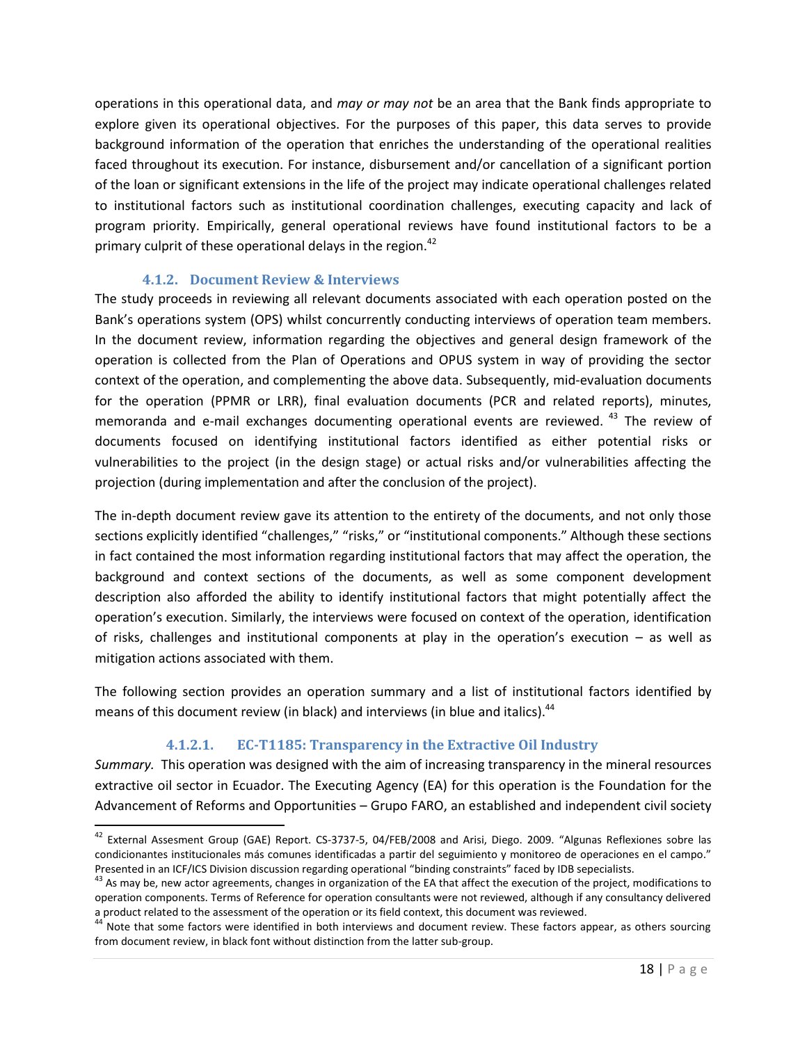operations in this operational data, and *may or may not* be an area that the Bank finds appropriate to explore given its operational objectives. For the purposes of this paper, this data serves to provide background information of the operation that enriches the understanding of the operational realities faced throughout its execution. For instance, disbursement and/or cancellation of a significant portion of the loan or significant extensions in the life of the project may indicate operational challenges related to institutional factors such as institutional coordination challenges, executing capacity and lack of program priority. Empirically, general operational reviews have found institutional factors to be a primary culprit of these operational delays in the region.[42]

#### 4.1.2. Document Review & Interviews

The study proceeds in reviewing all relevant documents associated with each operation posted on the Bank's operations system (OPS) whilst concurrently conducting interviews of operation team members. In the document review, information regarding the objectives and general design framework of the operation is collected from the Plan of Operations and OPUS system in way of providing the sector context of the operation, and complementing the above data. Subsequently, mid-evaluation documents for the operation (PPMR or LRR), final evaluation documents (PCR and related reports), minutes, memoranda and e-mail exchanges documenting operational events are reviewed.[43] The review of documents focused on identifying institutional factors identified as either potential risks or vulnerabilities to the project (in the design stage) or actual risks and/or vulnerabilities affecting the projection (during implementation and after the conclusion of the project).

The in-depth document review gave its attention to the entirety of the documents, and not only those sections explicitly identified "challenges," "risks," or "institutional components." Although these sections in fact contained the most information regarding institutional factors that may affect the operation, the background and context sections of the documents, as well as some component development description also afforded the ability to identify institutional factors that might potentially affect the operation's execution. Similarly, the interviews were focused on context of the operation, identification of risks, challenges and institutional components at play in the operation's execution – as well as mitigation actions associated with them.

The following section provides an operation summary and a list of institutional factors identified by means of this document review (in black) and interviews (in blue and italics).[44]

##### 4.1.2.1. EC-T1185: Transparency in the Extractive Oil Industry

*Summary.* This operation was designed with the aim of increasing transparency in the mineral resources extractive oil sector in Ecuador. The Executing Agency (EA) for this operation is the Foundation for the Advancement of Reforms and Opportunities – Grupo FARO, an established and independent civil society

---

[42] External Assesment Group (GAE) Report. CS-3737-5, 04/FEB/2008 and Arisi, Diego. 2009. "Algunas Reflexiones sobre las condicionantes institucionales más comunes identificadas a partir del seguimiento y monitoreo de operaciones en el campo." Presented in an ICF/ICS Division discussion regarding operational "binding constraints" faced by IDB sepecialists.

[43] As may be, new actor agreements, changes in organization of the EA that affect the execution of the project, modifications to operation components. Terms of Reference for operation consultants were not reviewed, although if any consultancy delivered a product related to the assessment of the operation or its field context, this document was reviewed.

[44] Note that some factors were identified in both interviews and document review. These factors appear, as others sourcing from document review, in black font without distinction from the latter sub-group.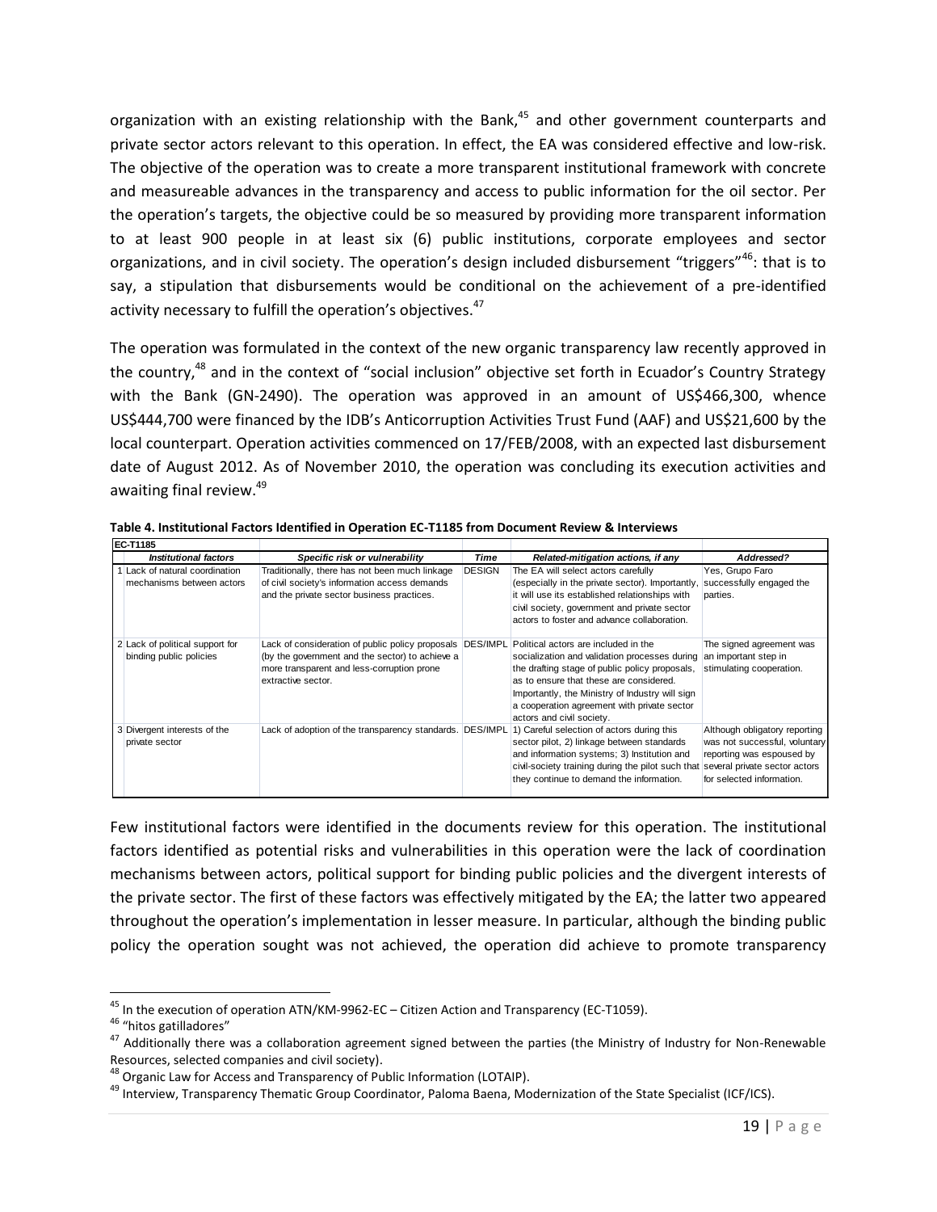organization with an existing relationship with the Bank,[45] and other government counterparts and private sector actors relevant to this operation. In effect, the EA was considered effective and low-risk. The objective of the operation was to create a more transparent institutional framework with concrete and measureable advances in the transparency and access to public information for the oil sector. Per the operation's targets, the objective could be so measured by providing more transparent information to at least 900 people in at least six (6) public institutions, corporate employees and sector organizations, and in civil society. The operation's design included disbursement "triggers"[46]: that is to say, a stipulation that disbursements would be conditional on the achievement of a pre-identified activity necessary to fulfill the operation's objectives.[47]

The operation was formulated in the context of the new organic transparency law recently approved in the country,[48] and in the context of "social inclusion" objective set forth in Ecuador's Country Strategy with the Bank (GN-2490). The operation was approved in an amount of US$466,300, whence US$444,700 were financed by the IDB's Anticorruption Activities Trust Fund (AAF) and US$21,600 by the local counterpart. Operation activities commenced on 17/FEB/2008, with an expected last disbursement date of August 2012. As of November 2010, the operation was concluding its execution activities and awaiting final review.[49]

**Table 4. Institutional Factors Identified in Operation EC-T1185 from Document Review & Interviews**

| EC-T1185 | | | | | |
|---|---|---|---|---|---|
| | ***Institutional factors*** | ***Specific risk or vulnerability*** | ***Time*** | ***Related-mitigation actions, if any*** | ***Addressed?*** |
| 1 | Lack of natural coordination mechanisms between actors | Traditionally, there has not been much linkage of civil society's information access demands and the private sector business practices. | DESIGN | The EA will select actors carefully (especially in the private sector). Importantly, it will use its established relationships with civil society, government and private sector actors to foster and advance collaboration. | Yes, Grupo Faro successfully engaged the parties. |
| 2 | Lack of political support for binding public policies | Lack of consideration of public policy proposals (by the government and the sector) to achieve a more transparent and less-corruption prone extractive sector. | DES/IMPL | Political actors are included in the socialization and validation processes during the drafting stage of public policy proposals, as to ensure that these are considered. Importantly, the Ministry of Industry will sign a cooperation agreement with private sector actors and civil society. | The signed agreement was an important step in stimulating cooperation. |
| 3 | Divergent interests of the private sector | Lack of adoption of the transparency standards. | DES/IMPL | 1) Careful selection of actors during this sector pilot, 2) linkage between standards and information systems; 3) Institution and civil-society training during the pilot such that they continue to demand the information. | Although obligatory reporting was not successful, voluntary reporting was espoused by several private sector actors for selected information. |

Few institutional factors were identified in the documents review for this operation. The institutional factors identified as potential risks and vulnerabilities in this operation were the lack of coordination mechanisms between actors, political support for binding public policies and the divergent interests of the private sector. The first of these factors was effectively mitigated by the EA; the latter two appeared throughout the operation's implementation in lesser measure. In particular, although the binding public policy the operation sought was not achieved, the operation did achieve to promote transparency

---

[45] In the execution of operation ATN/KM-9962-EC – Citizen Action and Transparency (EC-T1059).

[46] "hitos gatilladores"

[47] Additionally there was a collaboration agreement signed between the parties (the Ministry of Industry for Non-Renewable Resources, selected companies and civil society).

[48] Organic Law for Access and Transparency of Public Information (LOTAIP).

[49] Interview, Transparency Thematic Group Coordinator, Paloma Baena, Modernization of the State Specialist (ICF/ICS).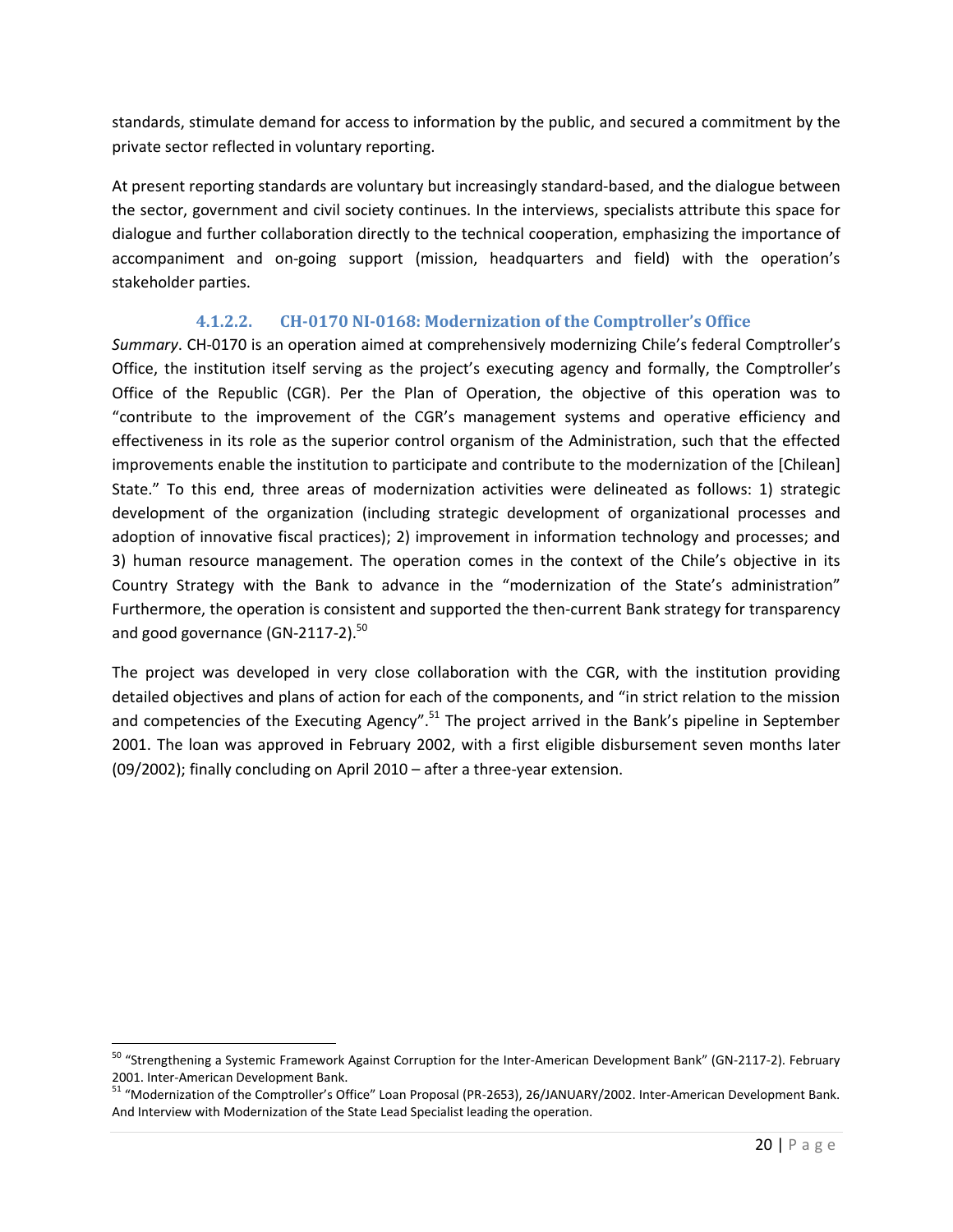standards, stimulate demand for access to information by the public, and secured a commitment by the private sector reflected in voluntary reporting.

At present reporting standards are voluntary but increasingly standard-based, and the dialogue between the sector, government and civil society continues. In the interviews, specialists attribute this space for dialogue and further collaboration directly to the technical cooperation, emphasizing the importance of accompaniment and on-going support (mission, headquarters and field) with the operation's stakeholder parties.

#### 4.1.2.2. CH-0170 NI-0168: Modernization of the Comptroller's Office

*Summary*. CH-0170 is an operation aimed at comprehensively modernizing Chile's federal Comptroller's Office, the institution itself serving as the project's executing agency and formally, the Comptroller's Office of the Republic (CGR). Per the Plan of Operation, the objective of this operation was to "contribute to the improvement of the CGR's management systems and operative efficiency and effectiveness in its role as the superior control organism of the Administration, such that the effected improvements enable the institution to participate and contribute to the modernization of the [Chilean] State." To this end, three areas of modernization activities were delineated as follows: 1) strategic development of the organization (including strategic development of organizational processes and adoption of innovative fiscal practices); 2) improvement in information technology and processes; and 3) human resource management. The operation comes in the context of the Chile's objective in its Country Strategy with the Bank to advance in the "modernization of the State's administration" Furthermore, the operation is consistent and supported the then-current Bank strategy for transparency and good governance (GN-2117-2).[50]

The project was developed in very close collaboration with the CGR, with the institution providing detailed objectives and plans of action for each of the components, and "in strict relation to the mission and competencies of the Executing Agency".[51] The project arrived in the Bank's pipeline in September 2001. The loan was approved in February 2002, with a first eligible disbursement seven months later (09/2002); finally concluding on April 2010 – after a three-year extension.

---

[50] "Strengthening a Systemic Framework Against Corruption for the Inter-American Development Bank" (GN-2117-2). February 2001. Inter-American Development Bank.

[51] "Modernization of the Comptroller's Office" Loan Proposal (PR-2653), 26/JANUARY/2002. Inter-American Development Bank. And Interview with Modernization of the State Lead Specialist leading the operation.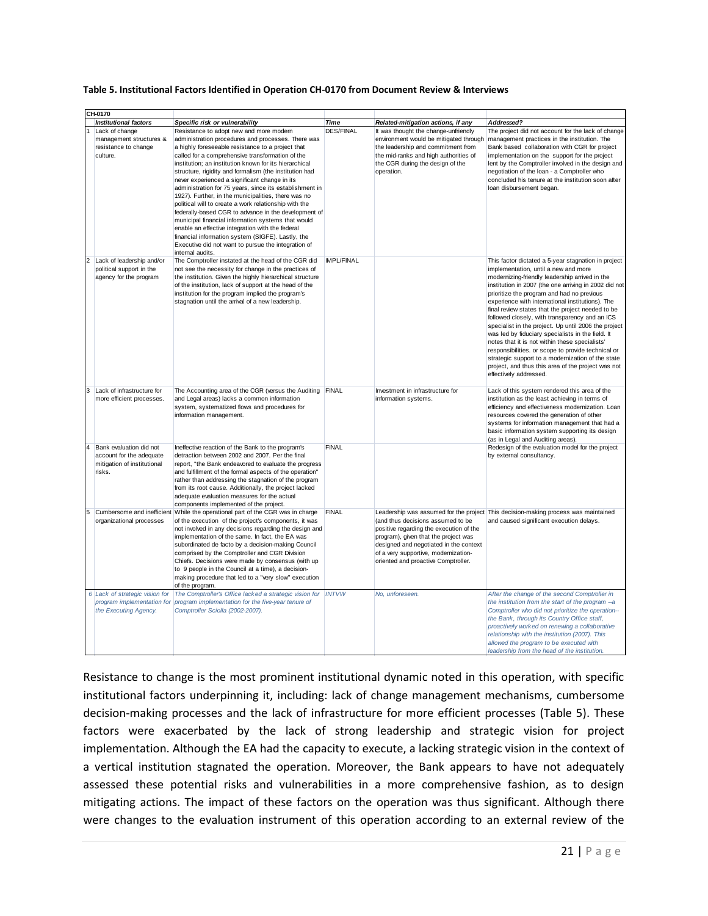**Table 5. Institutional Factors Identified in Operation CH-0170 from Document Review & Interviews**

| CH-0170 | | | | | |
|---|---|---|---|---|---|
| | ***Institutional factors*** | ***Specific risk or vulnerability*** | ***Time*** | ***Related-mitigation actions, if any*** | ***Addressed?*** |
| 1 | Lack of change management structures & resistance to change culture. | Resistance to adopt new and more modern administration procedures and processes. There was a highly foreseeable resistance to a project that called for a comprehensive transformation of the institution; an institution known for its hierarchical structure, rigidity and formalism (the institution had never experienced a significant change in its administration for 75 years, since its establishment in 1927). Further, in the municipalities, there was no political will to create a work relationship with the federally-based CGR to advance in the development of municipal financial information systems that would enable an effective integration with the federal financial information system (SIGFE). Lastly, the Executive did not want to pursue the integration of internal audits. | DES/FINAL | It was thought the change-unfriendly environment would be mitigated through the leadership and commitment from the mid-ranks and high authorities of the CGR during the design of the operation. | The project did not account for the lack of change management practices in the institution. The Bank based collaboration with CGR for project implementation on the support for the project lent by the Comptroller involved in the design and negotiation of the loan - a Comptroller who concluded his tenure at the institution soon after loan disbursement began. |
| 2 | Lack of leadership and/or political support in the agency for the program | The Comptroller instated at the head of the CGR did not see the necessity for change in the practices of the institution. Given the highly hierarchical structure of the institution, lack of support at the head of the institution for the program implied the program's stagnation until the arrival of a new leadership. | IMPL/FINAL | | This factor dictated a 5-year stagnation in project implementation, until a new and more modernizing-friendly leadership arrived in the institution in 2007 (the one arriving in 2002 did not prioritize the program and had no previous experience with international institutions). The final review states that the project needed to be followed closely, with transparency and an ICS specialist in the project. Up until 2006 the project was led by fiduciary specialists in the field. It notes that it is not within these specialists' responsibilities. or scope to provide technical or strategic support to a modernization of the state project, and thus this area of the project was not effectively addressed. |
| 3 | Lack of infrastructure for more efficient processes. | The Accounting area of the CGR (versus the Auditing and Legal areas) lacks a common information system, systematized flows and procedures for information management. | FINAL | Investment in infrastructure for information systems. | Lack of this system rendered this area of the institution as the least achieving in terms of efficiency and effectiveness modernization. Loan resources covered the generation of other systems for information management that had a basic information system supporting its design (as in Legal and Auditing areas). |
| 4 | Bank evaluation did not account for the adequate mitigation of institutional risks. | Ineffective reaction of the Bank to the program's detraction between 2002 and 2007. Per the final report, "the Bank endeavored to evaluate the progress and fulfillment of the formal aspects of the operation" rather than addressing the stagnation of the program from its root cause. Additionally, the project lacked adequate evaluation measures for the actual components implemented of the project. | FINAL | | Redesign of the evaluation model for the project by external consultancy. |
| 5 | Cumbersome and inefficient organizational processes | While the operational part of the CGR was in charge of the execution of the project's components, it was not involved in any decisions regarding the design and implementation of the same. In fact, the EA was subordinated de facto by a decision-making Council comprised by the Comptroller and CGR Division Chiefs. Decisions were made by consensus (with up to 9 people in the Council at a time), a decision-making procedure that led to a "very slow" execution of the program. | FINAL | Leadership was assumed for the project (and thus decisions assumed to be positive regarding the execution of the program), given that the project was designed and negotiated in the context of a very supportive, modernization-oriented and proactive Comptroller. | This decision-making process was maintained and caused significant execution delays. |
| *6* | *Lack of strategic vision for program implementation for the Executing Agency.* | *The Comptroller's Office lacked a strategic vision for program implementation for the five-year tenure of Comptroller Sciolla (2002-2007).* | *INTVW* | *No, unforeseen.* | *After the change of the second Comptroller in the institution from the start of the program --a Comptroller who did not prioritize the operation-- the Bank, through its Country Office staff, proactively worked on renewing a collaborative relationship with the institution (2007). This allowed the program to be executed with leadership from the head of the institution.* |

Resistance to change is the most prominent institutional dynamic noted in this operation, with specific institutional factors underpinning it, including: lack of change management mechanisms, cumbersome decision-making processes and the lack of infrastructure for more efficient processes (Table 5). These factors were exacerbated by the lack of strong leadership and strategic vision for project implementation. Although the EA had the capacity to execute, a lacking strategic vision in the context of a vertical institution stagnated the operation. Moreover, the Bank appears to have not adequately assessed these potential risks and vulnerabilities in a more comprehensive fashion, as to design mitigating actions. The impact of these factors on the operation was thus significant. Although there were changes to the evaluation instrument of this operation according to an external review of the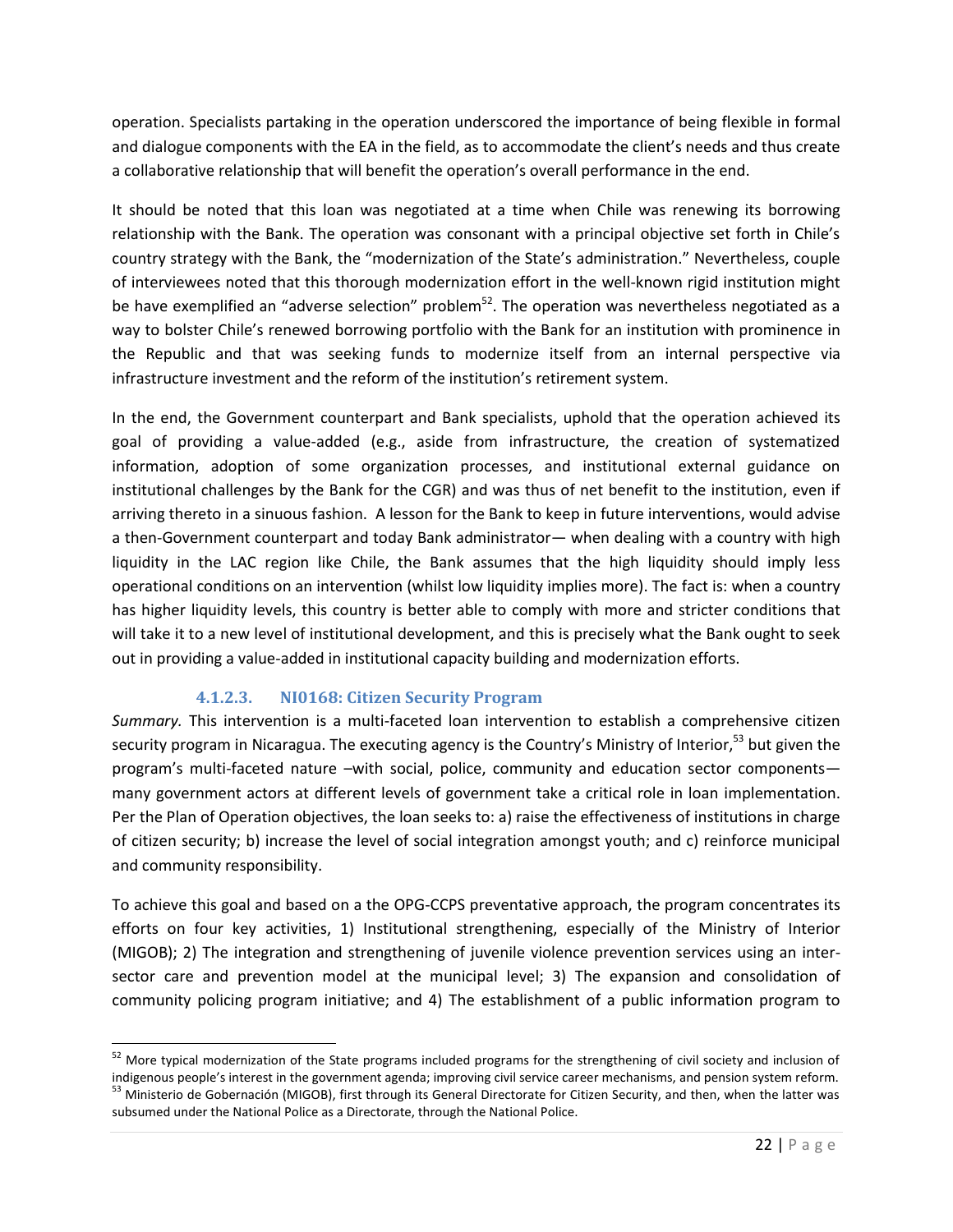operation. Specialists partaking in the operation underscored the importance of being flexible in formal and dialogue components with the EA in the field, as to accommodate the client's needs and thus create a collaborative relationship that will benefit the operation's overall performance in the end.

It should be noted that this loan was negotiated at a time when Chile was renewing its borrowing relationship with the Bank. The operation was consonant with a principal objective set forth in Chile's country strategy with the Bank, the "modernization of the State's administration." Nevertheless, couple of interviewees noted that this thorough modernization effort in the well-known rigid institution might be have exemplified an "adverse selection" problem[52]. The operation was nevertheless negotiated as a way to bolster Chile's renewed borrowing portfolio with the Bank for an institution with prominence in the Republic and that was seeking funds to modernize itself from an internal perspective via infrastructure investment and the reform of the institution's retirement system.

In the end, the Government counterpart and Bank specialists, uphold that the operation achieved its goal of providing a value-added (e.g., aside from infrastructure, the creation of systematized information, adoption of some organization processes, and institutional external guidance on institutional challenges by the Bank for the CGR) and was thus of net benefit to the institution, even if arriving thereto in a sinuous fashion. A lesson for the Bank to keep in future interventions, would advise a then-Government counterpart and today Bank administrator— when dealing with a country with high liquidity in the LAC region like Chile, the Bank assumes that the high liquidity should imply less operational conditions on an intervention (whilst low liquidity implies more). The fact is: when a country has higher liquidity levels, this country is better able to comply with more and stricter conditions that will take it to a new level of institutional development, and this is precisely what the Bank ought to seek out in providing a value-added in institutional capacity building and modernization efforts.

#### 4.1.2.3. NI0168: Citizen Security Program

*Summary.* This intervention is a multi-faceted loan intervention to establish a comprehensive citizen security program in Nicaragua. The executing agency is the Country's Ministry of Interior,[53] but given the program's multi-faceted nature –with social, police, community and education sector components— many government actors at different levels of government take a critical role in loan implementation. Per the Plan of Operation objectives, the loan seeks to: a) raise the effectiveness of institutions in charge of citizen security; b) increase the level of social integration amongst youth; and c) reinforce municipal and community responsibility.

To achieve this goal and based on a the OPG-CCPS preventative approach, the program concentrates its efforts on four key activities, 1) Institutional strengthening, especially of the Ministry of Interior (MIGOB); 2) The integration and strengthening of juvenile violence prevention services using an inter-sector care and prevention model at the municipal level; 3) The expansion and consolidation of community policing program initiative; and 4) The establishment of a public information program to

---

[52] More typical modernization of the State programs included programs for the strengthening of civil society and inclusion of indigenous people's interest in the government agenda; improving civil service career mechanisms, and pension system reform.

[53] Ministerio de Gobernación (MIGOB), first through its General Directorate for Citizen Security, and then, when the latter was subsumed under the National Police as a Directorate, through the National Police.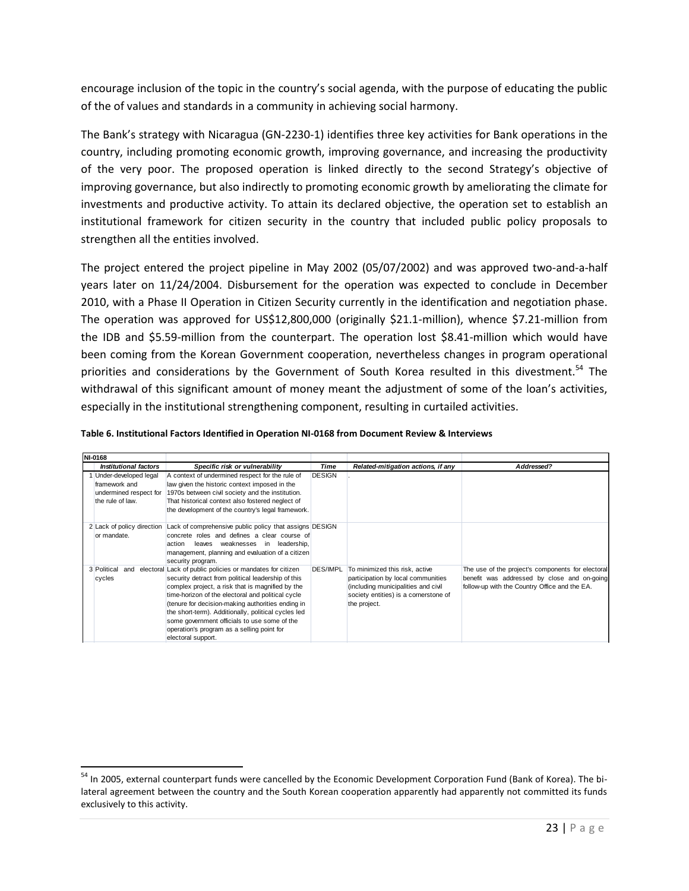encourage inclusion of the topic in the country's social agenda, with the purpose of educating the public of the of values and standards in a community in achieving social harmony.

The Bank's strategy with Nicaragua (GN-2230-1) identifies three key activities for Bank operations in the country, including promoting economic growth, improving governance, and increasing the productivity of the very poor. The proposed operation is linked directly to the second Strategy's objective of improving governance, but also indirectly to promoting economic growth by ameliorating the climate for investments and productive activity. To attain its declared objective, the operation set to establish an institutional framework for citizen security in the country that included public policy proposals to strengthen all the entities involved.

The project entered the project pipeline in May 2002 (05/07/2002) and was approved two-and-a-half years later on 11/24/2004. Disbursement for the operation was expected to conclude in December 2010, with a Phase II Operation in Citizen Security currently in the identification and negotiation phase. The operation was approved for US$12,800,000 (originally $21.1-million), whence $7.21-million from the IDB and $5.59-million from the counterpart. The operation lost $8.41-million which would have been coming from the Korean Government cooperation, nevertheless changes in program operational priorities and considerations by the Government of South Korea resulted in this divestment.[54] The withdrawal of this significant amount of money meant the adjustment of some of the loan's activities, especially in the institutional strengthening component, resulting in curtailed activities.

**Table 6. Institutional Factors Identified in Operation NI-0168 from Document Review & Interviews**

| NI-0168 | | | | | |
|---|---|---|---|---|---|
| | *Institutional factors* | *Specific risk or vulnerability* | *Time* | *Related-mitigation actions, if any* | *Addressed?* |
| 1 | Under-developed legal framework and undermined respect for the rule of law. | A context of undermined respect for the rule of law given the historic context imposed in the 1970s between civil society and the institution. That historical context also fostered neglect of the development of the country's legal framework. | DESIGN | . | |
| 2 | Lack of policy direction or mandate. | Lack of comprehensive public policy that assigns concrete roles and defines a clear course of action leaves weaknesses in leadership, management, planning and evaluation of a citizen security program. | DESIGN | | |
| 3 | Political and electoral cycles | Lack of public policies or mandates for citizen security detract from political leadership of this complex project, a risk that is magnified by the time-horizon of the electoral and political cycle (tenure for decision-making authorities ending in the short-term). Additionally, political cycles led some government officials to use some of the operation's program as a selling point for electoral support. | DES/IMPL | To minimized this risk, active participation by local communities (including municipalities and civil society entities) is a cornerstone of the project. | The use of the project's components for electoral benefit was addressed by close and on-going follow-up with the Country Office and the EA. |

[54] In 2005, external counterpart funds were cancelled by the Economic Development Corporation Fund (Bank of Korea). The bi-lateral agreement between the country and the South Korean cooperation apparently had apparently not committed its funds exclusively to this activity.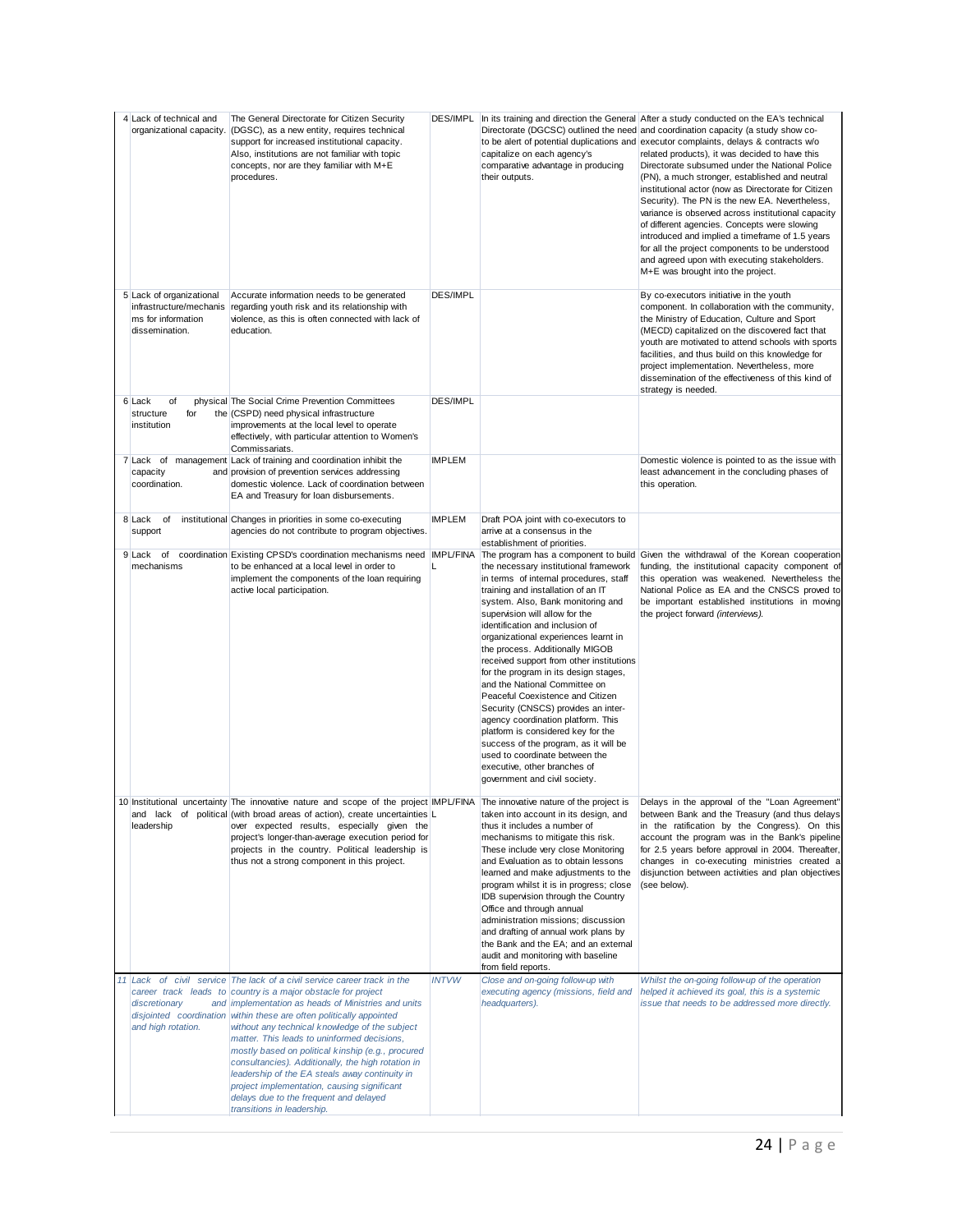| | | | | | |
|---|---|---|---|---|---|
| 4 | Lack of technical and organizational capacity. | The General Directorate for Citizen Security (DGSC), as a new entity, requires technical support for increased institutional capacity. Also, institutions are not familiar with topic concepts, nor are they familiar with M+E procedures. | DES/IMPL | In its training and direction the General Directorate (DGCSC) outlined the need to be alert of potential duplications and capitalize on each agency's comparative advantage in producing their outputs. | After a study conducted on the EA's technical and coordination capacity (a study show co-executor complaints, delays & contracts w/o related products), it was decided to have this Directorate subsumed under the National Police (PN), a much stronger, established and neutral institutional actor (now as Directorate for Citizen Security). The PN is the new EA. Nevertheless, variance is observed across institutional capacity of different agencies. Concepts were slowing introduced and implied a timeframe of 1.5 years for all the project components to be understood and agreed upon with executing stakeholders. M+E was brought into the project. |
| 5 | Lack of organizational infrastructure/mechanisms for information dissemination. | Accurate information needs to be generated regarding youth risk and its relationship with violence, as this is often connected with lack of education. | DES/IMPL | | By co-executors initiative in the youth component. In collaboration with the community, the Ministry of Education, Culture and Sport (MECD) capitalized on the discovered fact that youth are motivated to attend schools with sports facilities, and thus build on this knowledge for project implementation. Nevertheless, more dissemination of the effectiveness of this kind of strategy is needed. |
| 6 | Lack of physical structure for the institution | The Social Crime Prevention Committees (CSPD) need physical infrastructure improvements at the local level to operate effectively, with particular attention to Women's Commissariats. | DES/IMPL | | |
| 7 | Lack of management capacity and coordination. | Lack of training and coordination inhibit the provision of prevention services addressing domestic violence. Lack of coordination between EA and Treasury for loan disbursements. | IMPLEM | | Domestic violence is pointed to as the issue with least advancement in the concluding phases of this operation. |
| 8 | Lack of institutional support | Changes in priorities in some co-executing agencies do not contribute to program objectives. | IMPLEM | Draft POA joint with co-executors to arrive at a consensus in the establishment of priorities. | |
| 9 | Lack of coordination mechanisms | Existing CPSD's coordination mechanisms need to be enhanced at a local level in order to implement the components of the loan requiring active local participation. | IMPL/FINAL | The program has a component to build the necessary institutional framework in terms of internal procedures, staff training and installation of an IT system. Also, Bank monitoring and supervision will allow for the identification and inclusion of organizational experiences learnt in the process. Additionally MIGOB received support from other institutions for the program in its design stages, and the National Committee on Peaceful Coexistence and Citizen Security (CNSCS) provides an inter-agency coordination platform. This platform is considered key for the success of the program, as it will be used to coordinate between the executive, other branches of government and civil society. | Given the withdrawal of the Korean cooperation funding, the institutional capacity component of this operation was weakened. Nevertheless the National Police as EA and the CNSCS proved to be important established institutions in moving the project forward *(interviews).* |
| 10 | Institutional uncertainty and lack of political leadership | The innovative nature and scope of the project (with broad areas of action), create uncertainties over expected results, especially given the project's longer-than-average execution period for projects in the country. Political leadership is thus not a strong component in this project. | IMPL/FINAL | The innovative nature of the project is taken into account in its design, and thus it includes a number of mechanisms to mitigate this risk. These include very close Monitoring and Evaluation as to obtain lessons learned and make adjustments to the program whilst it is in progress; close IDB supervision through the Country Office and through annual administration missions; discussion and drafting of annual work plans by the Bank and the EA; and an external audit and monitoring with baseline from field reports. | Delays in the approval of the "Loan Agreement" between Bank and the Treasury (and thus delays in the ratification by the Congress). On this account the program was in the Bank's pipeline for 2.5 years before approval in 2004. Thereafter, changes in co-executing ministries created a disjunction between activities and plan objectives (see below). |
| *11* | *Lack of civil service career track leads to discretionary and disjointed coordination and high rotation.* | *The lack of a civil service career track in the country is a major obstacle for project implementation as heads of Ministries and units within these are often politically appointed without any technical knowledge of the subject matter. This leads to uninformed decisions, mostly based on political kinship (e.g., procured consultancies). Additionally, the high rotation in leadership of the EA steals away continuity in project implementation, causing significant delays due to the frequent and delayed transitions in leadership.* | *INTVW* | *Close and on-going follow-up with executing agency (missions, field and headquarters).* | *Whilst the on-going follow-up of the operation helped it achieved its goal, this is a systemic issue that needs to be addressed more directly.* |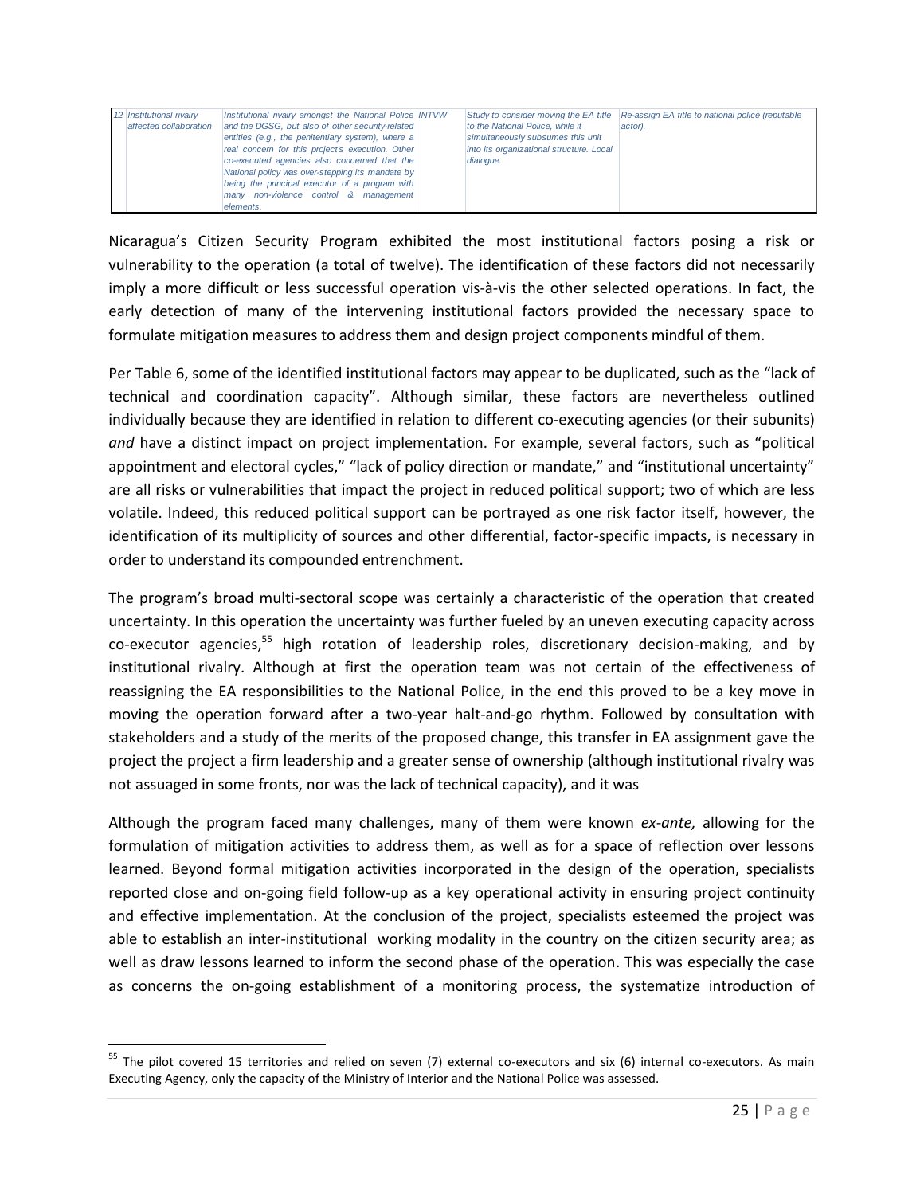| 12 | Institutional rivalry affected collaboration | Institutional rivalry amongst the National Police and the DGSG, but also of other security-related entities (e.g., the penitentiary system), where a real concern for this project's execution. Other co-executed agencies also concerned that the National policy was over-stepping its mandate by being the principal executor of a program with many non-violence control & management elements. | INTVW | Study to consider moving the EA title to the National Police, while it simultaneously subsumes this unit into its organizational structure. Local dialogue. | Re-assign EA title to national police (reputable actor). |
|---|---|---|---|---|---|

Nicaragua's Citizen Security Program exhibited the most institutional factors posing a risk or vulnerability to the operation (a total of twelve). The identification of these factors did not necessarily imply a more difficult or less successful operation vis-à-vis the other selected operations. In fact, the early detection of many of the intervening institutional factors provided the necessary space to formulate mitigation measures to address them and design project components mindful of them.

Per Table 6, some of the identified institutional factors may appear to be duplicated, such as the "lack of technical and coordination capacity". Although similar, these factors are nevertheless outlined individually because they are identified in relation to different co-executing agencies (or their subunits) *and* have a distinct impact on project implementation. For example, several factors, such as "political appointment and electoral cycles," "lack of policy direction or mandate," and "institutional uncertainty" are all risks or vulnerabilities that impact the project in reduced political support; two of which are less volatile. Indeed, this reduced political support can be portrayed as one risk factor itself, however, the identification of its multiplicity of sources and other differential, factor-specific impacts, is necessary in order to understand its compounded entrenchment.

The program's broad multi-sectoral scope was certainly a characteristic of the operation that created uncertainty. In this operation the uncertainty was further fueled by an uneven executing capacity across co-executor agencies,[55] high rotation of leadership roles, discretionary decision-making, and by institutional rivalry. Although at first the operation team was not certain of the effectiveness of reassigning the EA responsibilities to the National Police, in the end this proved to be a key move in moving the operation forward after a two-year halt-and-go rhythm. Followed by consultation with stakeholders and a study of the merits of the proposed change, this transfer in EA assignment gave the project the project a firm leadership and a greater sense of ownership (although institutional rivalry was not assuaged in some fronts, nor was the lack of technical capacity), and it was

Although the program faced many challenges, many of them were known *ex-ante,* allowing for the formulation of mitigation activities to address them, as well as for a space of reflection over lessons learned. Beyond formal mitigation activities incorporated in the design of the operation, specialists reported close and on-going field follow-up as a key operational activity in ensuring project continuity and effective implementation. At the conclusion of the project, specialists esteemed the project was able to establish an inter-institutional working modality in the country on the citizen security area; as well as draw lessons learned to inform the second phase of the operation. This was especially the case as concerns the on-going establishment of a monitoring process, the systematize introduction of

[55] The pilot covered 15 territories and relied on seven (7) external co-executors and six (6) internal co-executors. As main Executing Agency, only the capacity of the Ministry of Interior and the National Police was assessed.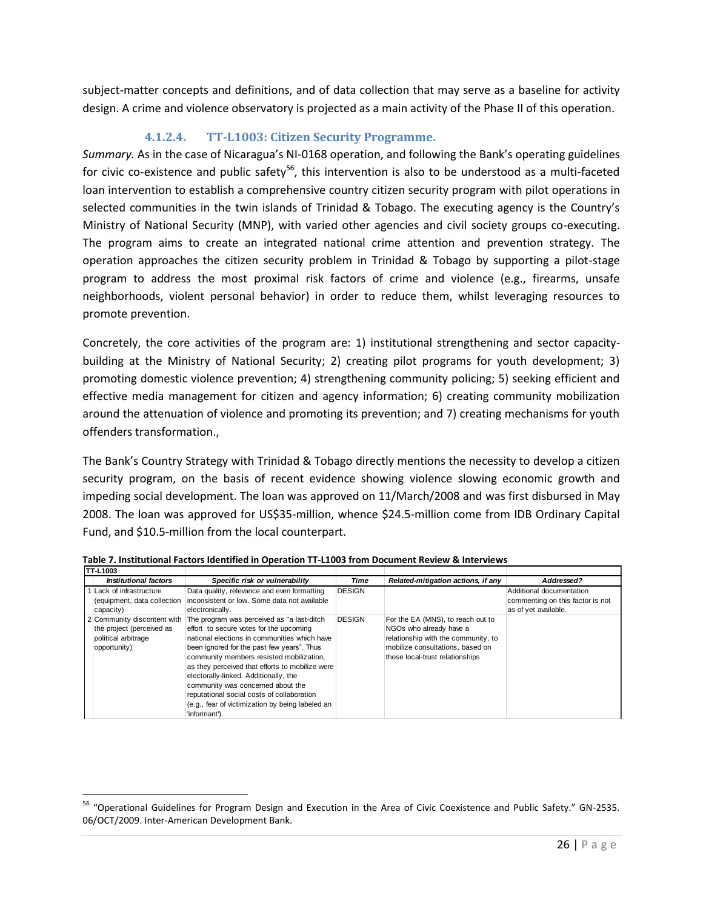subject-matter concepts and definitions, and of data collection that may serve as a baseline for activity design. A crime and violence observatory is projected as a main activity of the Phase II of this operation.

#### 4.1.2.4. TT-L1003: Citizen Security Programme.

*Summary.* As in the case of Nicaragua's NI-0168 operation, and following the Bank's operating guidelines for civic co-existence and public safety[56], this intervention is also to be understood as a multi-faceted loan intervention to establish a comprehensive country citizen security program with pilot operations in selected communities in the twin islands of Trinidad & Tobago. The executing agency is the Country's Ministry of National Security (MNP), with varied other agencies and civil society groups co-executing. The program aims to create an integrated national crime attention and prevention strategy. The operation approaches the citizen security problem in Trinidad & Tobago by supporting a pilot-stage program to address the most proximal risk factors of crime and violence (e.g., firearms, unsafe neighborhoods, violent personal behavior) in order to reduce them, whilst leveraging resources to promote prevention.

Concretely, the core activities of the program are: 1) institutional strengthening and sector capacity-building at the Ministry of National Security; 2) creating pilot programs for youth development; 3) promoting domestic violence prevention; 4) strengthening community policing; 5) seeking efficient and effective media management for citizen and agency information; 6) creating community mobilization around the attenuation of violence and promoting its prevention; and 7) creating mechanisms for youth offenders transformation.,

The Bank's Country Strategy with Trinidad & Tobago directly mentions the necessity to develop a citizen security program, on the basis of recent evidence showing violence slowing economic growth and impeding social development. The loan was approved on 11/March/2008 and was first disbursed in May 2008. The loan was approved for US$35-million, whence $24.5-million come from IDB Ordinary Capital Fund, and $10.5-million from the local counterpart.

**Table 7. Institutional Factors Identified in Operation TT-L1003 from Document Review & Interviews**

| TT-L1003 | | | | | |
|---|---|---|---|---|---|
| | *Institutional factors* | *Specific risk or vulnerability* | *Time* | *Related-mitigation actions, if any* | *Addressed?* |
| 1 | Lack of infrastructure (equipment, data collection capacity) | Data quality, relevance and even formatting inconsistent or low. Some data not available electronically. | DESIGN | | Additional documentation commenting on this factor is not as of yet available. |
| 2 | Community discontent with the project (perceived as political arbitrage opportunity) | The program was perceived as "a last-ditch effort to secure votes for the upcoming national elections in communities which have been ignored for the past few years". Thus community members resisted mobilization, as they perceived that efforts to mobilize were electorally-linked. Additionally, the community was concerned about the reputational social costs of collaboration (e.g., fear of victimization by being labeled an 'informant'). | DESIGN | For the EA (MNS), to reach out to NGOs who already have a relationship with the community, to mobilize consultations, based on those local-trust relationships | |

[56] "Operational Guidelines for Program Design and Execution in the Area of Civic Coexistence and Public Safety." GN-2535. 06/OCT/2009. Inter-American Development Bank.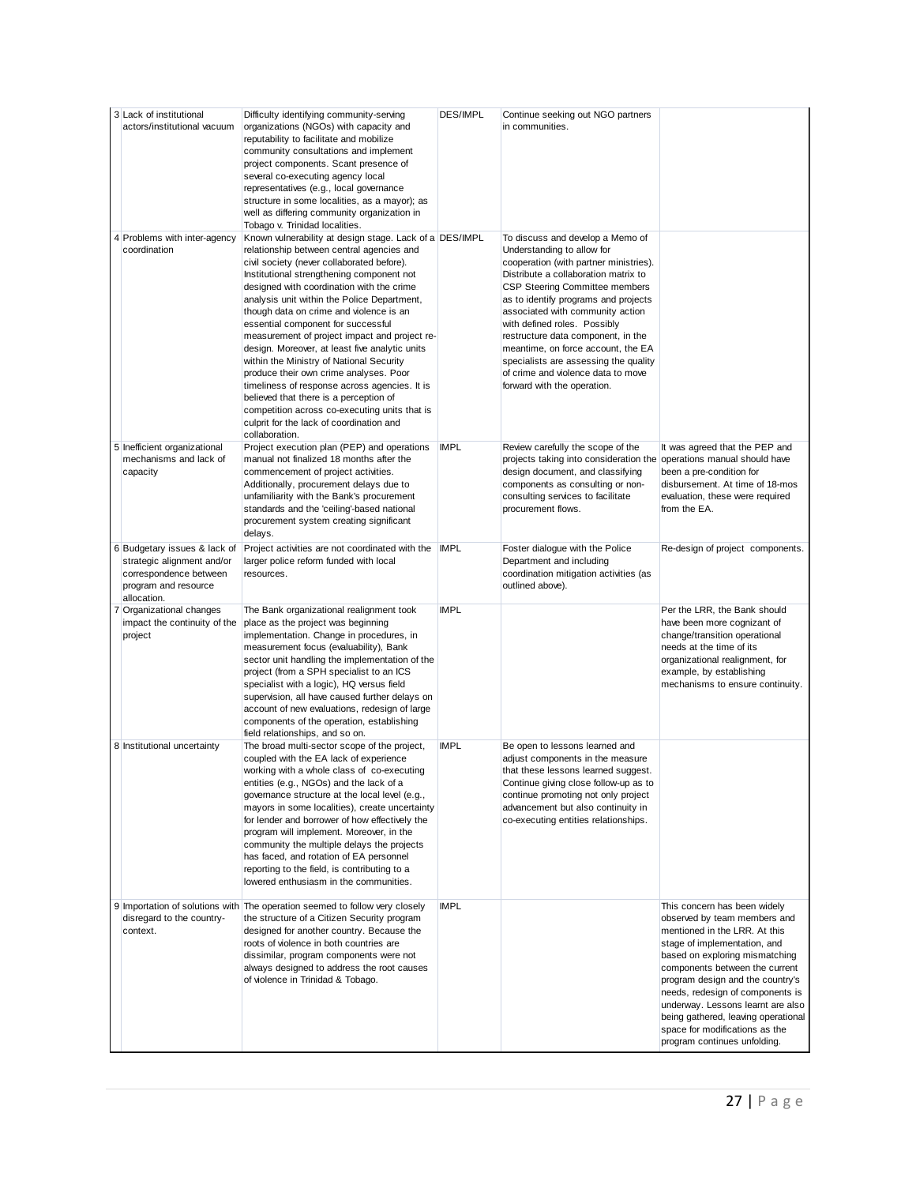| | | | | | |
|---|---|---|---|---|---|
| 3 | Lack of institutional actors/institutional vacuum | Difficulty identifying community-serving organizations (NGOs) with capacity and reputability to facilitate and mobilize community consultations and implement project components. Scant presence of several co-executing agency local representatives (e.g., local governance structure in some localities, as a mayor); as well as differing community organization in Tobago v. Trinidad localities. | DES/IMPL | Continue seeking out NGO partners in communities. | |
| 4 | Problems with inter-agency coordination | Known vulnerability at design stage. Lack of a relationship between central agencies and civil society (never collaborated before). Institutional strengthening component not designed with coordination with the crime analysis unit within the Police Department, though data on crime and violence is an essential component for successful measurement of project impact and project re-design. Moreover, at least five analytic units within the Ministry of National Security produce their own crime analyses. Poor timeliness of response across agencies. It is believed that there is a perception of competition across co-executing units that is culprit for the lack of coordination and collaboration. | DES/IMPL | To discuss and develop a Memo of Understanding to allow for cooperation (with partner ministries). Distribute a collaboration matrix to CSP Steering Committee members as to identify programs and projects associated with community action with defined roles. Possibly restructure data component, in the meantime, on force account, the EA specialists are assessing the quality of crime and violence data to move forward with the operation. | |
| 5 | Inefficient organizational mechanisms and lack of capacity | Project execution plan (PEP) and operations manual not finalized 18 months after the commencement of project activities. Additionally, procurement delays due to unfamiliarity with the Bank's procurement standards and the 'ceiling'-based national procurement system creating significant delays. | IMPL | Review carefully the scope of the projects taking into consideration the design document, and classifying components as consulting or non-consulting services to facilitate procurement flows. | It was agreed that the PEP and operations manual should have been a pre-condition for disbursement. At time of 18-mos evaluation, these were required from the EA. |
| 6 | Budgetary issues & lack of strategic alignment and/or correspondence between program and resource allocation. | Project activities are not coordinated with the larger police reform funded with local resources. | IMPL | Foster dialogue with the Police Department and including coordination mitigation activities (as outlined above). | Re-design of project components. |
| 7 | Organizational changes impact the continuity of the project | The Bank organizational realignment took place as the project was beginning implementation. Change in procedures, in measurement focus (evaluability), Bank sector unit handling the implementation of the project (from a SPH specialist to an ICS specialist with a logic), HQ versus field supervision, all have caused further delays on account of new evaluations, redesign of large components of the operation, establishing field relationships, and so on. | IMPL | | Per the LRR, the Bank should have been more cognizant of change/transition operational needs at the time of its organizational realignment, for example, by establishing mechanisms to ensure continuity. |
| 8 | Institutional uncertainty | The broad multi-sector scope of the project, coupled with the EA lack of experience working with a whole class of co-executing entities (e.g., NGOs) and the lack of a governance structure at the local level (e.g., mayors in some localities), create uncertainty for lender and borrower of how effectively the program will implement. Moreover, in the community the multiple delays the projects have faced, and rotation of EA personnel reporting to the field, is contributing to a lowered enthusiasm in the communities. | IMPL | Be open to lessons learned and adjust components in the measure that these lessons learned suggest. Continue giving close follow-up as to continue promoting not only project advancement but also continuity in co-executing entities relationships. | |
| 9 | Importation of solutions with disregard to the country-context. | The operation seemed to follow very closely the structure of a Citizen Security program designed for another country. Because the roots of violence in both countries are dissimilar, program components were not always designed to address the root causes of violence in Trinidad & Tobago. | IMPL | | This concern has been widely observed by team members and mentioned in the LRR. At this stage of implementation, and based on exploring mismatching components between the current program design and the country's needs, redesign of components is underway. Lessons learnt are also being gathered, leaving operational space for modifications as the program continues unfolding. |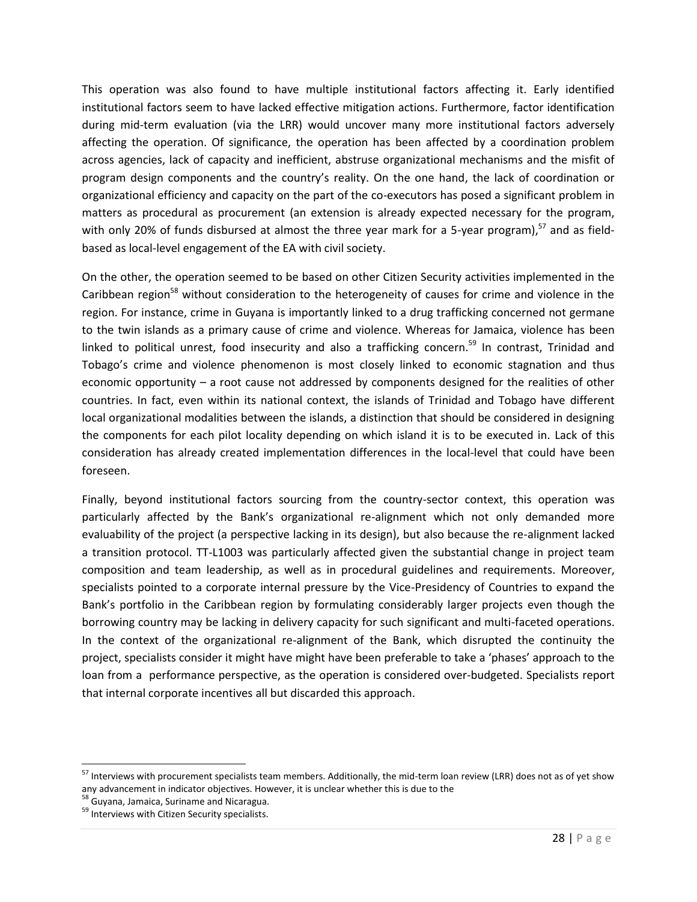This operation was also found to have multiple institutional factors affecting it. Early identified institutional factors seem to have lacked effective mitigation actions. Furthermore, factor identification during mid-term evaluation (via the LRR) would uncover many more institutional factors adversely affecting the operation. Of significance, the operation has been affected by a coordination problem across agencies, lack of capacity and inefficient, abstruse organizational mechanisms and the misfit of program design components and the country's reality. On the one hand, the lack of coordination or organizational efficiency and capacity on the part of the co-executors has posed a significant problem in matters as procedural as procurement (an extension is already expected necessary for the program, with only 20% of funds disbursed at almost the three year mark for a 5-year program),[57] and as field-based as local-level engagement of the EA with civil society.

On the other, the operation seemed to be based on other Citizen Security activities implemented in the Caribbean region[58] without consideration to the heterogeneity of causes for crime and violence in the region. For instance, crime in Guyana is importantly linked to a drug trafficking concerned not germane to the twin islands as a primary cause of crime and violence. Whereas for Jamaica, violence has been linked to political unrest, food insecurity and also a trafficking concern.[59] In contrast, Trinidad and Tobago's crime and violence phenomenon is most closely linked to economic stagnation and thus economic opportunity – a root cause not addressed by components designed for the realities of other countries. In fact, even within its national context, the islands of Trinidad and Tobago have different local organizational modalities between the islands, a distinction that should be considered in designing the components for each pilot locality depending on which island it is to be executed in. Lack of this consideration has already created implementation differences in the local-level that could have been foreseen.

Finally, beyond institutional factors sourcing from the country-sector context, this operation was particularly affected by the Bank's organizational re-alignment which not only demanded more evaluability of the project (a perspective lacking in its design), but also because the re-alignment lacked a transition protocol. TT-L1003 was particularly affected given the substantial change in project team composition and team leadership, as well as in procedural guidelines and requirements. Moreover, specialists pointed to a corporate internal pressure by the Vice-Presidency of Countries to expand the Bank's portfolio in the Caribbean region by formulating considerably larger projects even though the borrowing country may be lacking in delivery capacity for such significant and multi-faceted operations. In the context of the organizational re-alignment of the Bank, which disrupted the continuity the project, specialists consider it might have might have been preferable to take a 'phases' approach to the loan from a performance perspective, as the operation is considered over-budgeted. Specialists report that internal corporate incentives all but discarded this approach.

---

[57] Interviews with procurement specialists team members. Additionally, the mid-term loan review (LRR) does not as of yet show any advancement in indicator objectives. However, it is unclear whether this is due to the

[58] Guyana, Jamaica, Suriname and Nicaragua.

[59] Interviews with Citizen Security specialists.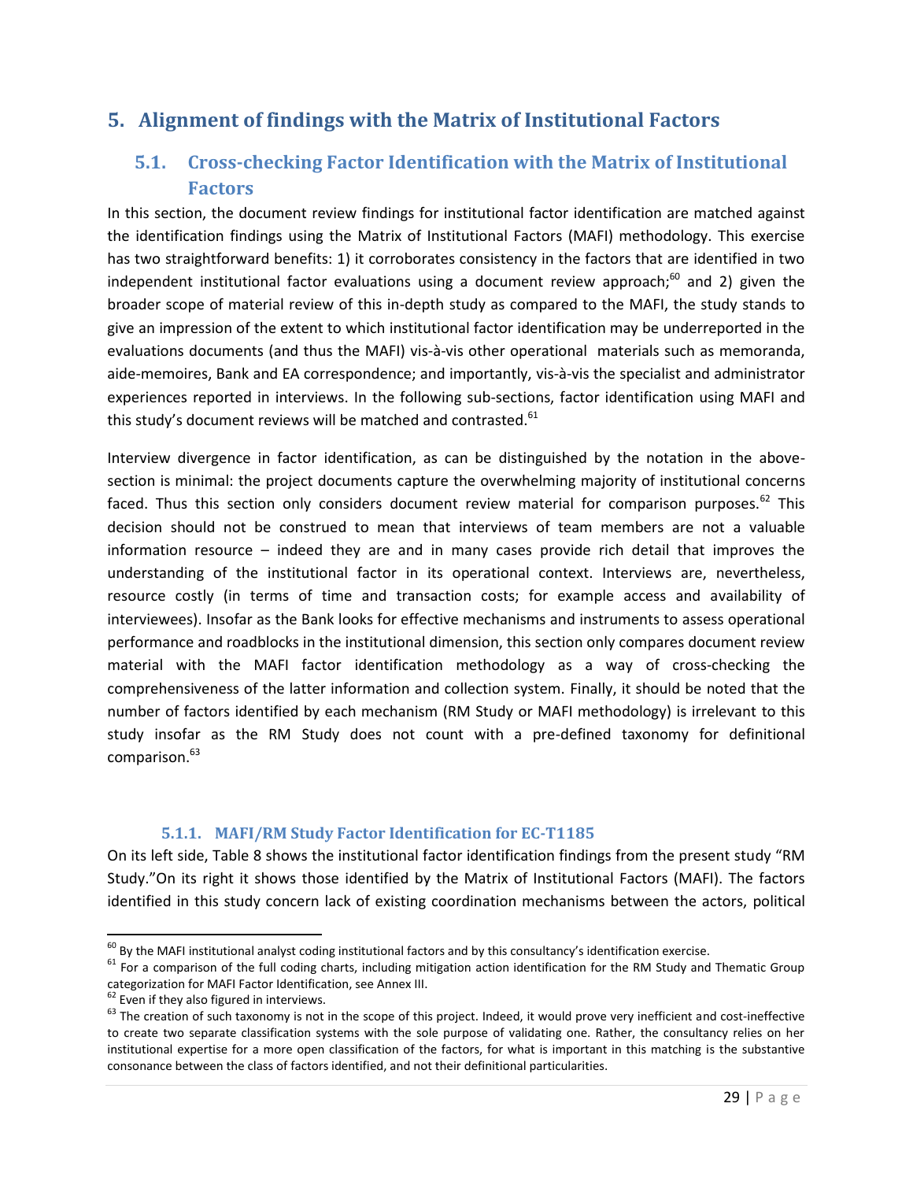# 5. Alignment of findings with the Matrix of Institutional Factors

## 5.1. Cross-checking Factor Identification with the Matrix of Institutional Factors

In this section, the document review findings for institutional factor identification are matched against the identification findings using the Matrix of Institutional Factors (MAFI) methodology. This exercise has two straightforward benefits: 1) it corroborates consistency in the factors that are identified in two independent institutional factor evaluations using a document review approach;[60] and 2) given the broader scope of material review of this in-depth study as compared to the MAFI, the study stands to give an impression of the extent to which institutional factor identification may be underreported in the evaluations documents (and thus the MAFI) vis-à-vis other operational materials such as memoranda, aide-memoires, Bank and EA correspondence; and importantly, vis-à-vis the specialist and administrator experiences reported in interviews. In the following sub-sections, factor identification using MAFI and this study's document reviews will be matched and contrasted.[61]

Interview divergence in factor identification, as can be distinguished by the notation in the above-section is minimal: the project documents capture the overwhelming majority of institutional concerns faced. Thus this section only considers document review material for comparison purposes.[62] This decision should not be construed to mean that interviews of team members are not a valuable information resource – indeed they are and in many cases provide rich detail that improves the understanding of the institutional factor in its operational context. Interviews are, nevertheless, resource costly (in terms of time and transaction costs; for example access and availability of interviewees). Insofar as the Bank looks for effective mechanisms and instruments to assess operational performance and roadblocks in the institutional dimension, this section only compares document review material with the MAFI factor identification methodology as a way of cross-checking the comprehensiveness of the latter information and collection system. Finally, it should be noted that the number of factors identified by each mechanism (RM Study or MAFI methodology) is irrelevant to this study insofar as the RM Study does not count with a pre-defined taxonomy for definitional comparison.[63]

### 5.1.1. MAFI/RM Study Factor Identification for EC-T1185

On its left side, Table 8 shows the institutional factor identification findings from the present study "RM Study."On its right it shows those identified by the Matrix of Institutional Factors (MAFI). The factors identified in this study concern lack of existing coordination mechanisms between the actors, political

---

[60] By the MAFI institutional analyst coding institutional factors and by this consultancy's identification exercise.

[61] For a comparison of the full coding charts, including mitigation action identification for the RM Study and Thematic Group categorization for MAFI Factor Identification, see Annex III.

[62] Even if they also figured in interviews.

[63] The creation of such taxonomy is not in the scope of this project. Indeed, it would prove very inefficient and cost-ineffective to create two separate classification systems with the sole purpose of validating one. Rather, the consultancy relies on her institutional expertise for a more open classification of the factors, for what is important in this matching is the substantive consonance between the class of factors identified, and not their definitional particularities.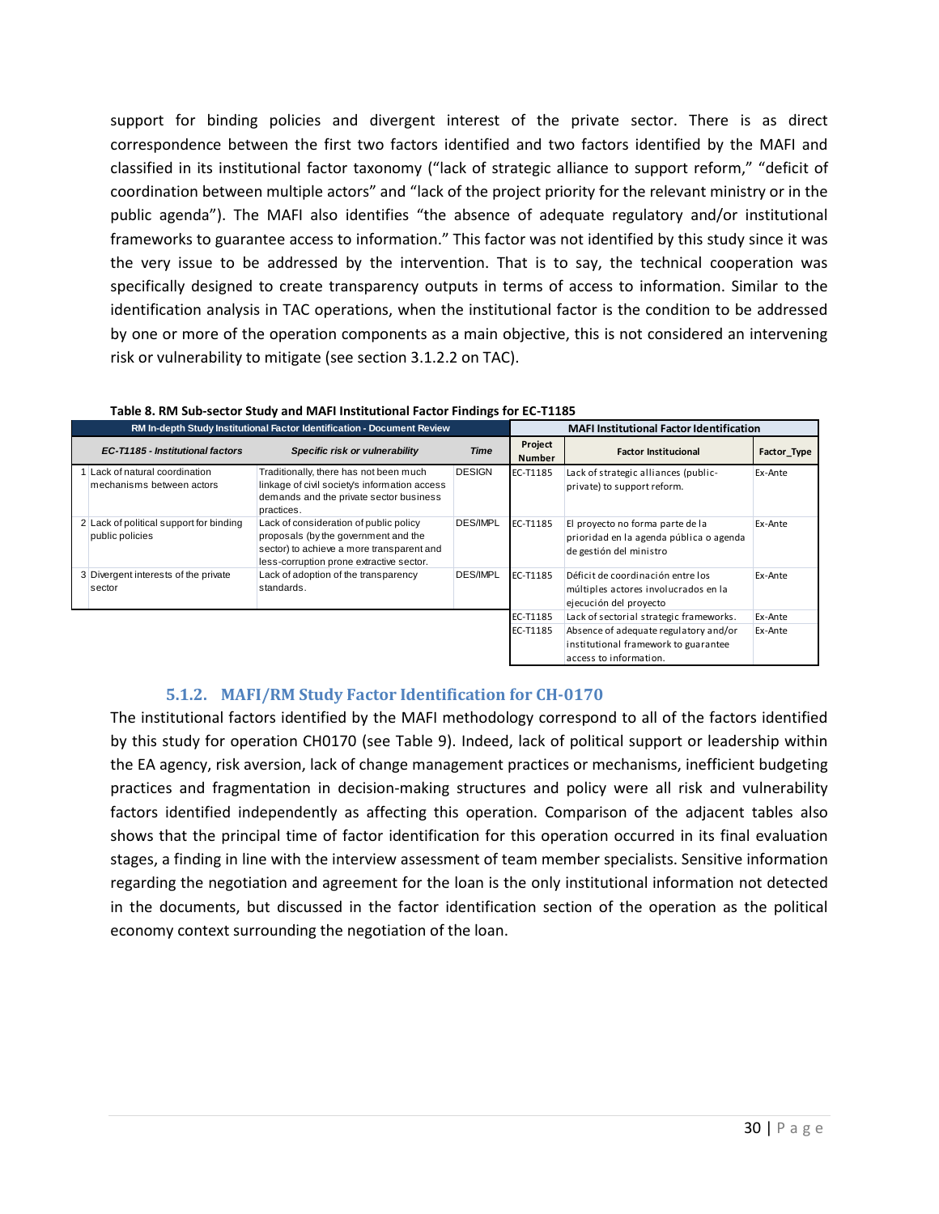support for binding policies and divergent interest of the private sector. There is as direct correspondence between the first two factors identified and two factors identified by the MAFI and classified in its institutional factor taxonomy ("lack of strategic alliance to support reform," "deficit of coordination between multiple actors" and "lack of the project priority for the relevant ministry or in the public agenda"). The MAFI also identifies "the absence of adequate regulatory and/or institutional frameworks to guarantee access to information." This factor was not identified by this study since it was the very issue to be addressed by the intervention. That is to say, the technical cooperation was specifically designed to create transparency outputs in terms of access to information. Similar to the identification analysis in TAC operations, when the institutional factor is the condition to be addressed by one or more of the operation components as a main objective, this is not considered an intervening risk or vulnerability to mitigate (see section 3.1.2.2 on TAC).

**Table 8. RM Sub-sector Study and MAFI Institutional Factor Findings for EC-T1185**

| RM In-depth Study Institutional Factor Identification - Document Review | | | | MAFI Institutional Factor Identification | | |
|---|---|---|---|---|---|---|
| | *EC-T1185 - Institutional factors* | *Specific risk or vulnerability* | *Time* | Project Number | Factor Institucional | Factor_Type |
| 1 | Lack of natural coordination mechanisms between actors | Traditionally, there has not been much linkage of civil society's information access demands and the private sector business practices. | DESIGN | EC-T1185 | Lack of strategic alliances (public-private) to support reform. | Ex-Ante |
| 2 | Lack of political support for binding public policies | Lack of consideration of public policy proposals (by the government and the sector) to achieve a more transparent and less-corruption prone extractive sector. | DES/IMPL | EC-T1185 | El proyecto no forma parte de la prioridad en la agenda pública o agenda de gestión del ministro | Ex-Ante |
| 3 | Divergent interests of the private sector | Lack of adoption of the transparency standards. | DES/IMPL | EC-T1185 | Déficit de coordinación entre los múltiples actores involucrados en la ejecución del proyecto | Ex-Ante |
| | | | | EC-T1185 | Lack of sectorial strategic frameworks. | Ex-Ante |
| | | | | EC-T1185 | Absence of adequate regulatory and/or institutional framework to guarantee access to information. | Ex-Ante |

### 5.1.2. MAFI/RM Study Factor Identification for CH-0170

The institutional factors identified by the MAFI methodology correspond to all of the factors identified by this study for operation CH0170 (see Table 9). Indeed, lack of political support or leadership within the EA agency, risk aversion, lack of change management practices or mechanisms, inefficient budgeting practices and fragmentation in decision-making structures and policy were all risk and vulnerability factors identified independently as affecting this operation. Comparison of the adjacent tables also shows that the principal time of factor identification for this operation occurred in its final evaluation stages, a finding in line with the interview assessment of team member specialists. Sensitive information regarding the negotiation and agreement for the loan is the only institutional information not detected in the documents, but discussed in the factor identification section of the operation as the political economy context surrounding the negotiation of the loan.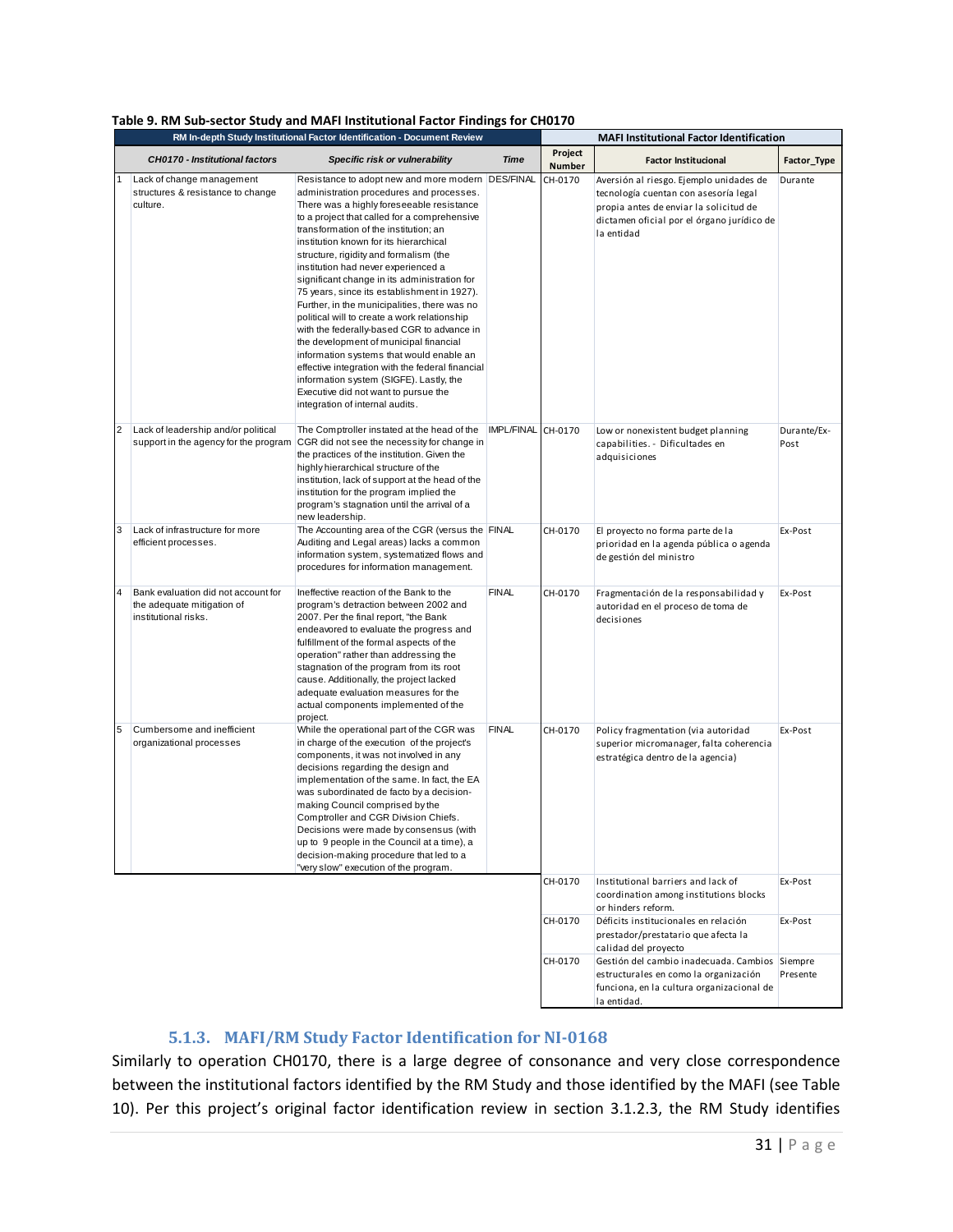**Table 9. RM Sub-sector Study and MAFI Institutional Factor Findings for CH0170**

| RM In-depth Study Institutional Factor Identification - Document Review | | | | MAFI Institutional Factor Identification | | |
|---|---|---|---|---|---|---|
| | *CH0170 - Institutional factors* | *Specific risk or vulnerability* | *Time* | **Project Number** | **Factor Institucional** | **Factor_Type** |
| 1 | Lack of change management structures & resistance to change culture. | Resistance to adopt new and more modern administration procedures and processes. There was a highly foreseeable resistance to a project that called for a comprehensive transformation of the institution; an institution known for its hierarchical structure, rigidity and formalism (the institution had never experienced a significant change in its administration for 75 years, since its establishment in 1927). Further, in the municipalities, there was no political will to create a work relationship with the federally-based CGR to advance in the development of municipal financial information systems that would enable an effective integration with the federal financial information system (SIGFE). Lastly, the Executive did not want to pursue the integration of internal audits. | DES/FINAL | CH-0170 | Aversión al riesgo. Ejemplo unidades de tecnología cuentan con asesoría legal propia antes de enviar la solicitud de dictamen oficial por el órgano jurídico de la entidad | Durante |
| 2 | Lack of leadership and/or political support in the agency for the program | The Comptroller instated at the head of the CGR did not see the necessity for change in the practices of the institution. Given the highly hierarchical structure of the institution, lack of support at the head of the institution for the program implied the program's stagnation until the arrival of a new leadership. | IMPL/FINAL | CH-0170 | Low or nonexistent budget planning capabilities. - Dificultades en adquisiciones | Durante/Ex-Post |
| 3 | Lack of infrastructure for more efficient processes. | The Accounting area of the CGR (versus the Auditing and Legal areas) lacks a common information system, systematized flows and procedures for information management. | FINAL | CH-0170 | El proyecto no forma parte de la prioridad en la agenda pública o agenda de gestión del ministro | Ex-Post |
| 4 | Bank evaluation did not account for the adequate mitigation of institutional risks. | Ineffective reaction of the Bank to the program's detraction between 2002 and 2007. Per the final report, "the Bank endeavored to evaluate the progress and fulfillment of the formal aspects of the operation" rather than addressing the stagnation of the program from its root cause. Additionally, the project lacked adequate evaluation measures for the actual components implemented of the project. | FINAL | CH-0170 | Fragmentación de la responsabilidad y autoridad en el proceso de toma de decisiones | Ex-Post |
| 5 | Cumbersome and inefficient organizational processes | While the operational part of the CGR was in charge of the execution of the project's components, it was not involved in any decisions regarding the design and implementation of the same. In fact, the EA was subordinated de facto by a decision-making Council comprised by the Comptroller and CGR Division Chiefs. Decisions were made by consensus (with up to 9 people in the Council at a time), a decision-making procedure that led to a "very slow" execution of the program. | FINAL | CH-0170 | Policy fragmentation (via autoridad superior micromanager, falta coherencia estratégica dentro de la agencia) | Ex-Post |
| | | | | CH-0170 | Institutional barriers and lack of coordination among institutions blocks or hinders reform. | Ex-Post |
| | | | | CH-0170 | Déficits institucionales en relación prestador/prestatario que afecta la calidad del proyecto | Ex-Post |
| | | | | CH-0170 | Gestión del cambio inadecuada. Cambios estructurales en como la organización funciona, en la cultura organizacional de la entidad. | Siempre Presente |

### 5.1.3. MAFI/RM Study Factor Identification for NI-0168

Similarly to operation CH0170, there is a large degree of consonance and very close correspondence between the institutional factors identified by the RM Study and those identified by the MAFI (see Table 10). Per this project's original factor identification review in section 3.1.2.3, the RM Study identifies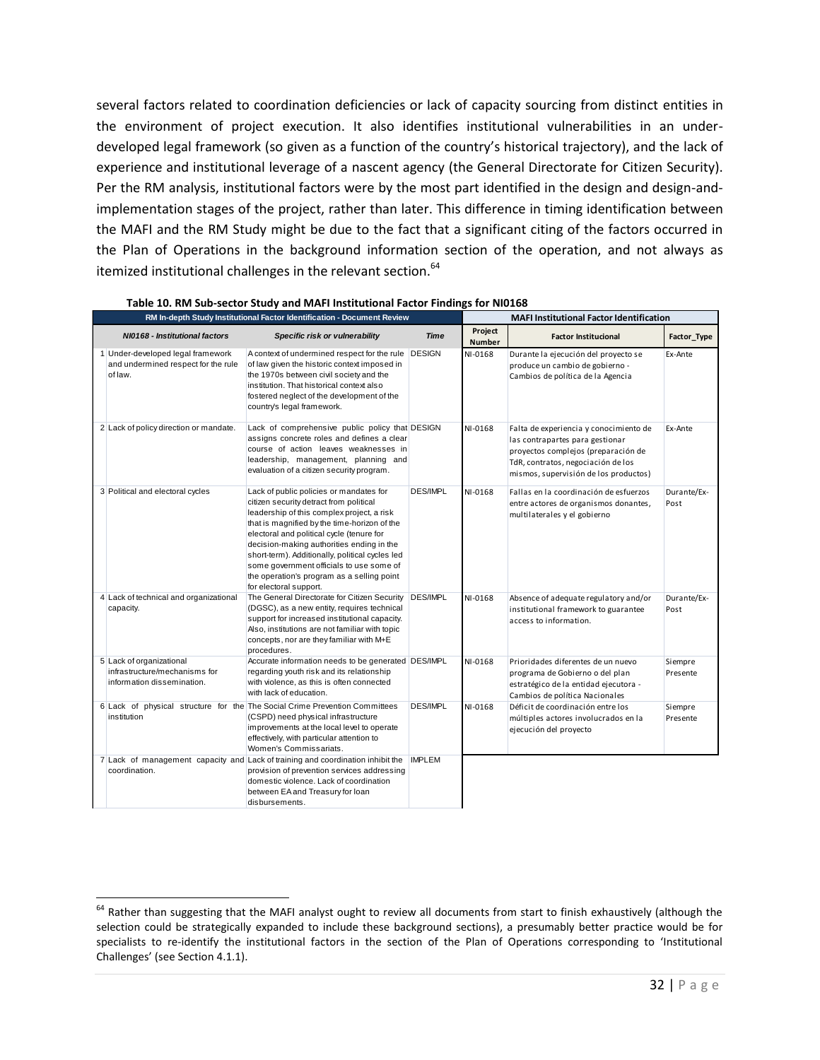several factors related to coordination deficiencies or lack of capacity sourcing from distinct entities in the environment of project execution. It also identifies institutional vulnerabilities in an under-developed legal framework (so given as a function of the country's historical trajectory), and the lack of experience and institutional leverage of a nascent agency (the General Directorate for Citizen Security). Per the RM analysis, institutional factors were by the most part identified in the design and design-and-implementation stages of the project, rather than later. This difference in timing identification between the MAFI and the RM Study might be due to the fact that a significant citing of the factors occurred in the Plan of Operations in the background information section of the operation, and not always as itemized institutional challenges in the relevant section.[64]

**Table 10. RM Sub-sector Study and MAFI Institutional Factor Findings for NI0168**

| RM In-depth Study Institutional Factor Identification - Document Review | | | | MAFI Institutional Factor Identification | | |
|---|---|---|---|---|---|---|
| | *NI0168 - Institutional factors* | *Specific risk or vulnerability* | *Time* | **Project Number** | **Factor Institucional** | **Factor_Type** |
| 1 | Under-developed legal framework and undermined respect for the rule of law. | A context of undermined respect for the rule of law given the historic context imposed in the 1970s between civil society and the institution. That historical context also fostered neglect of the development of the country's legal framework. | DESIGN | NI-0168 | Durante la ejecución del proyecto se produce un cambio de gobierno - Cambios de política de la Agencia | Ex-Ante |
| 2 | Lack of policy direction or mandate. | Lack of comprehensive public policy that assigns concrete roles and defines a clear course of action leaves weaknesses in leadership, management, planning and evaluation of a citizen security program. | DESIGN | NI-0168 | Falta de experiencia y conocimiento de las contrapartes para gestionar proyectos complejos (preparación de TdR, contratos, negociación de los mismos, supervisión de los productos) | Ex-Ante |
| 3 | Political and electoral cycles | Lack of public policies or mandates for citizen security detract from political leadership of this complex project, a risk that is magnified by the time-horizon of the electoral and political cycle (tenure for decision-making authorities ending in the short-term). Additionally, political cycles led some government officials to use some of the operation's program as a selling point for electoral support. | DES/IMPL | NI-0168 | Fallas en la coordinación de esfuerzos entre actores de organismos donantes, multilaterales y el gobierno | Durante/Ex-Post |
| 4 | Lack of technical and organizational capacity. | The General Directorate for Citizen Security (DGSC), as a new entity, requires technical support for increased institutional capacity. Also, institutions are not familiar with topic concepts, nor are they familiar with M+E procedures. | DES/IMPL | NI-0168 | Absence of adequate regulatory and/or institutional framework to guarantee access to information. | Durante/Ex-Post |
| 5 | Lack of organizational infrastructure/mechanisms for information dissemination. | Accurate information needs to be generated regarding youth risk and its relationship with violence, as this is often connected with lack of education. | DES/IMPL | NI-0168 | Prioridades diferentes de un nuevo programa de Gobierno o del plan estratégico de la entidad ejecutora - Cambios de política Nacionales | Siempre Presente |
| 6 | Lack of physical structure for the institution | The Social Crime Prevention Committees (CSPD) need physical infrastructure improvements at the local level to operate effectively, with particular attention to Women's Commissariats. | DES/IMPL | NI-0168 | Déficit de coordinación entre los múltiples actores involucrados en la ejecución del proyecto | Siempre Presente |
| 7 | Lack of management capacity and coordination. | Lack of training and coordination inhibit the provision of prevention services addressing domestic violence. Lack of coordination between EA and Treasury for loan disbursements. | IMPLEM | | | |

[64] Rather than suggesting that the MAFI analyst ought to review all documents from start to finish exhaustively (although the selection could be strategically expanded to include these background sections), a presumably better practice would be for specialists to re-identify the institutional factors in the section of the Plan of Operations corresponding to 'Institutional Challenges' (see Section 4.1.1).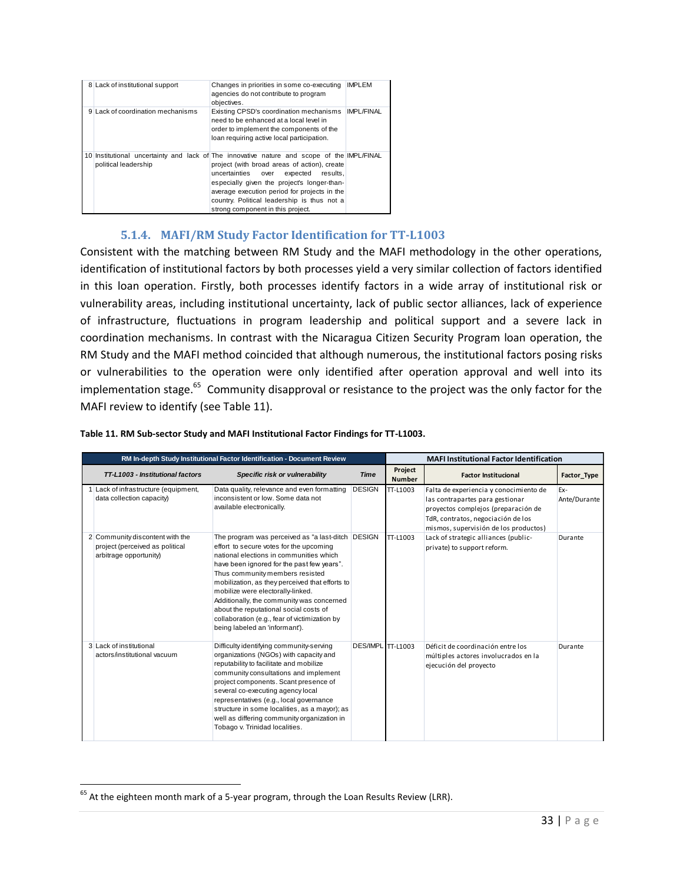| | | | |
|---|---|---|---|
| 8 | Lack of institutional support | Changes in priorities in some co-executing agencies do not contribute to program objectives. | IMPLEM |
| 9 | Lack of coordination mechanisms | Existing CPSD's coordination mechanisms need to be enhanced at a local level in order to implement the components of the loan requiring active local participation. | IMPL/FINAL |
| 10 | Institutional uncertainty and lack of political leadership | The innovative nature and scope of the project (with broad areas of action), create uncertainties over expected results, especially given the project's longer-than-average execution period for projects in the country. Political leadership is thus not a strong component in this project. | IMPL/FINAL |

### 5.1.4. MAFI/RM Study Factor Identification for TT-L1003

Consistent with the matching between RM Study and the MAFI methodology in the other operations, identification of institutional factors by both processes yield a very similar collection of factors identified in this loan operation. Firstly, both processes identify factors in a wide array of institutional risk or vulnerability areas, including institutional uncertainty, lack of public sector alliances, lack of experience of infrastructure, fluctuations in program leadership and political support and a severe lack in coordination mechanisms. In contrast with the Nicaragua Citizen Security Program loan operation, the RM Study and the MAFI method coincided that although numerous, the institutional factors posing risks or vulnerabilities to the operation were only identified after operation approval and well into its implementation stage.[65] Community disapproval or resistance to the project was the only factor for the MAFI review to identify (see Table 11).

**Table 11. RM Sub-sector Study and MAFI Institutional Factor Findings for TT-L1003.**

| RM In-depth Study Institutional Factor Identification - Document Review | | | | MAFI Institutional Factor Identification | | |
|---|---|---|---|---|---|---|
| | ***TT-L1003 - Institutional factors*** | ***Specific risk or vulnerability*** | ***Time*** | **Project Number** | **Factor Institucional** | **Factor_Type** |
| 1 | Lack of infrastructure (equipment, data collection capacity) | Data quality, relevance and even formatting inconsistent or low. Some data not available electronically. | DESIGN | TT-L1003 | Falta de experiencia y conocimiento de las contrapartes para gestionar proyectos complejos (preparación de TdR, contratos, negociación de los mismos, supervisión de los productos) | Ex-Ante/Durante |
| 2 | Community discontent with the project (perceived as political arbitrage opportunity) | The program was perceived as "a last-ditch effort to secure votes for the upcoming national elections in communities which have been ignored for the past few years". Thus community members resisted mobilization, as they perceived that efforts to mobilize were electorally-linked. Additionally, the community was concerned about the reputational social costs of collaboration (e.g., fear of victimization by being labeled an 'informant'). | DESIGN | TT-L1003 | Lack of strategic alliances (public-private) to support reform. | Durante |
| 3 | Lack of institutional actors/institutional vacuum | Difficulty identifying community-serving organizations (NGOs) with capacity and reputability to facilitate and mobilize community consultations and implement project components. Scant presence of several co-executing agency local representatives (e.g., local governance structure in some localities, as a mayor); as well as differing community organization in Tobago v. Trinidad localities. | DES/IMPL | TT-L1003 | Déficit de coordinación entre los múltiples actores involucrados en la ejecución del proyecto | Durante |

[65] At the eighteen month mark of a 5-year program, through the Loan Results Review (LRR).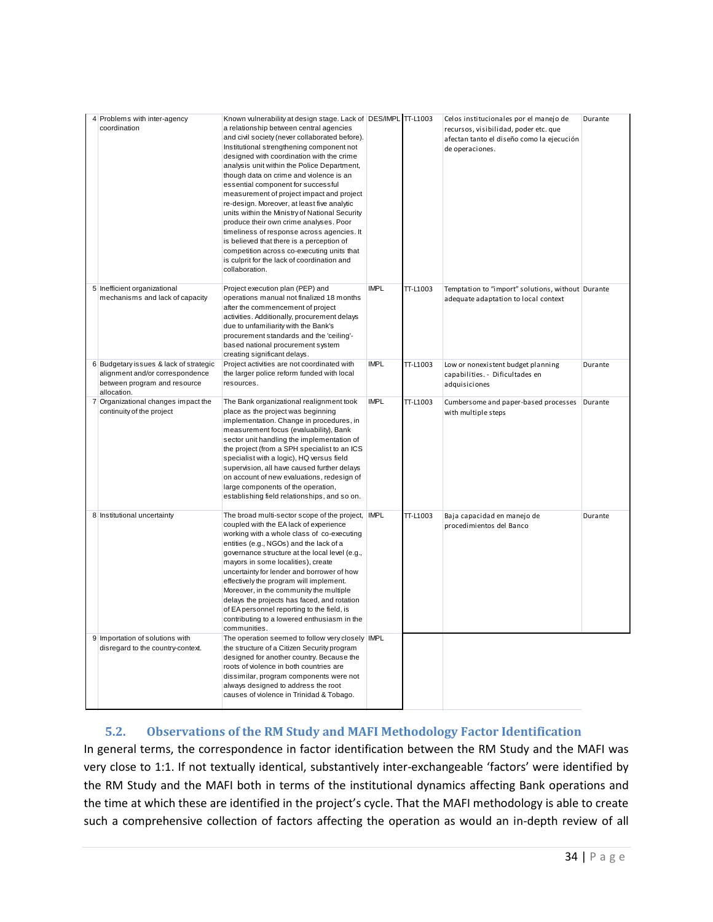| | | | | | | |
|---|---|---|---|---|---|---|
| 4 | Problems with inter-agency coordination | Known vulnerability at design stage. Lack of a relationship between central agencies and civil society (never collaborated before). Institutional strengthening component not designed with coordination with the crime analysis unit within the Police Department, though data on crime and violence is an essential component for successful measurement of project impact and project re-design. Moreover, at least five analytic units within the Ministry of National Security produce their own crime analyses. Poor timeliness of response across agencies. It is believed that there is a perception of competition across co-executing units that is culprit for the lack of coordination and collaboration. | DES/IMPL | TT-L1003 | Celos institucionales por el manejo de recursos, visibilidad, poder etc. que afectan tanto el diseño como la ejecución de operaciones. | Durante |
| 5 | Inefficient organizational mechanisms and lack of capacity | Project execution plan (PEP) and operations manual not finalized 18 months after the commencement of project activities. Additionally, procurement delays due to unfamiliarity with the Bank's procurement standards and the 'ceiling'-based national procurement system creating significant delays. | IMPL | TT-L1003 | Temptation to "import" solutions, without adequate adaptation to local context | Durante |
| 6 | Budgetary issues & lack of strategic alignment and/or correspondence between program and resource allocation. | Project activities are not coordinated with the larger police reform funded with local resources. | IMPL | TT-L1003 | Low or nonexistent budget planning capabilities. - Dificultades en adquisiciones | Durante |
| 7 | Organizational changes impact the continuity of the project | The Bank organizational realignment took place as the project was beginning implementation. Change in procedures, in measurement focus (evaluability), Bank sector unit handling the implementation of the project (from a SPH specialist to an ICS specialist with a logic), HQ versus field supervision, all have caused further delays on account of new evaluations, redesign of large components of the operation, establishing field relationships, and so on. | IMPL | TT-L1003 | Cumbersome and paper-based processes with multiple steps | Durante |
| 8 | Institutional uncertainty | The broad multi-sector scope of the project, coupled with the EA lack of experience working with a whole class of co-executing entities (e.g., NGOs) and the lack of a governance structure at the local level (e.g., mayors in some localities), create uncertainty for lender and borrower of how effectively the program will implement. Moreover, in the community the multiple delays the projects has faced, and rotation of EA personnel reporting to the field, is contributing to a lowered enthusiasm in the communities. | IMPL | TT-L1003 | Baja capacidad en manejo de procedimientos del Banco | Durante |
| 9 | Importation of solutions with disregard to the country-context. | The operation seemed to follow very closely the structure of a Citizen Security program designed for another country. Because the roots of violence in both countries are dissimilar, program components were not always designed to address the root causes of violence in Trinidad & Tobago. | IMPL | | | |

### 5.2. Observations of the RM Study and MAFI Methodology Factor Identification

In general terms, the correspondence in factor identification between the RM Study and the MAFI was very close to 1:1. If not textually identical, substantively inter-exchangeable 'factors' were identified by the RM Study and the MAFI both in terms of the institutional dynamics affecting Bank operations and the time at which these are identified in the project's cycle. That the MAFI methodology is able to create such a comprehensive collection of factors affecting the operation as would an in-depth review of all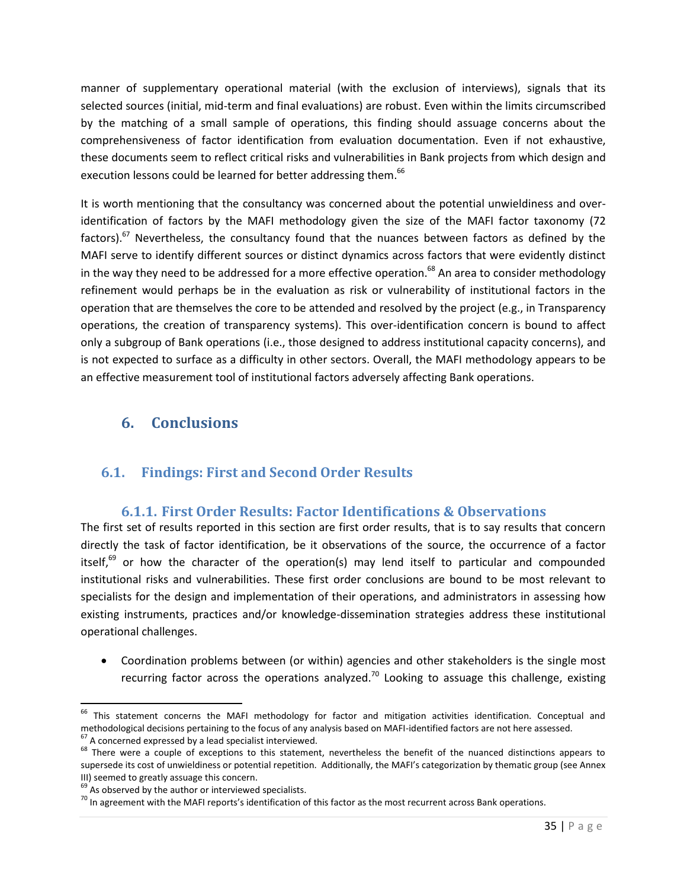manner of supplementary operational material (with the exclusion of interviews), signals that its selected sources (initial, mid-term and final evaluations) are robust. Even within the limits circumscribed by the matching of a small sample of operations, this finding should assuage concerns about the comprehensiveness of factor identification from evaluation documentation. Even if not exhaustive, these documents seem to reflect critical risks and vulnerabilities in Bank projects from which design and execution lessons could be learned for better addressing them.[66]

It is worth mentioning that the consultancy was concerned about the potential unwieldiness and over-identification of factors by the MAFI methodology given the size of the MAFI factor taxonomy (72 factors).[67] Nevertheless, the consultancy found that the nuances between factors as defined by the MAFI serve to identify different sources or distinct dynamics across factors that were evidently distinct in the way they need to be addressed for a more effective operation.[68] An area to consider methodology refinement would perhaps be in the evaluation as risk or vulnerability of institutional factors in the operation that are themselves the core to be attended and resolved by the project (e.g., in Transparency operations, the creation of transparency systems). This over-identification concern is bound to affect only a subgroup of Bank operations (i.e., those designed to address institutional capacity concerns), and is not expected to surface as a difficulty in other sectors. Overall, the MAFI methodology appears to be an effective measurement tool of institutional factors adversely affecting Bank operations.

# 6. Conclusions

## 6.1. Findings: First and Second Order Results

### 6.1.1. First Order Results: Factor Identifications & Observations

The first set of results reported in this section are first order results, that is to say results that concern directly the task of factor identification, be it observations of the source, the occurrence of a factor itself,[69] or how the character of the operation(s) may lend itself to particular and compounded institutional risks and vulnerabilities. These first order conclusions are bound to be most relevant to specialists for the design and implementation of their operations, and administrators in assessing how existing instruments, practices and/or knowledge-dissemination strategies address these institutional operational challenges.

- Coordination problems between (or within) agencies and other stakeholders is the single most recurring factor across the operations analyzed.[70] Looking to assuage this challenge, existing

---

[66] This statement concerns the MAFI methodology for factor and mitigation activities identification. Conceptual and methodological decisions pertaining to the focus of any analysis based on MAFI-identified factors are not here assessed.

[67] A concerned expressed by a lead specialist interviewed.

[68] There were a couple of exceptions to this statement, nevertheless the benefit of the nuanced distinctions appears to supersede its cost of unwieldiness or potential repetition. Additionally, the MAFI's categorization by thematic group (see Annex III) seemed to greatly assuage this concern.

[69] As observed by the author or interviewed specialists.

[70] In agreement with the MAFI reports's identification of this factor as the most recurrent across Bank operations.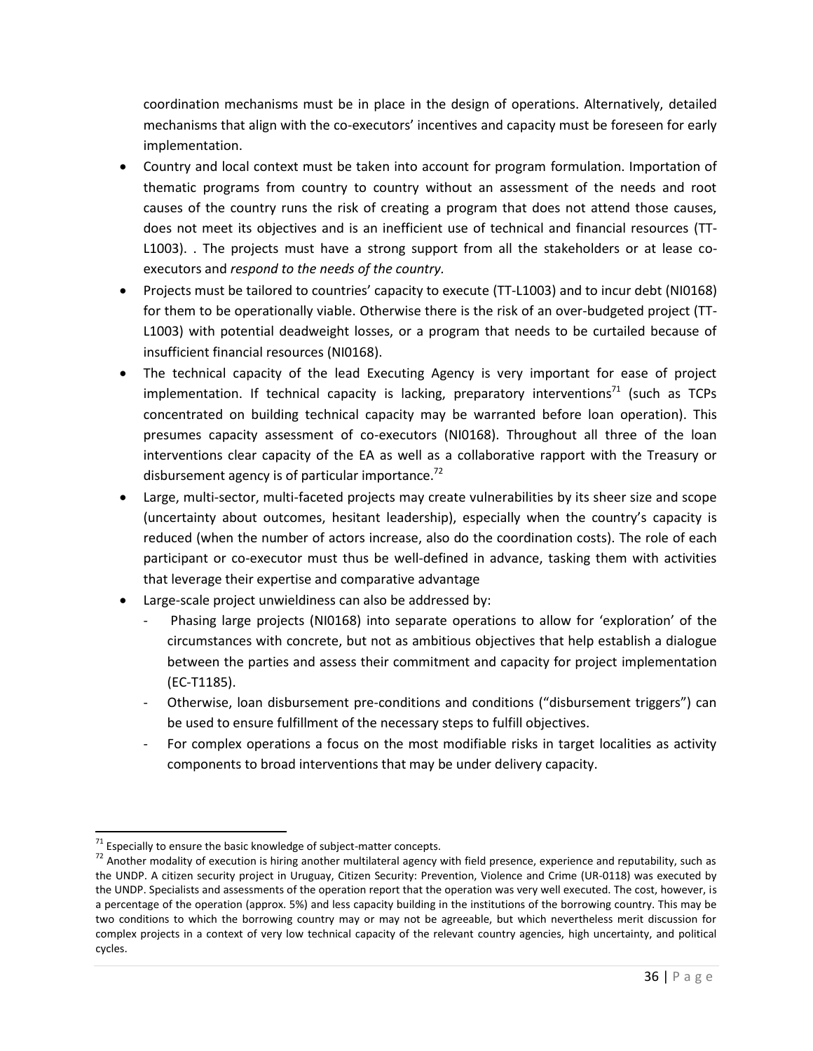coordination mechanisms must be in place in the design of operations. Alternatively, detailed mechanisms that align with the co-executors' incentives and capacity must be foreseen for early implementation.

- Country and local context must be taken into account for program formulation. Importation of thematic programs from country to country without an assessment of the needs and root causes of the country runs the risk of creating a program that does not attend those causes, does not meet its objectives and is an inefficient use of technical and financial resources (TT-L1003). . The projects must have a strong support from all the stakeholders or at lease co-executors and *respond to the needs of the country.*
- Projects must be tailored to countries' capacity to execute (TT-L1003) and to incur debt (NI0168) for them to be operationally viable. Otherwise there is the risk of an over-budgeted project (TT-L1003) with potential deadweight losses, or a program that needs to be curtailed because of insufficient financial resources (NI0168).
- The technical capacity of the lead Executing Agency is very important for ease of project implementation. If technical capacity is lacking, preparatory interventions[71] (such as TCPs concentrated on building technical capacity may be warranted before loan operation). This presumes capacity assessment of co-executors (NI0168). Throughout all three of the loan interventions clear capacity of the EA as well as a collaborative rapport with the Treasury or disbursement agency is of particular importance.[72]
- Large, multi-sector, multi-faceted projects may create vulnerabilities by its sheer size and scope (uncertainty about outcomes, hesitant leadership), especially when the country's capacity is reduced (when the number of actors increase, also do the coordination costs). The role of each participant or co-executor must thus be well-defined in advance, tasking them with activities that leverage their expertise and comparative advantage
- Large-scale project unwieldiness can also be addressed by:
  - Phasing large projects (NI0168) into separate operations to allow for 'exploration' of the circumstances with concrete, but not as ambitious objectives that help establish a dialogue between the parties and assess their commitment and capacity for project implementation (EC-T1185).
  - Otherwise, loan disbursement pre-conditions and conditions ("disbursement triggers") can be used to ensure fulfillment of the necessary steps to fulfill objectives.
  - For complex operations a focus on the most modifiable risks in target localities as activity components to broad interventions that may be under delivery capacity.

---

[71] Especially to ensure the basic knowledge of subject-matter concepts.

[72] Another modality of execution is hiring another multilateral agency with field presence, experience and reputability, such as the UNDP. A citizen security project in Uruguay, Citizen Security: Prevention, Violence and Crime (UR-0118) was executed by the UNDP. Specialists and assessments of the operation report that the operation was very well executed. The cost, however, is a percentage of the operation (approx. 5%) and less capacity building in the institutions of the borrowing country. This may be two conditions to which the borrowing country may or may not be agreeable, but which nevertheless merit discussion for complex projects in a context of very low technical capacity of the relevant country agencies, high uncertainty, and political cycles.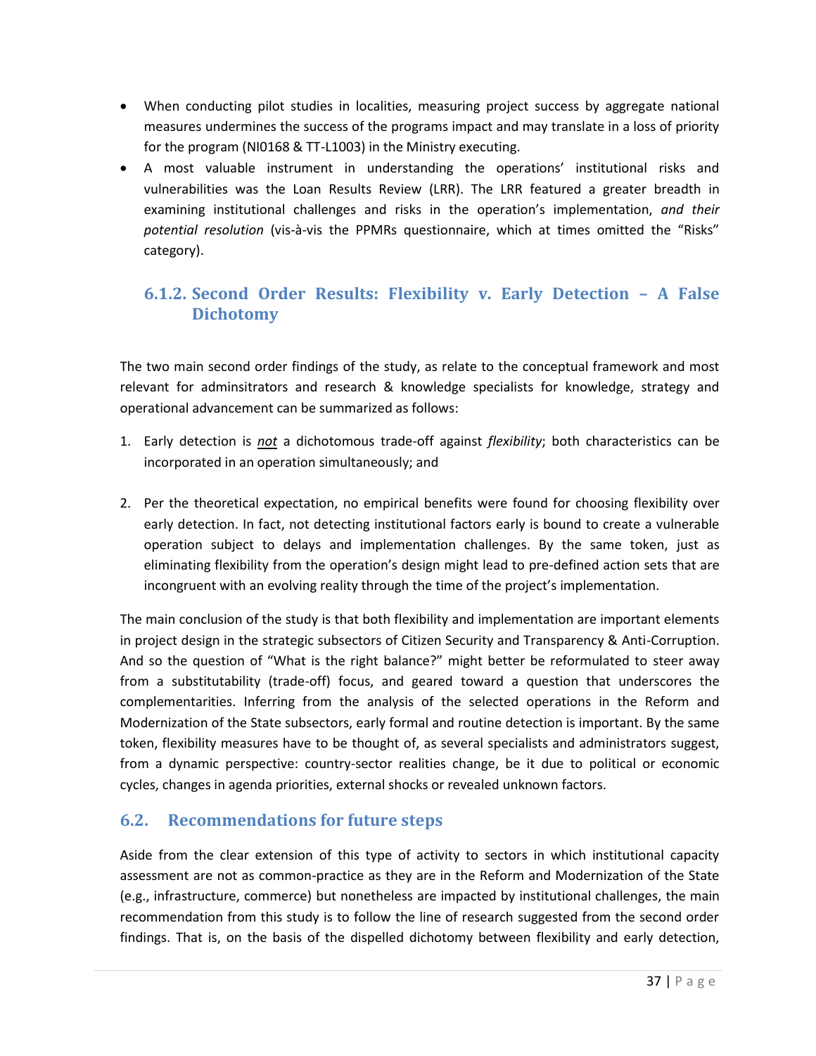- When conducting pilot studies in localities, measuring project success by aggregate national measures undermines the success of the programs impact and may translate in a loss of priority for the program (NI0168 & TT-L1003) in the Ministry executing.
- A most valuable instrument in understanding the operations' institutional risks and vulnerabilities was the Loan Results Review (LRR). The LRR featured a greater breadth in examining institutional challenges and risks in the operation's implementation, *and their potential resolution* (vis-à-vis the PPMRs questionnaire, which at times omitted the "Risks" category).

### 6.1.2. Second Order Results: Flexibility v. Early Detection – A False Dichotomy

The two main second order findings of the study, as relate to the conceptual framework and most relevant for adminsitrators and research & knowledge specialists for knowledge, strategy and operational advancement can be summarized as follows:

1. Early detection is ***not*** a dichotomous trade-off against *flexibility*; both characteristics can be incorporated in an operation simultaneously; and

2. Per the theoretical expectation, no empirical benefits were found for choosing flexibility over early detection. In fact, not detecting institutional factors early is bound to create a vulnerable operation subject to delays and implementation challenges. By the same token, just as eliminating flexibility from the operation's design might lead to pre-defined action sets that are incongruent with an evolving reality through the time of the project's implementation.

The main conclusion of the study is that both flexibility and implementation are important elements in project design in the strategic subsectors of Citizen Security and Transparency & Anti-Corruption. And so the question of "What is the right balance?" might better be reformulated to steer away from a substitutability (trade-off) focus, and geared toward a question that underscores the complementarities. Inferring from the analysis of the selected operations in the Reform and Modernization of the State subsectors, early formal and routine detection is important. By the same token, flexibility measures have to be thought of, as several specialists and administrators suggest, from a dynamic perspective: country-sector realities change, be it due to political or economic cycles, changes in agenda priorities, external shocks or revealed unknown factors.

## 6.2. Recommendations for future steps

Aside from the clear extension of this type of activity to sectors in which institutional capacity assessment are not as common-practice as they are in the Reform and Modernization of the State (e.g., infrastructure, commerce) but nonetheless are impacted by institutional challenges, the main recommendation from this study is to follow the line of research suggested from the second order findings. That is, on the basis of the dispelled dichotomy between flexibility and early detection,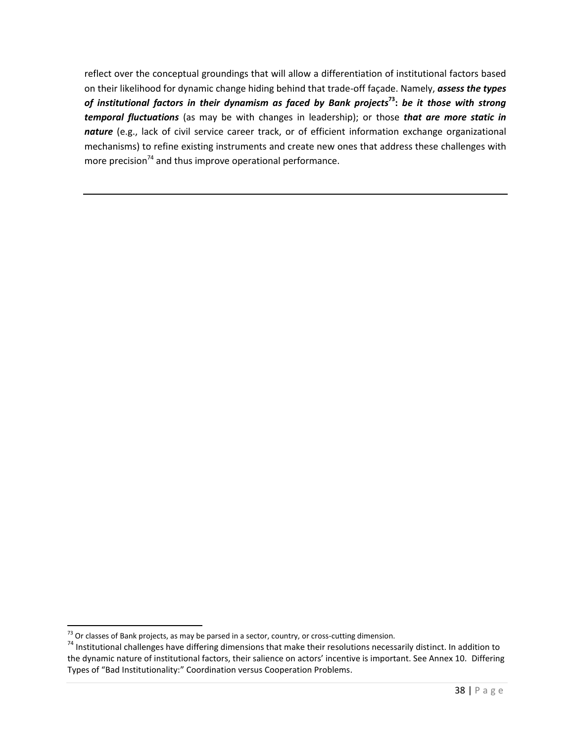reflect over the conceptual groundings that will allow a differentiation of institutional factors based on their likelihood for dynamic change hiding behind that trade-off façade. Namely, ***assess the types of institutional factors in their dynamism as faced by Bank projects***[73]**:** ***be it those with strong temporal fluctuations*** (as may be with changes in leadership); or those ***that are more static in nature*** (e.g., lack of civil service career track, or of efficient information exchange organizational mechanisms) to refine existing instruments and create new ones that address these challenges with more precision[74] and thus improve operational performance.

---

[73] Or classes of Bank projects, as may be parsed in a sector, country, or cross-cutting dimension.

[74] Institutional challenges have differing dimensions that make their resolutions necessarily distinct. In addition to the dynamic nature of institutional factors, their salience on actors' incentive is important. See Annex 10. Differing Types of "Bad Institutionality:" Coordination versus Cooperation Problems.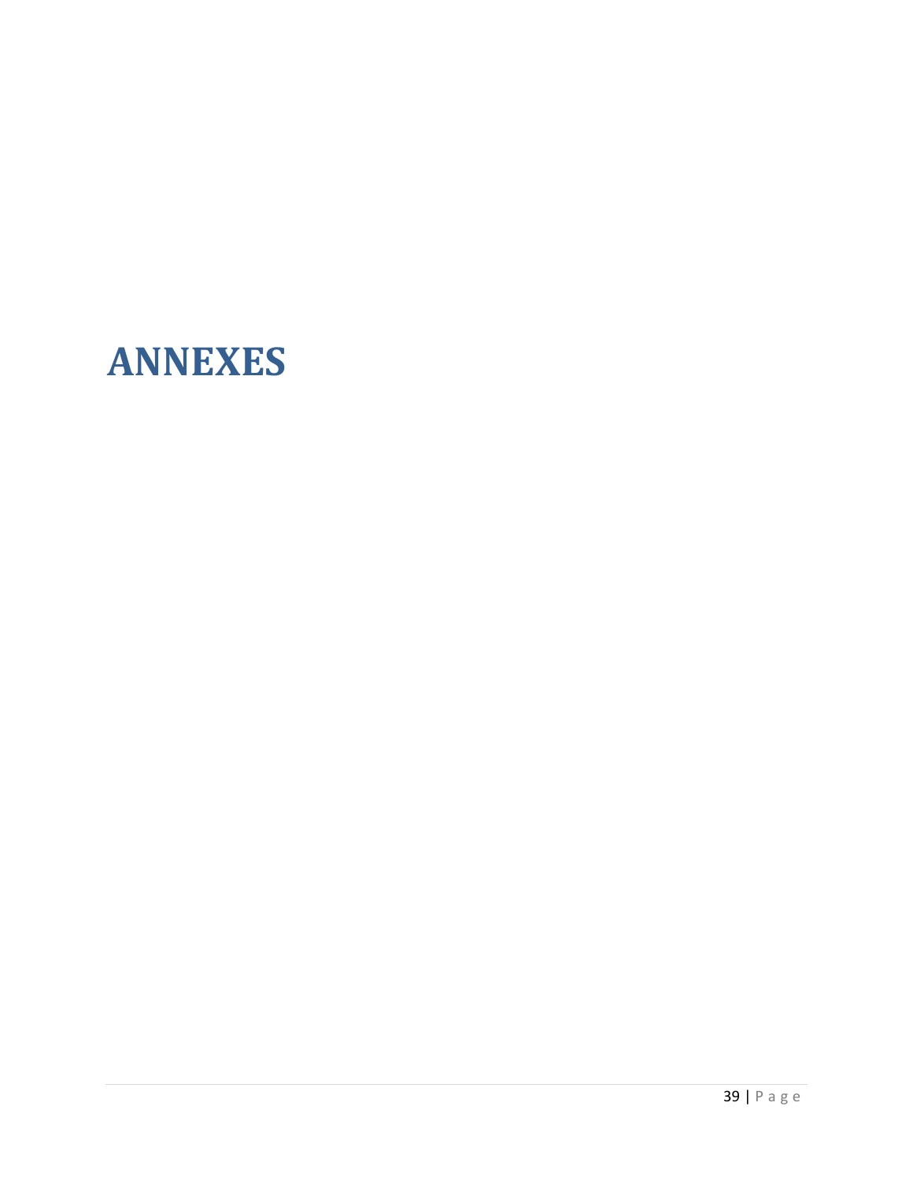# ANNEXES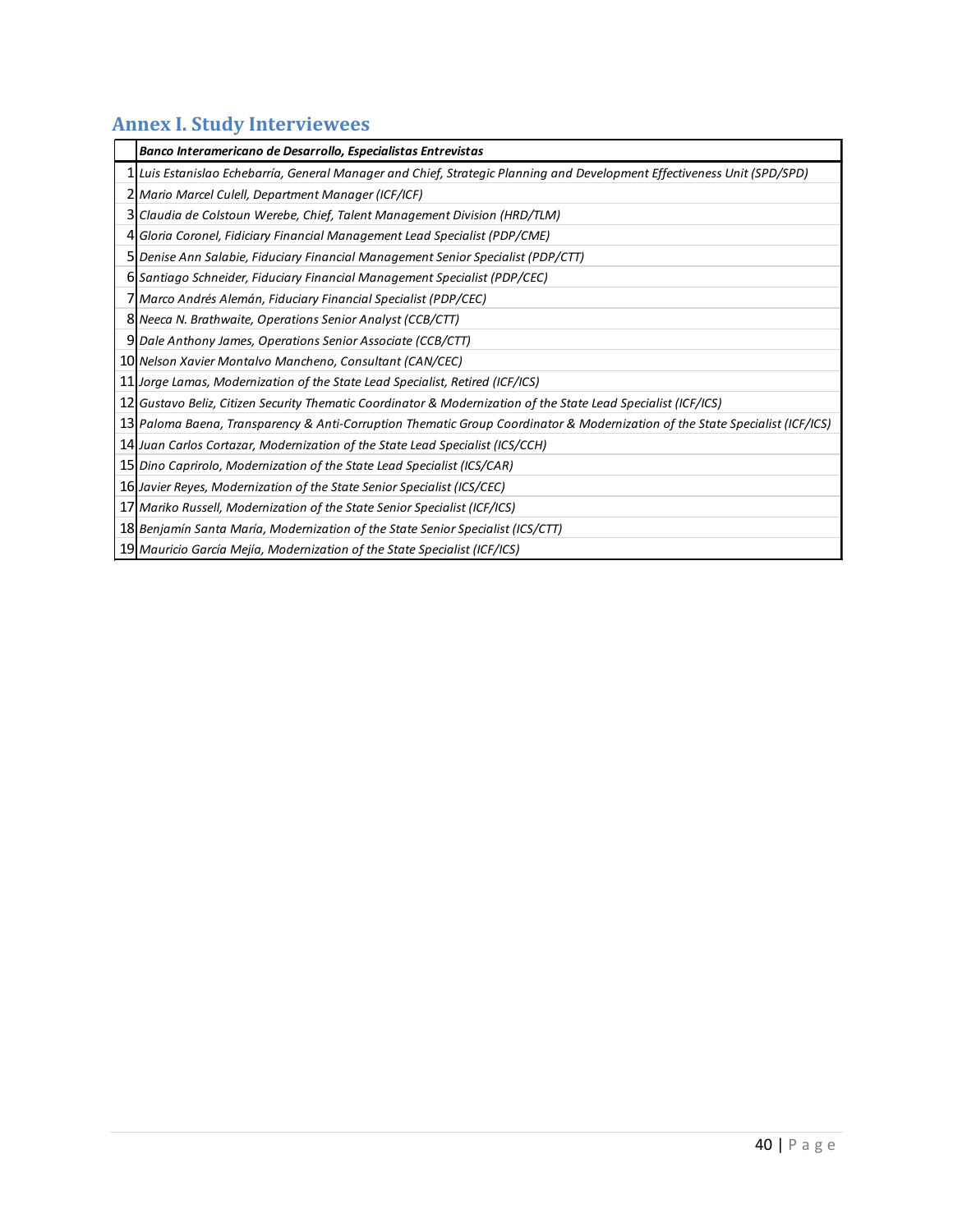## Annex I. Study Interviewees

| | *Banco Interamericano de Desarrollo, Especialistas Entrevistas* |
|---|---|
| 1 | *Luis Estanislao Echebarría, General Manager and Chief, Strategic Planning and Development Effectiveness Unit (SPD/SPD)* |
| 2 | *Mario Marcel Culell, Department Manager (ICF/ICF)* |
| 3 | *Claudia de Colstoun Werebe, Chief, Talent Management Division (HRD/TLM)* |
| 4 | *Gloria Coronel, Fidiciary Financial Management Lead Specialist (PDP/CME)* |
| 5 | *Denise Ann Salabie, Fiduciary Financial Management Senior Specialist (PDP/CTT)* |
| 6 | *Santiago Schneider, Fiduciary Financial Management Specialist (PDP/CEC)* |
| 7 | *Marco Andrés Alemán, Fiduciary Financial Specialist (PDP/CEC)* |
| 8 | *Neeca N. Brathwaite, Operations Senior Analyst (CCB/CTT)* |
| 9 | *Dale Anthony James, Operations Senior Associate (CCB/CTT)* |
| 10 | *Nelson Xavier Montalvo Mancheno, Consultant (CAN/CEC)* |
| 11 | *Jorge Lamas, Modernization of the State Lead Specialist, Retired (ICF/ICS)* |
| 12 | *Gustavo Beliz, Citizen Security Thematic Coordinator & Modernization of the State Lead Specialist (ICF/ICS)* |
| 13 | *Paloma Baena, Transparency & Anti-Corruption Thematic Group Coordinator & Modernization of the State Specialist (ICF/ICS)* |
| 14 | *Juan Carlos Cortazar, Modernization of the State Lead Specialist (ICS/CCH)* |
| 15 | *Dino Caprirolo, Modernization of the State Lead Specialist (ICS/CAR)* |
| 16 | *Javier Reyes, Modernization of the State Senior Specialist (ICS/CEC)* |
| 17 | *Mariko Russell, Modernization of the State Senior Specialist (ICF/ICS)* |
| 18 | *Benjamín Santa María, Modernization of the State Senior Specialist (ICS/CTT)* |
| 19 | *Mauricio García Mejía, Modernization of the State Specialist (ICF/ICS)* |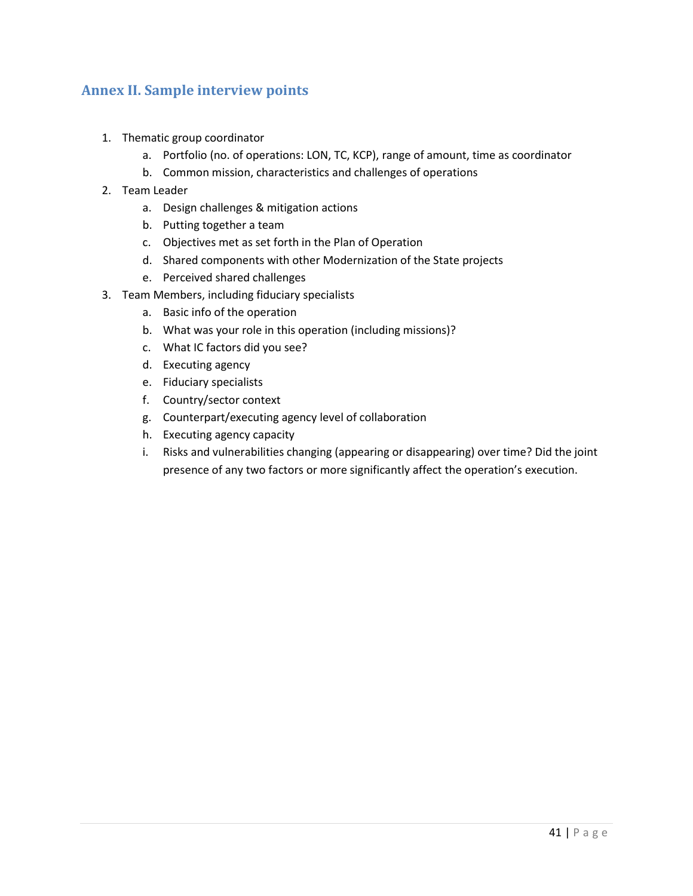## Annex II. Sample interview points

1. Thematic group coordinator
    a. Portfolio (no. of operations: LON, TC, KCP), range of amount, time as coordinator
    b. Common mission, characteristics and challenges of operations
2. Team Leader
    a. Design challenges & mitigation actions
    b. Putting together a team
    c. Objectives met as set forth in the Plan of Operation
    d. Shared components with other Modernization of the State projects
    e. Perceived shared challenges
3. Team Members, including fiduciary specialists
    a. Basic info of the operation
    b. What was your role in this operation (including missions)?
    c. What IC factors did you see?
    d. Executing agency
    e. Fiduciary specialists
    f. Country/sector context
    g. Counterpart/executing agency level of collaboration
    h. Executing agency capacity
    i. Risks and vulnerabilities changing (appearing or disappearing) over time? Did the joint presence of any two factors or more significantly affect the operation's execution.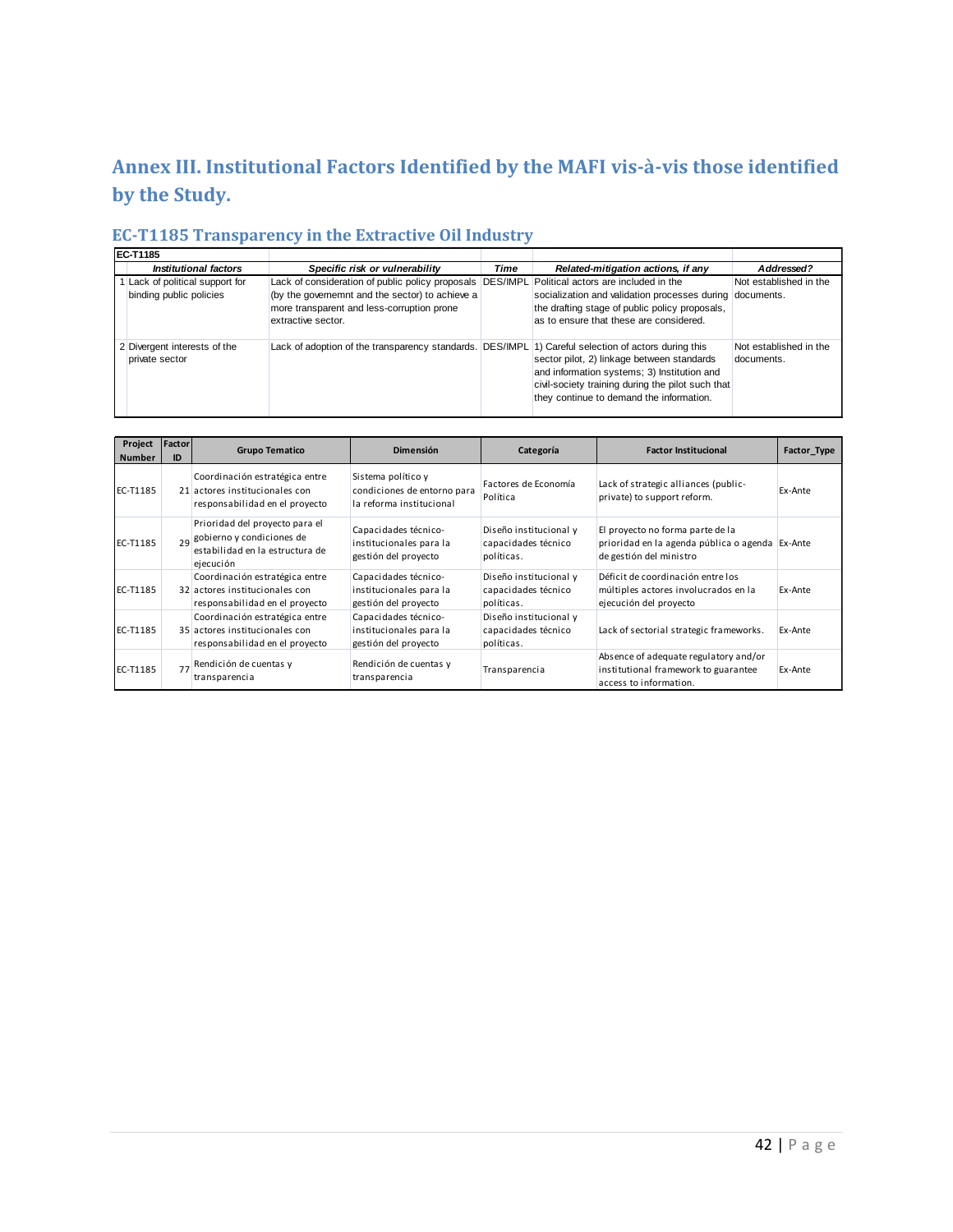# Annex III. Institutional Factors Identified by the MAFI vis-à-vis those identified by the Study.

## EC-T1185 Transparency in the Extractive Oil Industry

| EC-T1185 | | | | | |
|---|---|---|---|---|---|
| | *Institutional factors* | *Specific risk or vulnerability* | *Time* | *Related-mitigation actions, if any* | *Addressed?* |
| 1 | Lack of political support for binding public policies | Lack of consideration of public policy proposals (by the governemnt and the sector) to achieve a more transparent and less-corruption prone extractive sector. | DES/IMPL | Political actors are included in the socialization and validation processes during the drafting stage of public policy proposals, as to ensure that these are considered. | Not established in the documents. |
| 2 | Divergent interests of the private sector | Lack of adoption of the transparency standards. | DES/IMPL | 1) Careful selection of actors during this sector pilot, 2) linkage between standards and information systems; 3) Institution and civil-society training during the pilot such that they continue to demand the information. | Not established in the documents. |

| Project Number | Factor ID | Grupo Tematico | Dimensión | Categoría | Factor Institucional | Factor_Type |
|---|---|---|---|---|---|---|
| EC-T1185 | 21 | Coordinación estratégica entre actores institucionales con responsabilidad en el proyecto | Sistema político y condiciones de entorno para la reforma institucional | Factores de Economía Política | Lack of strategic alliances (public-private) to support reform. | Ex-Ante |
| EC-T1185 | 29 | Prioridad del proyecto para el gobierno y condiciones de estabilidad en la estructura de ejecución | Capacidades técnico-institucionales para la gestión del proyecto | Diseño institucional y capacidades técnico políticas. | El proyecto no forma parte de la prioridad en la agenda pública o agenda de gestión del ministro | Ex-Ante |
| EC-T1185 | 32 | Coordinación estratégica entre actores institucionales con responsabilidad en el proyecto | Capacidades técnico-institucionales para la gestión del proyecto | Diseño institucional y capacidades técnico políticas. | Déficit de coordinación entre los múltiples actores involucrados en la ejecución del proyecto | Ex-Ante |
| EC-T1185 | 35 | Coordinación estratégica entre actores institucionales con responsabilidad en el proyecto | Capacidades técnico-institucionales para la gestión del proyecto | Diseño institucional y capacidades técnico políticas. | Lack of sectorial strategic frameworks. | Ex-Ante |
| EC-T1185 | 77 | Rendición de cuentas y transparencia | Rendición de cuentas y transparencia | Transparencia | Absence of adequate regulatory and/or institutional framework to guarantee access to information. | Ex-Ante |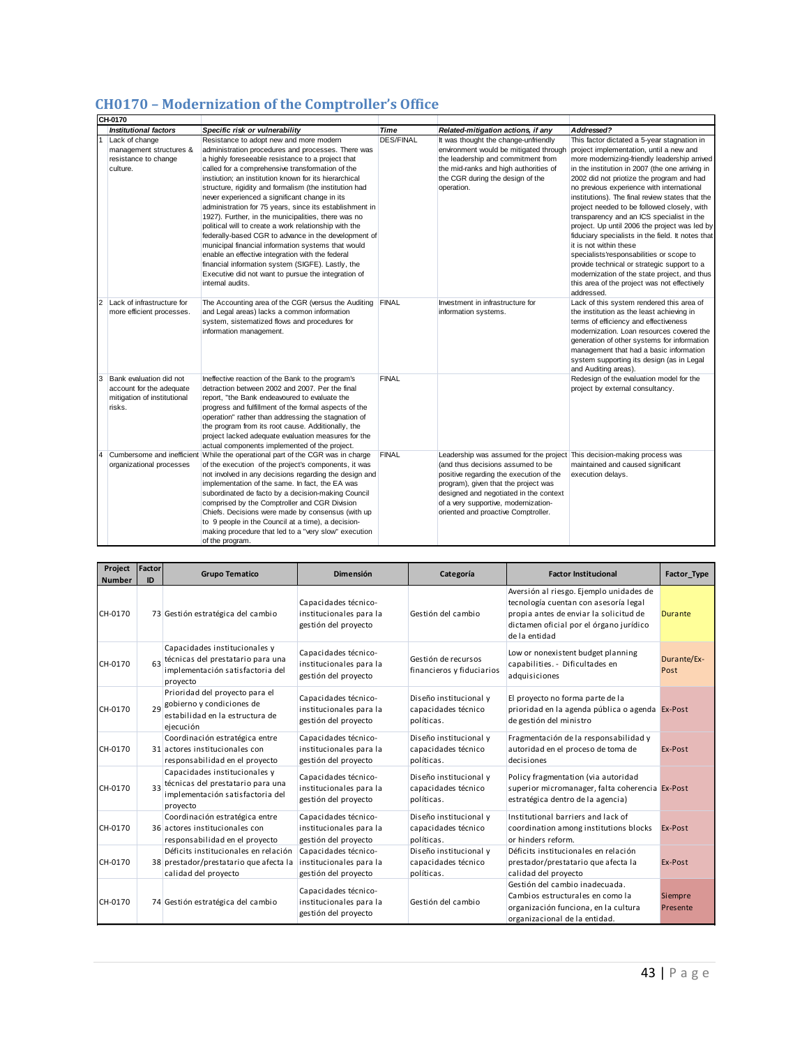## CH0170 – Modernization of the Comptroller's Office

| CH-0170 | | | | | |
|---|---|---|---|---|---|
| | *Institutional factors* | *Specific risk or vulnerability* | *Time* | *Related-mitigation actions, if any* | *Addressed?* |
| 1 | Lack of change management structures & resistance to change culture. | Resistance to adopt new and more modern administration procedures and processes. There was a highly foreseeable resistance to a project that called for a comprehensive transformation of the instiution; an institution known for its hierarchical structure, rigidity and formalism (the institution had never experienced a significant change in its administration for 75 years, since its establishment in 1927). Further, in the municipalities, there was no political will to create a work relationship with the federally-based CGR to advance in the development of municipal financial information systems that would enable an effective integration with the federal financial information system (SIGFE). Lastly, the Executive did not want to pursue the integration of internal audits. | DES/FINAL | It was thought the change-unfriendly environment would be mitigated through the leadership and commitment from the mid-ranks and high authorities of the CGR during the design of the operation. | This factor dictated a 5-year stagnation in project implementation, until a new and more modernizing-friendly leadership arrived in the institution in 2007 (the one arriving in 2002 did not priotize the program and had no previous experience with international institutions). The final review states that the project needed to be followed closely, with transparency and an ICS specialist in the project. Up until 2006 the project was led by fiduciary specialists in the field. It notes that it is not within these specialists'responsabilities or scope to provide technical or strategic support to a modernization of the state project, and thus this area of the project was not effectively addressed. |
| 2 | Lack of infrastructure for more efficient processes. | The Accounting area of the CGR (versus the Auditing and Legal areas) lacks a common information system, sistematized flows and procedures for information management. | FINAL | Investment in infrastructure for information systems. | Lack of this system rendered this area of the institution as the least achieving in terms of efficiency and effectiveness modernization. Loan resources covered the generation of other systems for information management that had a basic information system supporting its design (as in Legal and Auditing areas). |
| 3 | Bank evaluation did not account for the adequate mitigation of institutional risks. | Ineffective reaction of the Bank to the program's detraction between 2002 and 2007. Per the final report, "the Bank endeavoured to evaluate the progress and fulfillment of the formal aspects of the operation" rather than addressing the stagnation of the program from its root cause. Additionally, the project lacked adequate evaluation measures for the actual components implemented of the project. | FINAL | | Redesign of the evaluation model for the project by external consultancy. |
| 4 | Cumbersome and inefficient organizational processes | While the operational part of the CGR was in charge of the execution of the project's components, it was not involved in any decisions regarding the design and implementation of the same. In fact, the EA was subordinated de facto by a decision-making Council comprised by the Comptroller and CGR Division Chiefs. Decisions were made by consensus (with up to 9 people in the Council at a time), a decision-making procedure that led to a "very slow" execution of the program. | FINAL | Leadership was assumed for the project (and thus decisions assumed to be positive regarding the execution of the program), given that the project was designed and negotiated in the context of a very supportive, modernization-oriented and proactive Comptroller. | This decision-making process was maintained and caused significant execution delays. |

| Project Number | Factor ID | Grupo Tematico | Dimensión | Categoría | Factor Institucional | Factor_Type |
|---|---|---|---|---|---|---|
| CH-0170 | 73 | Gestión estratégica del cambio | Capacidades técnico-institucionales para la gestión del proyecto | Gestión del cambio | Aversión al riesgo. Ejemplo unidades de tecnología cuentan con asesoría legal propia antes de enviar la solicitud de dictamen oficial por el órgano jurídico de la entidad | Durante |
| CH-0170 | 63 | Capacidades institucionales y técnicas del prestatario para una implementación satisfactoria del proyecto | Capacidades técnico-institucionales para la gestión del proyecto | Gestión de recursos financieros y fiduciarios | Low or nonexistent budget planning capabilities. - Dificultades en adquisiciones | Durante/Ex-Post |
| CH-0170 | 29 | Prioridad del proyecto para el gobierno y condiciones de estabilidad en la estructura de ejecución | Capacidades técnico-institucionales para la gestión del proyecto | Diseño institucional y capacidades técnico políticas. | El proyecto no forma parte de la prioridad en la agenda pública o agenda de gestión del ministro | Ex-Post |
| CH-0170 | 31 | Coordinación estratégica entre actores institucionales con responsabilidad en el proyecto | Capacidades técnico-institucionales para la gestión del proyecto | Diseño institucional y capacidades técnico políticas. | Fragmentación de la responsabilidad y autoridad en el proceso de toma de decisiones | Ex-Post |
| CH-0170 | 33 | Capacidades institucionales y técnicas del prestatario para una implementación satisfactoria del proyecto | Capacidades técnico-institucionales para la gestión del proyecto | Diseño institucional y capacidades técnico políticas. | Policy fragmentation (via autoridad superior micromanager, falta coherencia estratégica dentro de la agencia) | Ex-Post |
| CH-0170 | 36 | Coordinación estratégica entre actores institucionales con responsabilidad en el proyecto | Capacidades técnico-institucionales para la gestión del proyecto | Diseño institucional y capacidades técnico políticas. | Institutional barriers and lack of coordination among institutions blocks or hinders reform. | Ex-Post |
| CH-0170 | 38 | Déficits institucionales en relación prestador/prestatario que afecta la calidad del proyecto | Capacidades técnico-institucionales para la gestión del proyecto | Diseño institucional y capacidades técnico políticas. | Déficits institucionales en relación prestador/prestatario que afecta la calidad del proyecto | Ex-Post |
| CH-0170 | 74 | Gestión estratégica del cambio | Capacidades técnico-institucionales para la gestión del proyecto | Gestión del cambio | Gestión del cambio inadecuada. Cambios estructurales en como la organización funciona, en la cultura organizacional de la entidad. | Siempre Presente |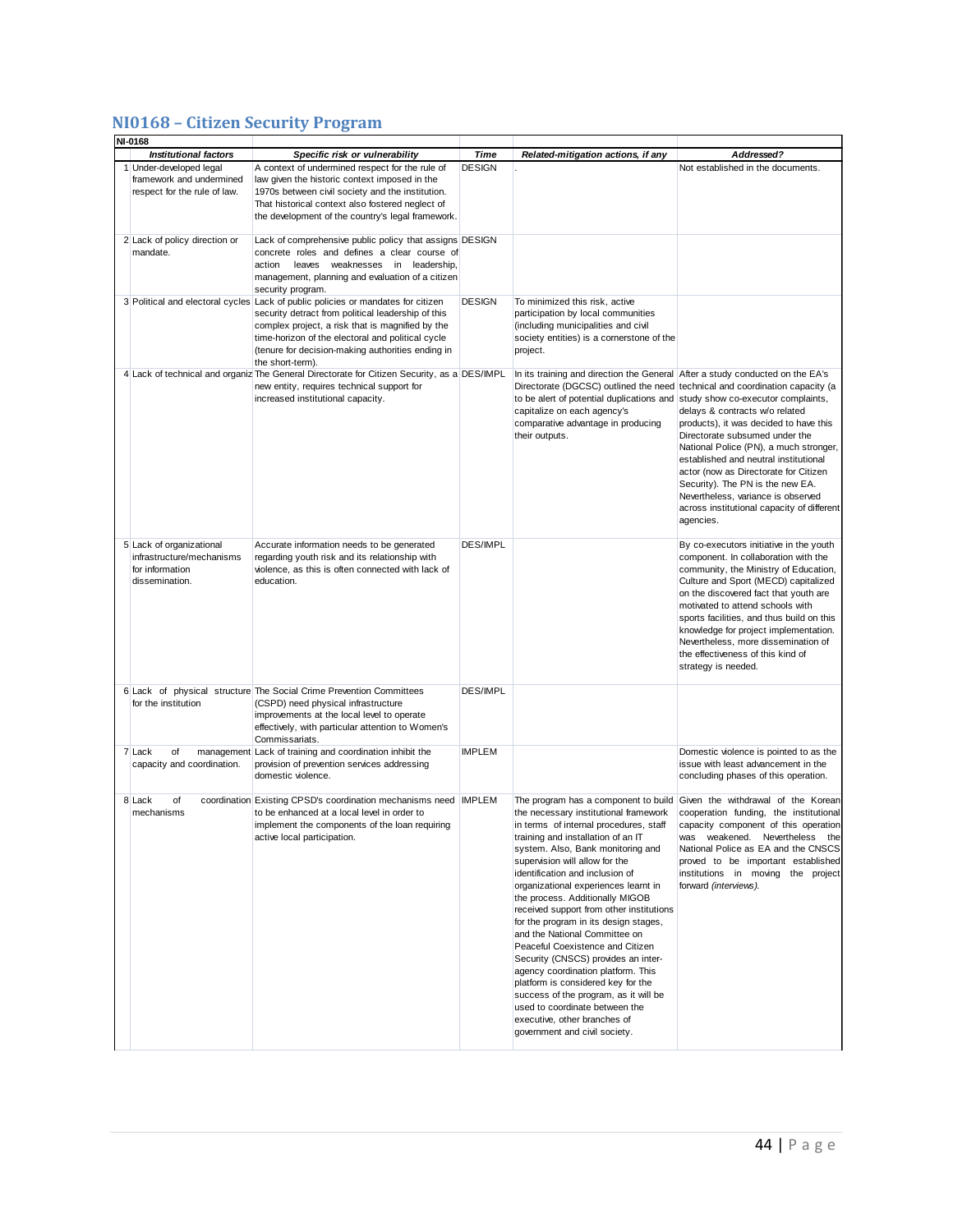## NI0168 – Citizen Security Program

| NI-0168 | | | | | |
|---|---|---|---|---|---|
| | ***Institutional factors*** | ***Specific risk or vulnerability*** | ***Time*** | ***Related-mitigation actions, if any*** | ***Addressed?*** |
| 1 | Under-developed legal framework and undermined respect for the rule of law. | A context of undermined respect for the rule of law given the historic context imposed in the 1970s between civil society and the institution. That historical context also fostered neglect of the development of the country's legal framework. | DESIGN | . | Not established in the documents. |
| 2 | Lack of policy direction or mandate. | Lack of comprehensive public policy that assigns concrete roles and defines a clear course of action leaves weaknesses in leadership, management, planning and evaluation of a citizen security program. | DESIGN | | |
| 3 | Political and electoral cycles | Lack of public policies or mandates for citizen security detract from political leadership of this complex project, a risk that is magnified by the time-horizon of the electoral and political cycle (tenure for decision-making authorities ending in the short-term). | DESIGN | To minimized this risk, active participation by local communities (including municipalities and civil society entities) is a cornerstone of the project. | |
| 4 | Lack of technical and organiz | The General Directorate for Citizen Security, as a new entity, requires technical support for increased institutional capacity. | DES/IMPL | In its training and direction the General Directorate (DGCSC) outlined the need to be alert of potential duplications and capitalize on each agency's comparative advantage in producing their outputs. | After a study conducted on the EA's technical and coordination capacity (a study show co-executor complaints, delays & contracts w/o related products), it was decided to have this Directorate subsumed under the National Police (PN), a much stronger, established and neutral institutional actor (now as Directorate for Citizen Security). The PN is the new EA. Nevertheless, variance is observed across institutional capacity of different agencies. |
| 5 | Lack of organizational infrastructure/mechanisms for information dissemination. | Accurate information needs to be generated regarding youth risk and its relationship with violence, as this is often connected with lack of education. | DES/IMPL | | By co-executors initiative in the youth component. In collaboration with the community, the Ministry of Education, Culture and Sport (MECD) capitalized on the discovered fact that youth are motivated to attend schools with sports facilities, and thus build on this knowledge for project implementation. Nevertheless, more dissemination of the effectiveness of this kind of strategy is needed. |
| 6 | Lack of physical structure for the institution | The Social Crime Prevention Committees (CSPD) need physical infrastructure improvements at the local level to operate effectively, with particular attention to Women's Commissariats. | DES/IMPL | | |
| 7 | Lack of management capacity and coordination. | Lack of training and coordination inhibit the provision of prevention services addressing domestic violence. | IMPLEM | | Domestic violence is pointed to as the issue with least advancement in the concluding phases of this operation. |
| 8 | Lack of coordination mechanisms | Existing CPSD's coordination mechanisms need to be enhanced at a local level in order to implement the components of the loan requiring active local participation. | IMPLEM | The program has a component to build the necessary institutional framework in terms of internal procedures, staff training and installation of an IT system. Also, Bank monitoring and supervision will allow for the identification and inclusion of organizational experiences learnt in the process. Additionally MIGOB received support from other institutions for the program in its design stages, and the National Committee on Peaceful Coexistence and Citizen Security (CNSCS) provides an inter-agency coordination platform. This platform is considered key for the success of the program, as it will be used to coordinate between the executive, other branches of government and civil society. | Given the withdrawal of the Korean cooperation funding, the institutional capacity component of this operation was weakened. Nevertheless the National Police as EA and the CNSCS proved to be important established institutions in moving the project forward *(interviews).* |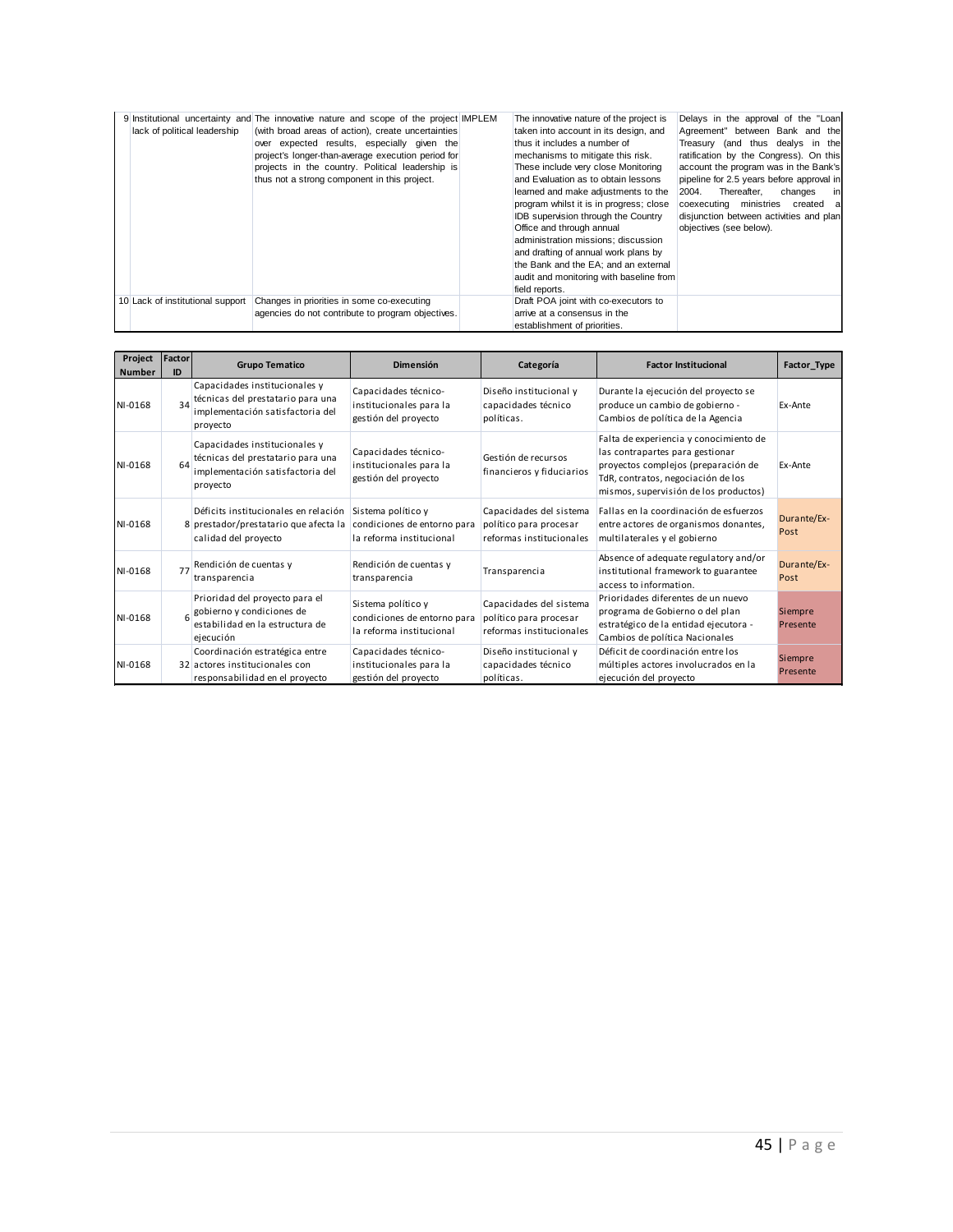| | | | | | |
|---|---|---|---|---|---|
| 9 | Institutional uncertainty and lack of political leadership | The innovative nature and scope of the project (with broad areas of action), create uncertainties over expected results, especially given the project's longer-than-average execution period for projects in the country. Political leadership is thus not a strong component in this project. | IMPLEM | The innovative nature of the project is taken into account in its design, and thus it includes a number of mechanisms to mitigate this risk. These include very close Monitoring and Evaluation as to obtain lessons learned and make adjustments to the program whilst it is in progress; close IDB supervision through the Country Office and through annual administration missions; discussion and drafting of annual work plans by the Bank and the EA; and an external audit and monitoring with baseline from field reports. | Delays in the approval of the "Loan Agreement" between Bank and the Treasury (and thus dealys in the ratification by the Congress). On this account the program was in the Bank's pipeline for 2.5 years before approval in 2004. Thereafter, changes in coexecuting ministries created a disjunction between activities and plan objectives (see below). |
| 10 | Lack of institutional support | Changes in priorities in some co-executing agencies do not contribute to program objectives. | | Draft POA joint with co-executors to arrive at a consensus in the establishment of priorities. | |

| Project Number | Factor ID | Grupo Tematico | Dimensión | Categoría | Factor Institucional | Factor_Type |
|---|---|---|---|---|---|---|
| NI-0168 | 34 | Capacidades institucionales y técnicas del prestatario para una implementación satisfactoria del proyecto | Capacidades técnico-institucionales para la gestión del proyecto | Diseño institucional y capacidades técnico políticas. | Durante la ejecución del proyecto se produce un cambio de gobierno - Cambios de política de la Agencia | Ex-Ante |
| NI-0168 | 64 | Capacidades institucionales y técnicas del prestatario para una implementación satisfactoria del proyecto | Capacidades técnico-institucionales para la gestión del proyecto | Gestión de recursos financieros y fiduciarios | Falta de experiencia y conocimiento de las contrapartes para gestionar proyectos complejos (preparación de TdR, contratos, negociación de los mismos, supervisión de los productos) | Ex-Ante |
| NI-0168 | 8 | Déficits institucionales en relación prestador/prestatario que afecta la calidad del proyecto | Sistema político y condiciones de entorno para la reforma institucional | Capacidades del sistema político para procesar reformas institucionales | Fallas en la coordinación de esfuerzos entre actores de organismos donantes, multilaterales y el gobierno | Durante/Ex-Post |
| NI-0168 | 77 | Rendición de cuentas y transparencia | Rendición de cuentas y transparencia | Transparencia | Absence of adequate regulatory and/or institutional framework to guarantee access to information. | Durante/Ex-Post |
| NI-0168 | 6 | Prioridad del proyecto para el gobierno y condiciones de estabilidad en la estructura de ejecución | Sistema político y condiciones de entorno para la reforma institucional | Capacidades del sistema político para procesar reformas institucionales | Prioridades diferentes de un nuevo programa de Gobierno o del plan estratégico de la entidad ejecutora - Cambios de política Nacionales | Siempre Presente |
| NI-0168 | 32 | Coordinación estratégica entre actores institucionales con responsabilidad en el proyecto | Capacidades técnico-institucionales para la gestión del proyecto | Diseño institucional y capacidades técnico políticas. | Déficit de coordinación entre los múltiples actores involucrados en la ejecución del proyecto | Siempre Presente |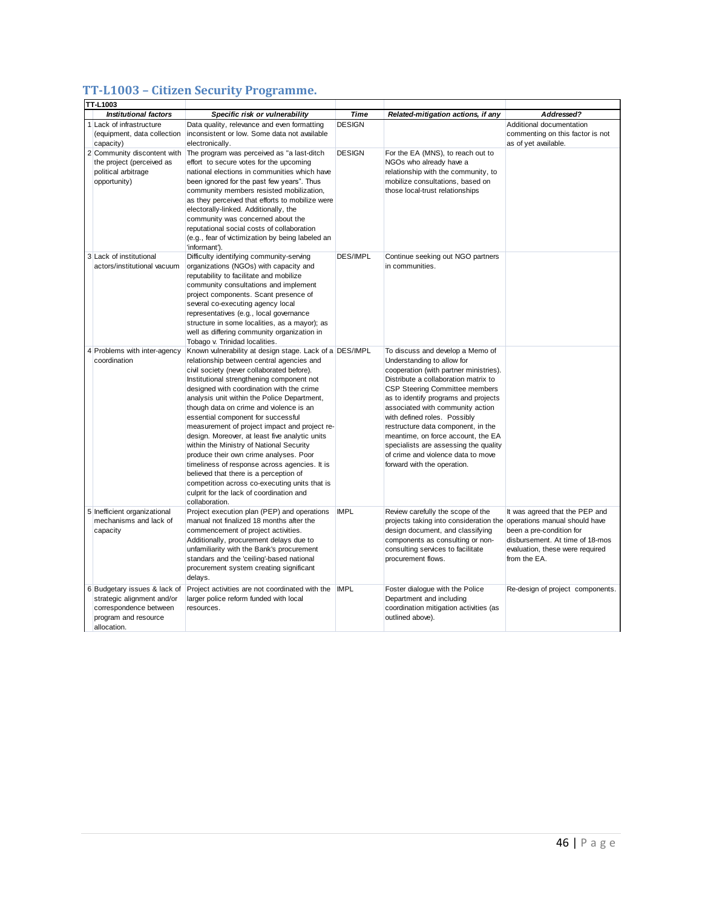## TT-L1003 – Citizen Security Programme.

| TT-L1003 | | | | | |
|---|---|---|---|---|---|
| | ***Institutional factors*** | ***Specific risk or vulnerability*** | ***Time*** | ***Related-mitigation actions, if any*** | ***Addressed?*** |
| 1 | Lack of infrastructure (equipment, data collection capacity) | Data quality, relevance and even formatting inconsistent or low. Some data not available electronically. | DESIGN | | Additional documentation commenting on this factor is not as of yet available. |
| 2 | Community discontent with the project (perceived as political arbitrage opportunity) | The program was perceived as "a last-ditch effort to secure votes for the upcoming national elections in communities which have been ignored for the past few years". Thus community members resisted mobilization, as they perceived that efforts to mobilize were electorally-linked. Additionally, the community was concerned about the reputational social costs of collaboration (e.g., fear of victimization by being labeled an 'informant'). | DESIGN | For the EA (MNS), to reach out to NGOs who already have a relationship with the community, to mobilize consultations, based on those local-trust relationships | |
| 3 | Lack of institutional actors/institutional vacuum | Difficulty identifying community-serving organizations (NGOs) with capacity and reputability to facilitate and mobilize community consultations and implement project components. Scant presence of several co-executing agency local representatives (e.g., local governance structure in some localities, as a mayor); as well as differing community organization in Tobago v. Trinidad localities. | DES/IMPL | Continue seeking out NGO partners in communities. | |
| 4 | Problems with inter-agency coordination | Known vulnerability at design stage. Lack of a relationship between central agencies and civil society (never collaborated before). Institutional strengthening component not designed with coordination with the crime analysis unit within the Police Department, though data on crime and violence is an essential component for successful measurement of project impact and project re-design. Moreover, at least five analytic units within the Ministry of National Security produce their own crime analyses. Poor timeliness of response across agencies. It is believed that there is a perception of competition across co-executing units that is culprit for the lack of coordination and collaboration. | DES/IMPL | To discuss and develop a Memo of Understanding to allow for cooperation (with partner ministries). Distribute a collaboration matrix to CSP Steering Committee members as to identify programs and projects associated with community action with defined roles. Possibly restructure data component, in the meantime, on force account, the EA specialists are assessing the quality of crime and violence data to move forward with the operation. | |
| 5 | Inefficient organizational mechanisms and lack of capacity | Project execution plan (PEP) and operations manual not finalized 18 months after the commencement of project activities. Additionally, procurement delays due to unfamiliarity with the Bank's procurement standars and the 'ceiling'-based national procurement system creating significant delays. | IMPL | Review carefully the scope of the projects taking into consideration the design document, and classifying components as consulting or non-consulting services to facilitate procurement flows. | It was agreed that the PEP and operations manual should have been a pre-condition for disbursement. At time of 18-mos evaluation, these were required from the EA. |
| 6 | Budgetary issues & lack of strategic alignment and/or correspondence between program and resource allocation. | Project activities are not coordinated with the larger police reform funded with local resources. | IMPL | Foster dialogue with the Police Department and including coordination mitigation activities (as outlined above). | Re-design of project components. |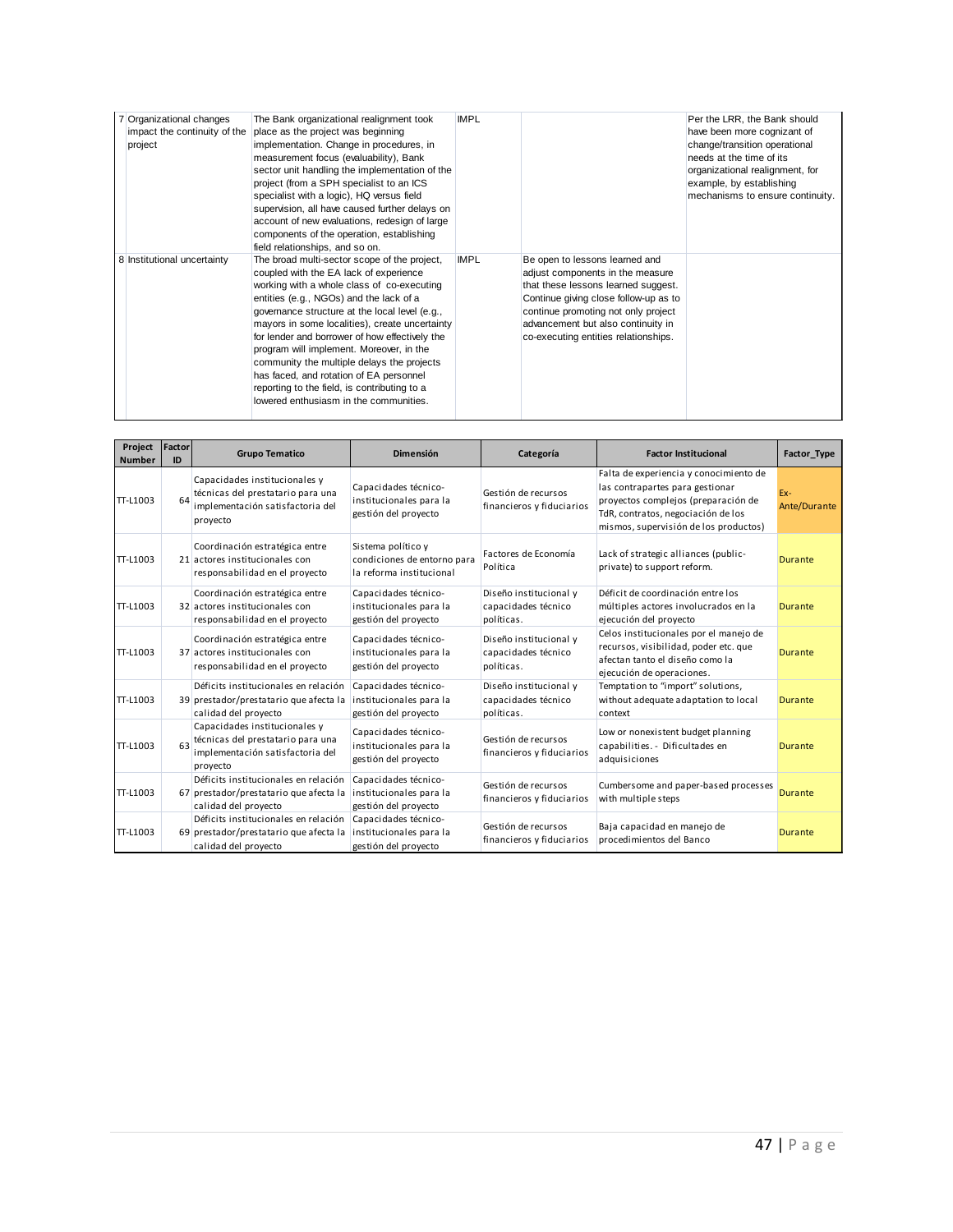| | | | | | |
|---|---|---|---|---|---|
| 7 | Organizational changes impact the continuity of the project | The Bank organizational realignment took place as the project was beginning implementation. Change in procedures, in measurement focus (evaluability), Bank sector unit handling the implementation of the project (from a SPH specialist to an ICS specialist with a logic), HQ versus field supervision, all have caused further delays on account of new evaluations, redesign of large components of the operation, establishing field relationships, and so on. | IMPL | | Per the LRR, the Bank should have been more cognizant of change/transition operational needs at the time of its organizational realignment, for example, by establishing mechanisms to ensure continuity. |
| 8 | Institutional uncertainty | The broad multi-sector scope of the project, coupled with the EA lack of experience working with a whole class of co-executing entities (e.g., NGOs) and the lack of a governance structure at the local level (e.g., mayors in some localities), create uncertainty for lender and borrower of how effectively the program will implement. Moreover, in the community the multiple delays the projects has faced, and rotation of EA personnel reporting to the field, is contributing to a lowered enthusiasm in the communities. | IMPL | Be open to lessons learned and adjust components in the measure that these lessons learned suggest. Continue giving close follow-up as to continue promoting not only project advancement but also continuity in co-executing entities relationships. | |

| Project Number | Factor ID | Grupo Tematico | Dimensión | Categoría | Factor Institucional | Factor_Type |
|---|---|---|---|---|---|---|
| TT-L1003 | 64 | Capacidades institucionales y técnicas del prestatario para una implementación satisfactoria del proyecto | Capacidades técnico-institucionales para la gestión del proyecto | Gestión de recursos financieros y fiduciarios | Falta de experiencia y conocimiento de las contrapartes para gestionar proyectos complejos (preparación de TdR, contratos, negociación de los mismos, supervisión de los productos) | Ex-Ante/Durante |
| TT-L1003 | 21 | Coordinación estratégica entre actores institucionales con responsabilidad en el proyecto | Sistema político y condiciones de entorno para la reforma institucional | Factores de Economía Política | Lack of strategic alliances (public-private) to support reform. | Durante |
| TT-L1003 | 32 | Coordinación estratégica entre actores institucionales con responsabilidad en el proyecto | Capacidades técnico-institucionales para la gestión del proyecto | Diseño institucional y capacidades técnico políticas. | Déficit de coordinación entre los múltiples actores involucrados en la ejecución del proyecto | Durante |
| TT-L1003 | 37 | Coordinación estratégica entre actores institucionales con responsabilidad en el proyecto | Capacidades técnico-institucionales para la gestión del proyecto | Diseño institucional y capacidades técnico políticas. | Celos institucionales por el manejo de recursos, visibilidad, poder etc. que afectan tanto el diseño como la ejecución de operaciones. | Durante |
| TT-L1003 | 39 | Déficits institucionales en relación prestador/prestatario que afecta la calidad del proyecto | Capacidades técnico-institucionales para la gestión del proyecto | Diseño institucional y capacidades técnico políticas. | Temptation to "import" solutions, without adequate adaptation to local context | Durante |
| TT-L1003 | 63 | Capacidades institucionales y técnicas del prestatario para una implementación satisfactoria del proyecto | Capacidades técnico-institucionales para la gestión del proyecto | Gestión de recursos financieros y fiduciarios | Low or nonexistent budget planning capabilities. - Dificultades en adquisiciones | Durante |
| TT-L1003 | 67 | Déficits institucionales en relación prestador/prestatario que afecta la calidad del proyecto | Capacidades técnico-institucionales para la gestión del proyecto | Gestión de recursos financieros y fiduciarios | Cumbersome and paper-based processes with multiple steps | Durante |
| TT-L1003 | 69 | Déficits institucionales en relación prestador/prestatario que afecta la calidad del proyecto | Capacidades técnico-institucionales para la gestión del proyecto | Gestión de recursos financieros y fiduciarios | Baja capacidad en manejo de procedimientos del Banco | Durante |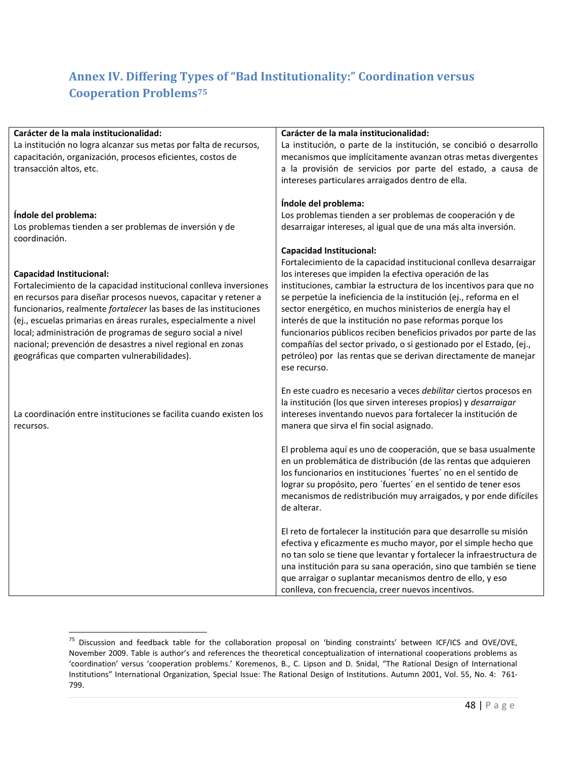## Annex IV. Differing Types of "Bad Institutionality:" Coordination versus Cooperation Problems[75]

| | |
|---|---|
| **Carácter de la mala institucionalidad:**<br>La institución no logra alcanzar sus metas por falta de recursos, capacitación, organización, procesos eficientes, costos de transacción altos, etc. | **Carácter de la mala institucionalidad:**<br>La institución, o parte de la institución, se concibió o desarrollo mecanismos que implícitamente avanzan otras metas divergentes a la provisión de servicios por parte del estado, a causa de intereses particulares arraigados dentro de ella. |
| **Índole del problema:**<br>Los problemas tienden a ser problemas de inversión y de coordinación. | **Índole del problema:**<br>Los problemas tienden a ser problemas de cooperación y de desarraigar intereses, al igual que de una más alta inversión. |
| **Capacidad Institucional:**<br>Fortalecimiento de la capacidad institucional conlleva inversiones en recursos para diseñar procesos nuevos, capacitar y retener a funcionarios, realmente *fortalecer* las bases de las instituciones (ej., escuelas primarias en áreas rurales, especialmente a nivel local; administración de programas de seguro social a nivel nacional; prevención de desastres a nivel regional en zonas geográficas que comparten vulnerabilidades). | **Capacidad Institucional:**<br>Fortalecimiento de la capacidad institucional conlleva desarraigar los intereses que impiden la efectiva operación de las instituciones, cambiar la estructura de los incentivos para que no se perpetúe la ineficiencia de la institución (ej., reforma en el sector energético, en muchos ministerios de energía hay el interés de que la institución no pase reformas porque los funcionarios públicos reciben beneficios privados por parte de las compañías del sector privado, o si gestionado por el Estado, (ej., petróleo) por las rentas que se derivan directamente de manejar ese recurso. |
| La coordinación entre instituciones se facilita cuando existen los recursos. | En este cuadro es necesario a veces *debilitar* ciertos procesos en la institución (los que sirven intereses propios) y *desarraigar* intereses inventando nuevos para fortalecer la institución de manera que sirva el fin social asignado.<br><br>El problema aquí es uno de cooperación, que se basa usualmente en un problemática de distribución (de las rentas que adquieren los funcionarios en instituciones ´fuertes´ no en el sentido de lograr su propósito, pero ´fuertes´ en el sentido de tener esos mecanismos de redistribución muy arraigados, y por ende difíciles de alterar.<br><br>El reto de fortalecer la institución para que desarrolle su misión efectiva y eficazmente es mucho mayor, por el simple hecho que no tan solo se tiene que levantar y fortalecer la infraestructura de una institución para su sana operación, sino que también se tiene que arraigar o suplantar mecanismos dentro de ello, y eso conlleva, con frecuencia, creer nuevos incentivos. |

[75] Discussion and feedback table for the collaboration proposal on 'binding constraints' between ICF/ICS and OVE/OVE, November 2009. Table is author's and references the theoretical conceptualization of international cooperations problems as 'coordination' versus 'cooperation problems.' Koremenos, B., C. Lipson and D. Snidal, "The Rational Design of International Institutions" International Organization, Special Issue: The Rational Design of Institutions. Autumn 2001, Vol. 55, No. 4: 761-799.